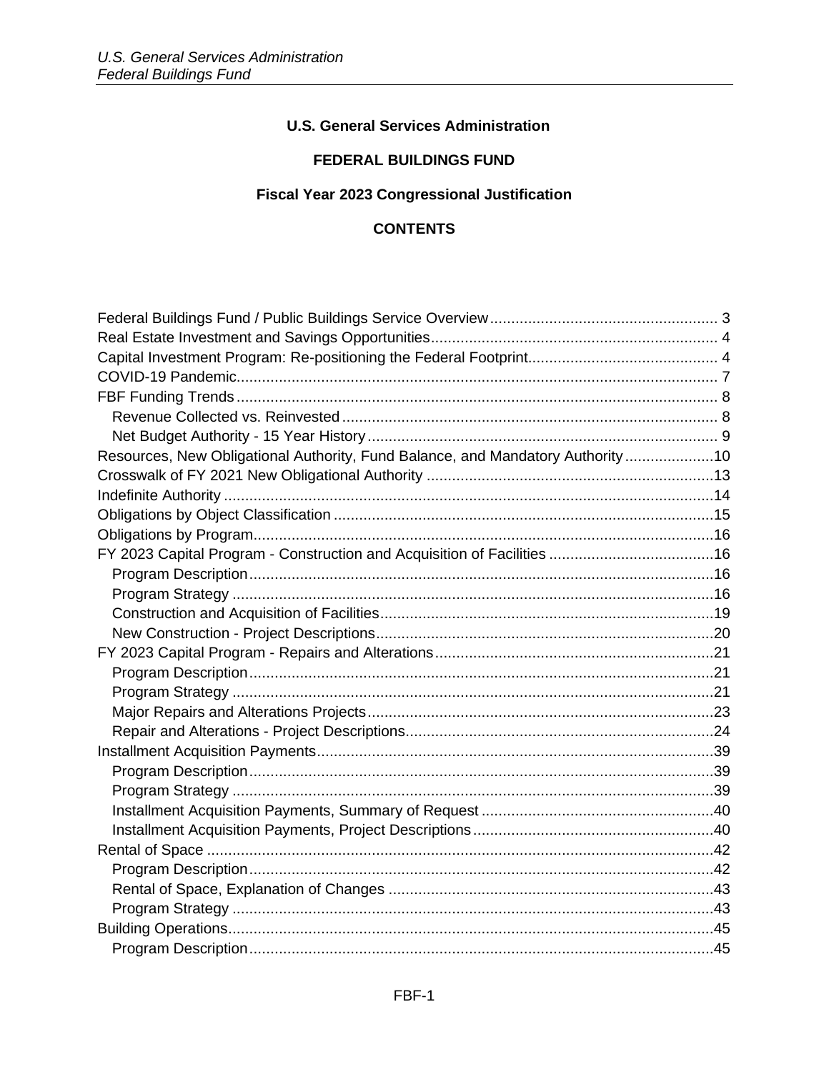# U.S. General Services Administration

## FEDERAL BUILDINGS FUND

## Fiscal Year 2023 Congressional Justification

## CONTENTS

Federal Buildings Fund / Public Buildings Service Overview ..... 3
Real Estate Investment and Savings Opportunities ..... 4
Capital Investment Program: Re-positioning the Federal Footprint ..... 4
COVID-19 Pandemic ..... 7
FBF Funding Trends ..... 8
- Revenue Collected vs. Reinvested ..... 8
- Net Budget Authority - 15 Year History ..... 9

Resources, New Obligational Authority, Fund Balance, and Mandatory Authority ..... 10
Crosswalk of FY 2021 New Obligational Authority ..... 13
Indefinite Authority ..... 14
Obligations by Object Classification ..... 15
Obligations by Program ..... 16
FY 2023 Capital Program - Construction and Acquisition of Facilities ..... 16
- Program Description ..... 16
- Program Strategy ..... 16
- Construction and Acquisition of Facilities ..... 19
- New Construction - Project Descriptions ..... 20

FY 2023 Capital Program - Repairs and Alterations ..... 21
- Program Description ..... 21
- Program Strategy ..... 21
- Major Repairs and Alterations Projects ..... 23
- Repair and Alterations - Project Descriptions ..... 24

Installment Acquisition Payments ..... 39
- Program Description ..... 39
- Program Strategy ..... 39
- Installment Acquisition Payments, Summary of Request ..... 40
- Installment Acquisition Payments, Project Descriptions ..... 40

Rental of Space ..... 42
- Program Description ..... 42
- Rental of Space, Explanation of Changes ..... 43
- Program Strategy ..... 43

Building Operations ..... 45
- Program Description ..... 45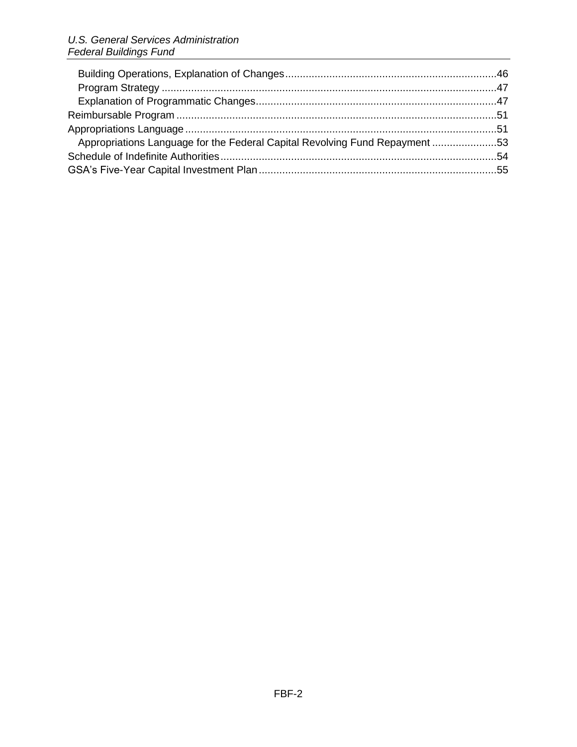- Building Operations, Explanation of Changes........................................................................46
- Program Strategy ...................................................................................................................47
- Explanation of Programmatic Changes..................................................................................47

Reimbursable Program ..............................................................................................................51

Appropriations Language...........................................................................................................51

- Appropriations Language for the Federal Capital Revolving Fund Repayment ......................53

Schedule of Indefinite Authorities..............................................................................................54

GSA's Five-Year Capital Investment Plan.................................................................................55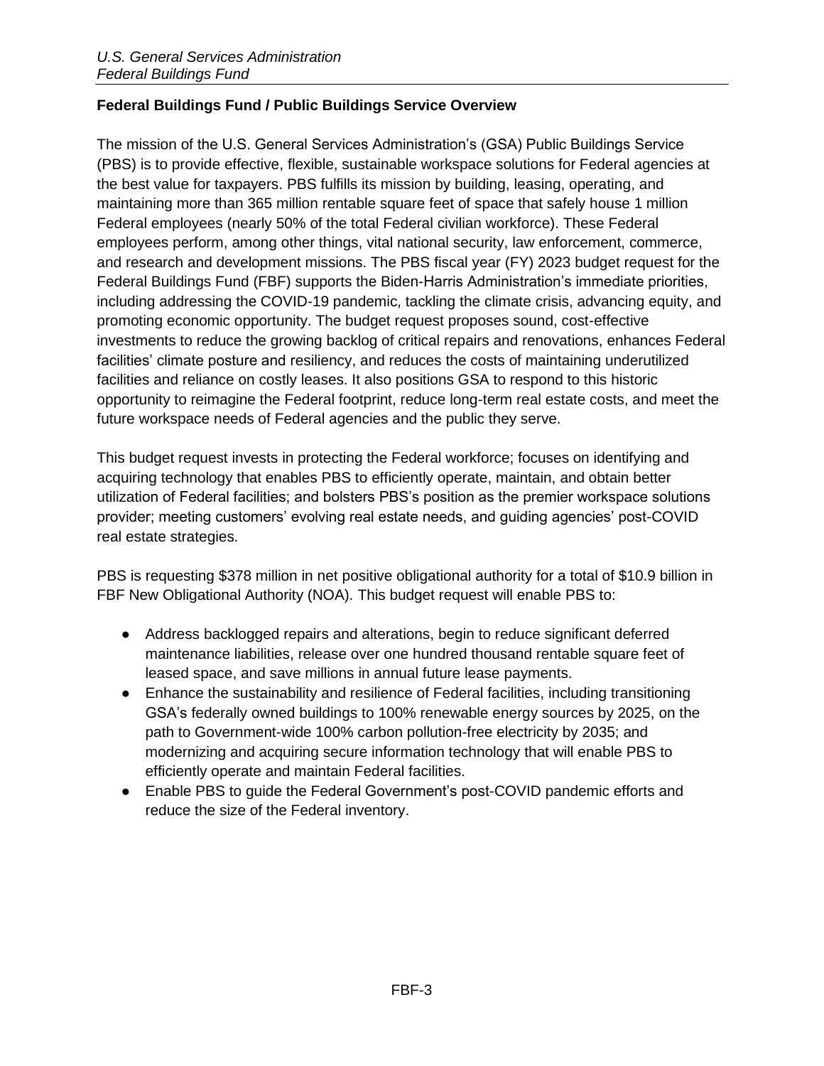## Federal Buildings Fund / Public Buildings Service Overview

The mission of the U.S. General Services Administration's (GSA) Public Buildings Service (PBS) is to provide effective, flexible, sustainable workspace solutions for Federal agencies at the best value for taxpayers. PBS fulfills its mission by building, leasing, operating, and maintaining more than 365 million rentable square feet of space that safely house 1 million Federal employees (nearly 50% of the total Federal civilian workforce). These Federal employees perform, among other things, vital national security, law enforcement, commerce, and research and development missions. The PBS fiscal year (FY) 2023 budget request for the Federal Buildings Fund (FBF) supports the Biden-Harris Administration's immediate priorities, including addressing the COVID-19 pandemic, tackling the climate crisis, advancing equity, and promoting economic opportunity. The budget request proposes sound, cost-effective investments to reduce the growing backlog of critical repairs and renovations, enhances Federal facilities' climate posture and resiliency, and reduces the costs of maintaining underutilized facilities and reliance on costly leases. It also positions GSA to respond to this historic opportunity to reimagine the Federal footprint, reduce long-term real estate costs, and meet the future workspace needs of Federal agencies and the public they serve.

This budget request invests in protecting the Federal workforce; focuses on identifying and acquiring technology that enables PBS to efficiently operate, maintain, and obtain better utilization of Federal facilities; and bolsters PBS's position as the premier workspace solutions provider; meeting customers' evolving real estate needs, and guiding agencies' post-COVID real estate strategies.

PBS is requesting $378 million in net positive obligational authority for a total of $10.9 billion in FBF New Obligational Authority (NOA). This budget request will enable PBS to:

- Address backlogged repairs and alterations, begin to reduce significant deferred maintenance liabilities, release over one hundred thousand rentable square feet of leased space, and save millions in annual future lease payments.
- Enhance the sustainability and resilience of Federal facilities, including transitioning GSA's federally owned buildings to 100% renewable energy sources by 2025, on the path to Government-wide 100% carbon pollution-free electricity by 2035; and modernizing and acquiring secure information technology that will enable PBS to efficiently operate and maintain Federal facilities.
- Enable PBS to guide the Federal Government's post-COVID pandemic efforts and reduce the size of the Federal inventory.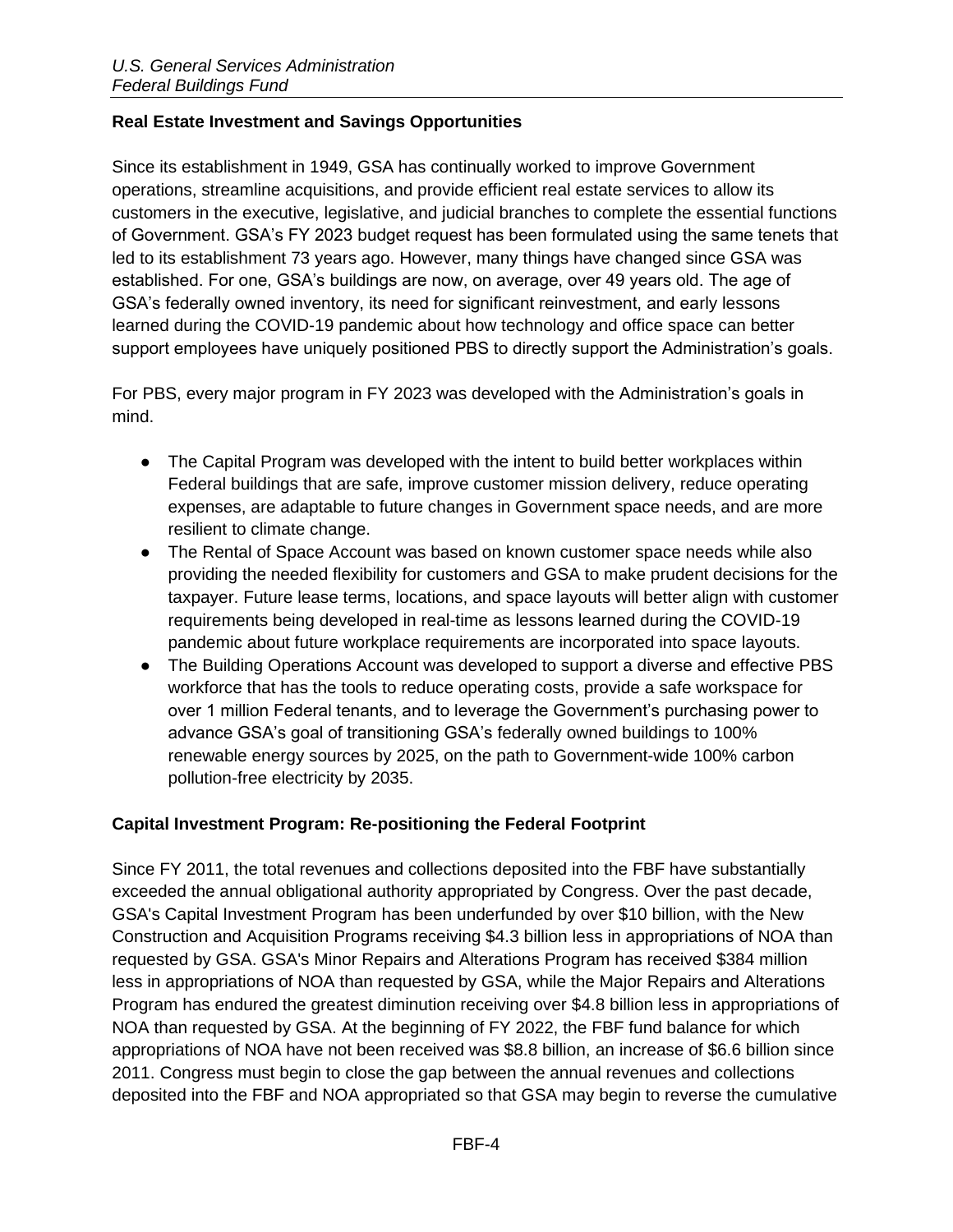## Real Estate Investment and Savings Opportunities

Since its establishment in 1949, GSA has continually worked to improve Government operations, streamline acquisitions, and provide efficient real estate services to allow its customers in the executive, legislative, and judicial branches to complete the essential functions of Government. GSA's FY 2023 budget request has been formulated using the same tenets that led to its establishment 73 years ago. However, many things have changed since GSA was established. For one, GSA's buildings are now, on average, over 49 years old. The age of GSA's federally owned inventory, its need for significant reinvestment, and early lessons learned during the COVID-19 pandemic about how technology and office space can better support employees have uniquely positioned PBS to directly support the Administration's goals.

For PBS, every major program in FY 2023 was developed with the Administration's goals in mind.

- The Capital Program was developed with the intent to build better workplaces within Federal buildings that are safe, improve customer mission delivery, reduce operating expenses, are adaptable to future changes in Government space needs, and are more resilient to climate change.
- The Rental of Space Account was based on known customer space needs while also providing the needed flexibility for customers and GSA to make prudent decisions for the taxpayer. Future lease terms, locations, and space layouts will better align with customer requirements being developed in real-time as lessons learned during the COVID-19 pandemic about future workplace requirements are incorporated into space layouts.
- The Building Operations Account was developed to support a diverse and effective PBS workforce that has the tools to reduce operating costs, provide a safe workspace for over 1 million Federal tenants, and to leverage the Government's purchasing power to advance GSA's goal of transitioning GSA's federally owned buildings to 100% renewable energy sources by 2025, on the path to Government-wide 100% carbon pollution-free electricity by 2035.

## Capital Investment Program: Re-positioning the Federal Footprint

Since FY 2011, the total revenues and collections deposited into the FBF have substantially exceeded the annual obligational authority appropriated by Congress. Over the past decade, GSA's Capital Investment Program has been underfunded by over $10 billion, with the New Construction and Acquisition Programs receiving $4.3 billion less in appropriations of NOA than requested by GSA. GSA's Minor Repairs and Alterations Program has received $384 million less in appropriations of NOA than requested by GSA, while the Major Repairs and Alterations Program has endured the greatest diminution receiving over $4.8 billion less in appropriations of NOA than requested by GSA. At the beginning of FY 2022, the FBF fund balance for which appropriations of NOA have not been received was $8.8 billion, an increase of $6.6 billion since 2011. Congress must begin to close the gap between the annual revenues and collections deposited into the FBF and NOA appropriated so that GSA may begin to reverse the cumulative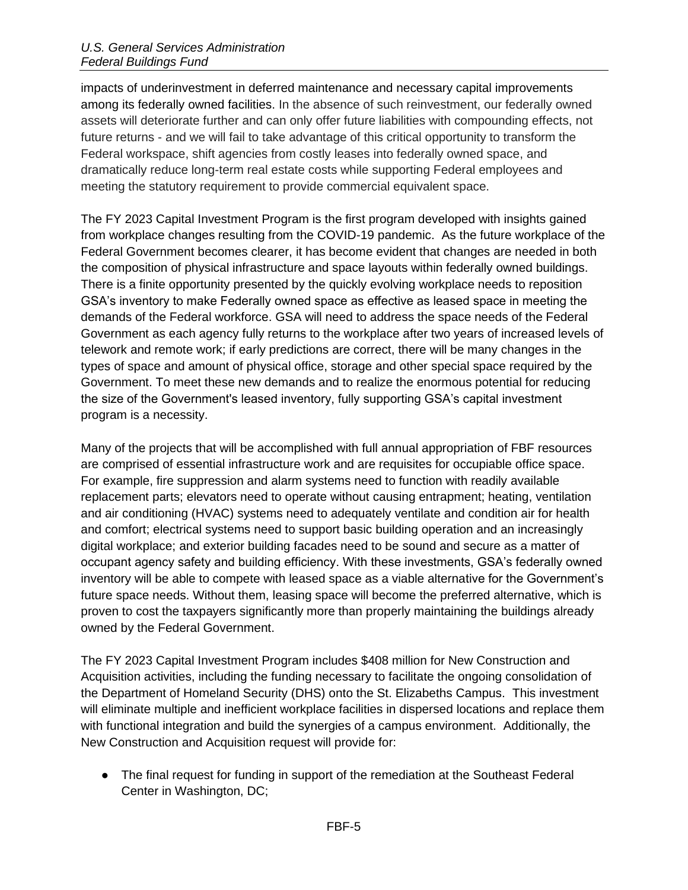impacts of underinvestment in deferred maintenance and necessary capital improvements among its federally owned facilities. In the absence of such reinvestment, our federally owned assets will deteriorate further and can only offer future liabilities with compounding effects, not future returns - and we will fail to take advantage of this critical opportunity to transform the Federal workspace, shift agencies from costly leases into federally owned space, and dramatically reduce long-term real estate costs while supporting Federal employees and meeting the statutory requirement to provide commercial equivalent space.

The FY 2023 Capital Investment Program is the first program developed with insights gained from workplace changes resulting from the COVID-19 pandemic. As the future workplace of the Federal Government becomes clearer, it has become evident that changes are needed in both the composition of physical infrastructure and space layouts within federally owned buildings. There is a finite opportunity presented by the quickly evolving workplace needs to reposition GSA's inventory to make Federally owned space as effective as leased space in meeting the demands of the Federal workforce. GSA will need to address the space needs of the Federal Government as each agency fully returns to the workplace after two years of increased levels of telework and remote work; if early predictions are correct, there will be many changes in the types of space and amount of physical office, storage and other special space required by the Government. To meet these new demands and to realize the enormous potential for reducing the size of the Government's leased inventory, fully supporting GSA's capital investment program is a necessity.

Many of the projects that will be accomplished with full annual appropriation of FBF resources are comprised of essential infrastructure work and are requisites for occupiable office space. For example, fire suppression and alarm systems need to function with readily available replacement parts; elevators need to operate without causing entrapment; heating, ventilation and air conditioning (HVAC) systems need to adequately ventilate and condition air for health and comfort; electrical systems need to support basic building operation and an increasingly digital workplace; and exterior building facades need to be sound and secure as a matter of occupant agency safety and building efficiency. With these investments, GSA's federally owned inventory will be able to compete with leased space as a viable alternative for the Government's future space needs. Without them, leasing space will become the preferred alternative, which is proven to cost the taxpayers significantly more than properly maintaining the buildings already owned by the Federal Government.

The FY 2023 Capital Investment Program includes $408 million for New Construction and Acquisition activities, including the funding necessary to facilitate the ongoing consolidation of the Department of Homeland Security (DHS) onto the St. Elizabeths Campus. This investment will eliminate multiple and inefficient workplace facilities in dispersed locations and replace them with functional integration and build the synergies of a campus environment. Additionally, the New Construction and Acquisition request will provide for:

- The final request for funding in support of the remediation at the Southeast Federal Center in Washington, DC;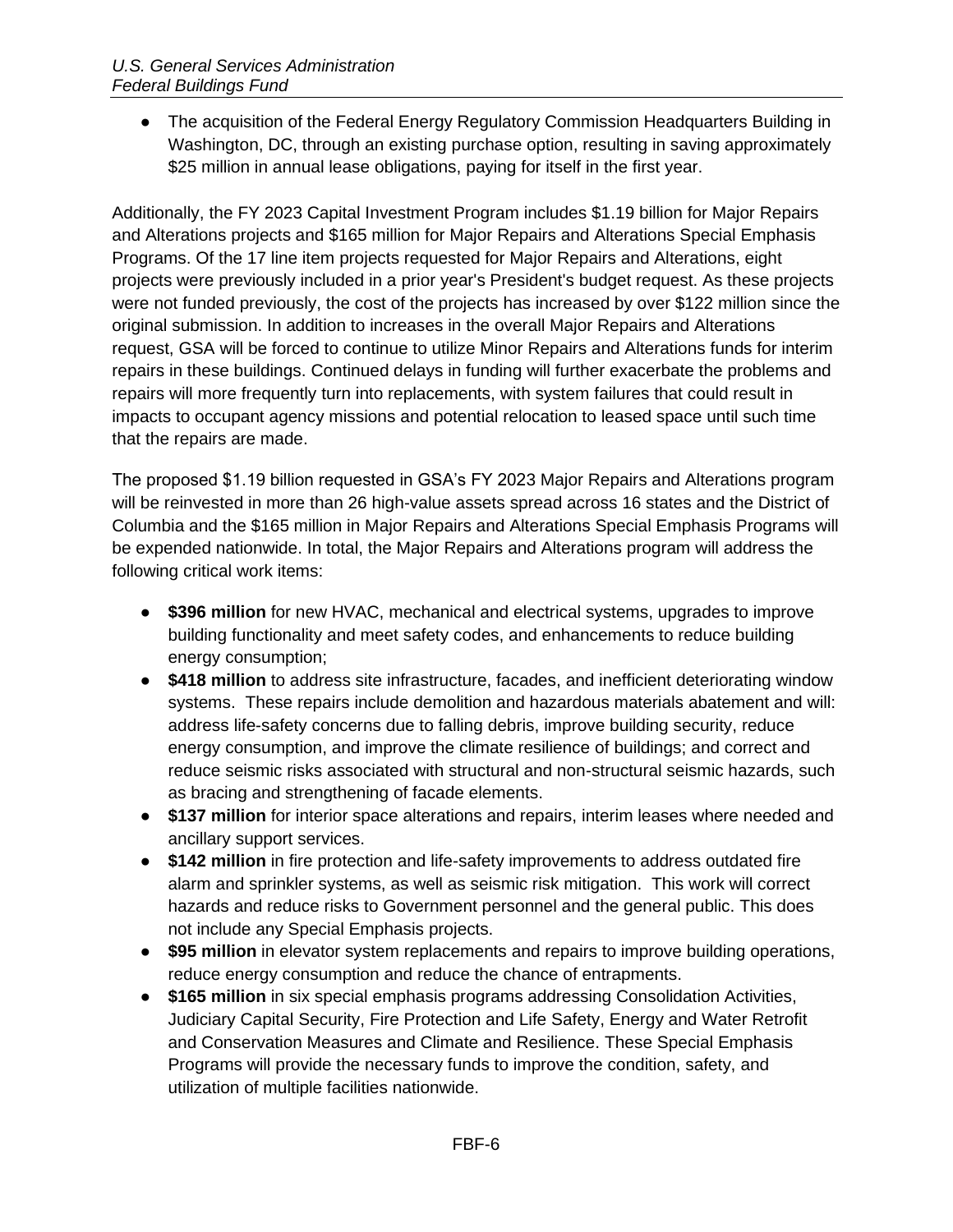- The acquisition of the Federal Energy Regulatory Commission Headquarters Building in Washington, DC, through an existing purchase option, resulting in saving approximately $25 million in annual lease obligations, paying for itself in the first year.

Additionally, the FY 2023 Capital Investment Program includes $1.19 billion for Major Repairs and Alterations projects and $165 million for Major Repairs and Alterations Special Emphasis Programs. Of the 17 line item projects requested for Major Repairs and Alterations, eight projects were previously included in a prior year's President's budget request. As these projects were not funded previously, the cost of the projects has increased by over $122 million since the original submission. In addition to increases in the overall Major Repairs and Alterations request, GSA will be forced to continue to utilize Minor Repairs and Alterations funds for interim repairs in these buildings. Continued delays in funding will further exacerbate the problems and repairs will more frequently turn into replacements, with system failures that could result in impacts to occupant agency missions and potential relocation to leased space until such time that the repairs are made.

The proposed $1.19 billion requested in GSA's FY 2023 Major Repairs and Alterations program will be reinvested in more than 26 high-value assets spread across 16 states and the District of Columbia and the $165 million in Major Repairs and Alterations Special Emphasis Programs will be expended nationwide. In total, the Major Repairs and Alterations program will address the following critical work items:

- **$396 million** for new HVAC, mechanical and electrical systems, upgrades to improve building functionality and meet safety codes, and enhancements to reduce building energy consumption;
- **$418 million** to address site infrastructure, facades, and inefficient deteriorating window systems. These repairs include demolition and hazardous materials abatement and will: address life-safety concerns due to falling debris, improve building security, reduce energy consumption, and improve the climate resilience of buildings; and correct and reduce seismic risks associated with structural and non-structural seismic hazards, such as bracing and strengthening of facade elements.
- **$137 million** for interior space alterations and repairs, interim leases where needed and ancillary support services.
- **$142 million** in fire protection and life-safety improvements to address outdated fire alarm and sprinkler systems, as well as seismic risk mitigation. This work will correct hazards and reduce risks to Government personnel and the general public. This does not include any Special Emphasis projects.
- **$95 million** in elevator system replacements and repairs to improve building operations, reduce energy consumption and reduce the chance of entrapments.
- **$165 million** in six special emphasis programs addressing Consolidation Activities, Judiciary Capital Security, Fire Protection and Life Safety, Energy and Water Retrofit and Conservation Measures and Climate and Resilience. These Special Emphasis Programs will provide the necessary funds to improve the condition, safety, and utilization of multiple facilities nationwide.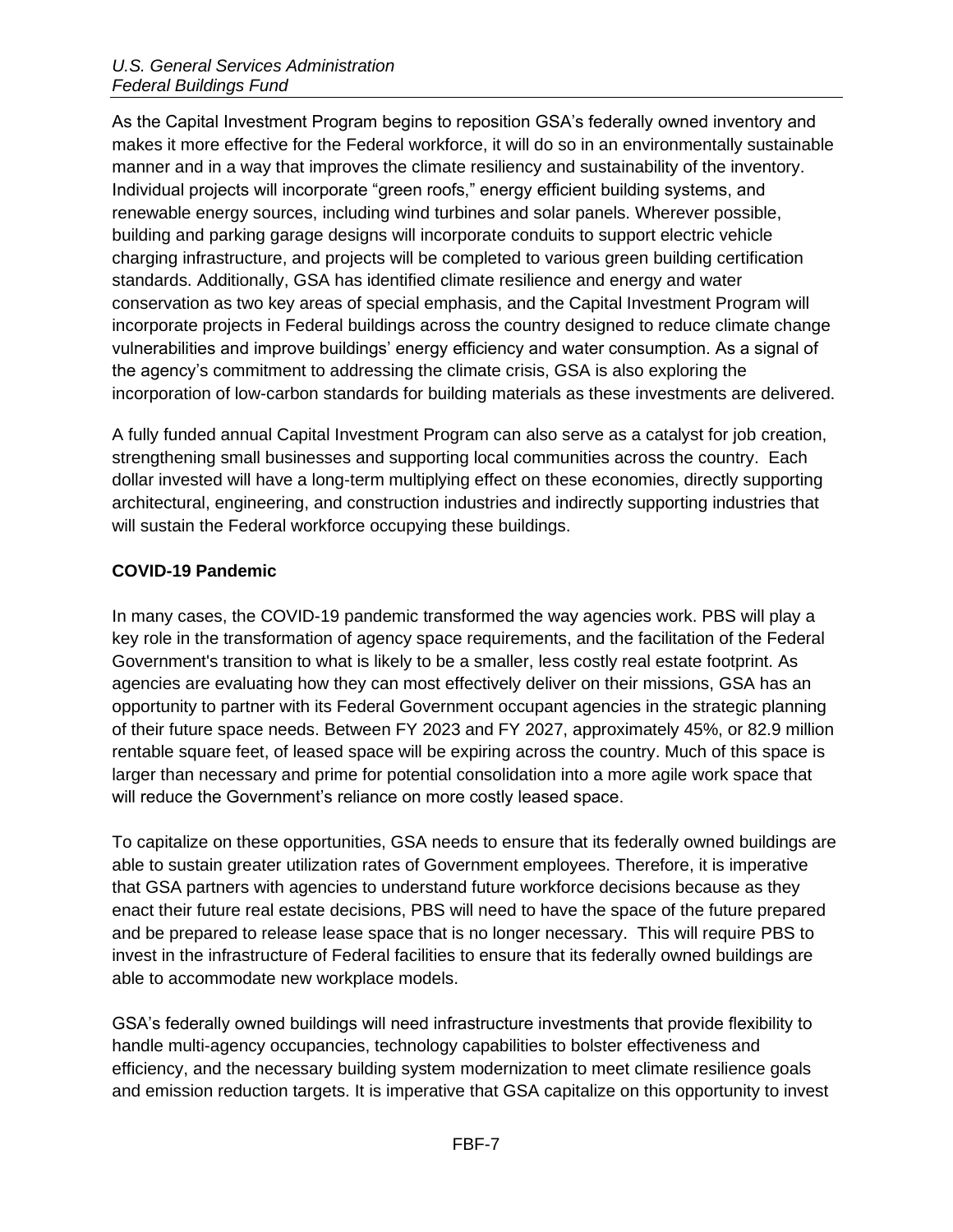As the Capital Investment Program begins to reposition GSA's federally owned inventory and makes it more effective for the Federal workforce, it will do so in an environmentally sustainable manner and in a way that improves the climate resiliency and sustainability of the inventory. Individual projects will incorporate "green roofs," energy efficient building systems, and renewable energy sources, including wind turbines and solar panels. Wherever possible, building and parking garage designs will incorporate conduits to support electric vehicle charging infrastructure, and projects will be completed to various green building certification standards. Additionally, GSA has identified climate resilience and energy and water conservation as two key areas of special emphasis, and the Capital Investment Program will incorporate projects in Federal buildings across the country designed to reduce climate change vulnerabilities and improve buildings' energy efficiency and water consumption. As a signal of the agency's commitment to addressing the climate crisis, GSA is also exploring the incorporation of low-carbon standards for building materials as these investments are delivered.

A fully funded annual Capital Investment Program can also serve as a catalyst for job creation, strengthening small businesses and supporting local communities across the country. Each dollar invested will have a long-term multiplying effect on these economies, directly supporting architectural, engineering, and construction industries and indirectly supporting industries that will sustain the Federal workforce occupying these buildings.

**COVID-19 Pandemic**

In many cases, the COVID-19 pandemic transformed the way agencies work. PBS will play a key role in the transformation of agency space requirements, and the facilitation of the Federal Government's transition to what is likely to be a smaller, less costly real estate footprint. As agencies are evaluating how they can most effectively deliver on their missions, GSA has an opportunity to partner with its Federal Government occupant agencies in the strategic planning of their future space needs. Between FY 2023 and FY 2027, approximately 45%, or 82.9 million rentable square feet, of leased space will be expiring across the country. Much of this space is larger than necessary and prime for potential consolidation into a more agile work space that will reduce the Government's reliance on more costly leased space.

To capitalize on these opportunities, GSA needs to ensure that its federally owned buildings are able to sustain greater utilization rates of Government employees. Therefore, it is imperative that GSA partners with agencies to understand future workforce decisions because as they enact their future real estate decisions, PBS will need to have the space of the future prepared and be prepared to release lease space that is no longer necessary. This will require PBS to invest in the infrastructure of Federal facilities to ensure that its federally owned buildings are able to accommodate new workplace models.

GSA's federally owned buildings will need infrastructure investments that provide flexibility to handle multi-agency occupancies, technology capabilities to bolster effectiveness and efficiency, and the necessary building system modernization to meet climate resilience goals and emission reduction targets. It is imperative that GSA capitalize on this opportunity to invest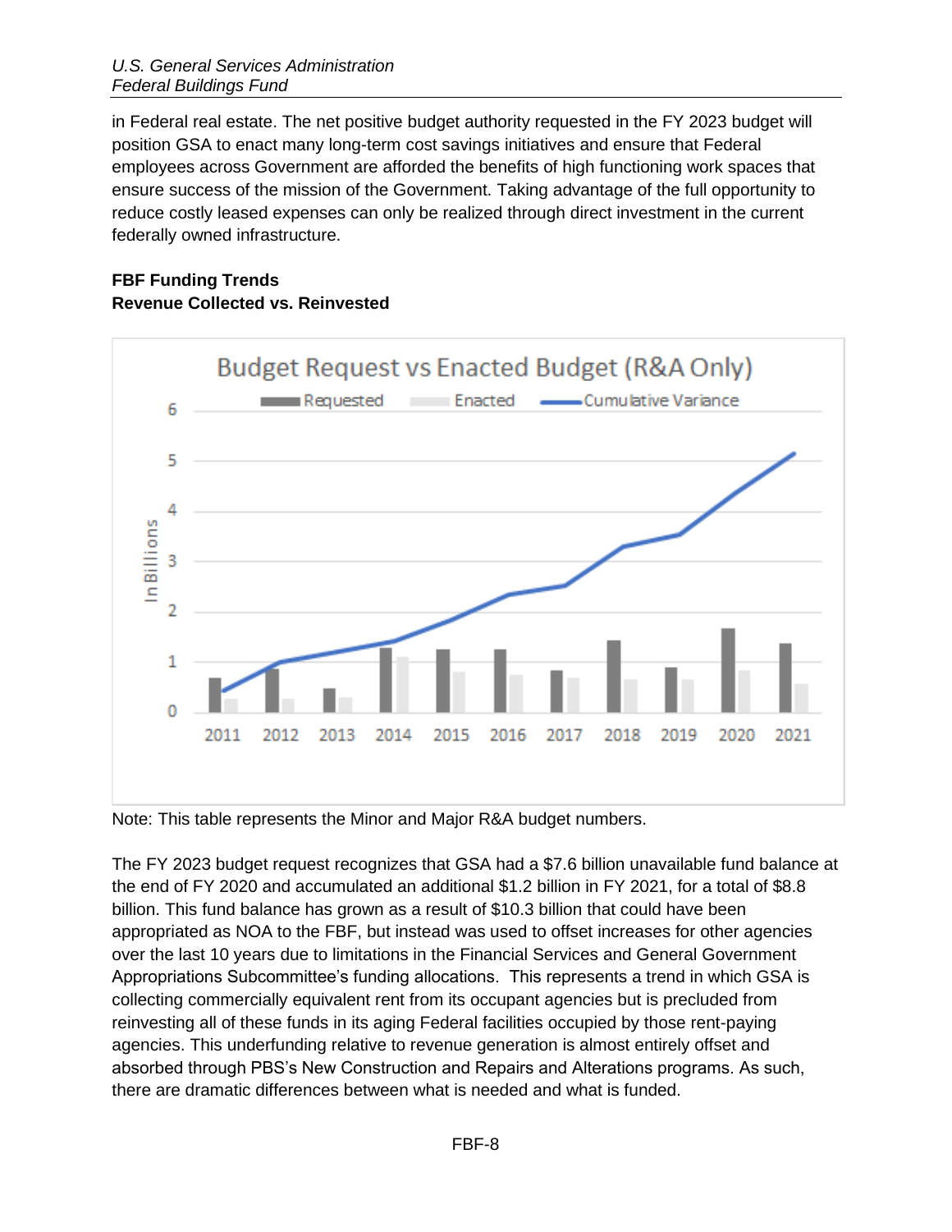in Federal real estate. The net positive budget authority requested in the FY 2023 budget will position GSA to enact many long-term cost savings initiatives and ensure that Federal employees across Government are afforded the benefits of high functioning work spaces that ensure success of the mission of the Government. Taking advantage of the full opportunity to reduce costly leased expenses can only be realized through direct investment in the current federally owned infrastructure.

**FBF Funding Trends**
**Revenue Collected vs. Reinvested**

Note: This table represents the Minor and Major R&A budget numbers.

The FY 2023 budget request recognizes that GSA had a $7.6 billion unavailable fund balance at the end of FY 2020 and accumulated an additional $1.2 billion in FY 2021, for a total of $8.8 billion. This fund balance has grown as a result of $10.3 billion that could have been appropriated as NOA to the FBF, but instead was used to offset increases for other agencies over the last 10 years due to limitations in the Financial Services and General Government Appropriations Subcommittee's funding allocations. This represents a trend in which GSA is collecting commercially equivalent rent from its occupant agencies but is precluded from reinvesting all of these funds in its aging Federal facilities occupied by those rent-paying agencies. This underfunding relative to revenue generation is almost entirely offset and absorbed through PBS's New Construction and Repairs and Alterations programs. As such, there are dramatic differences between what is needed and what is funded.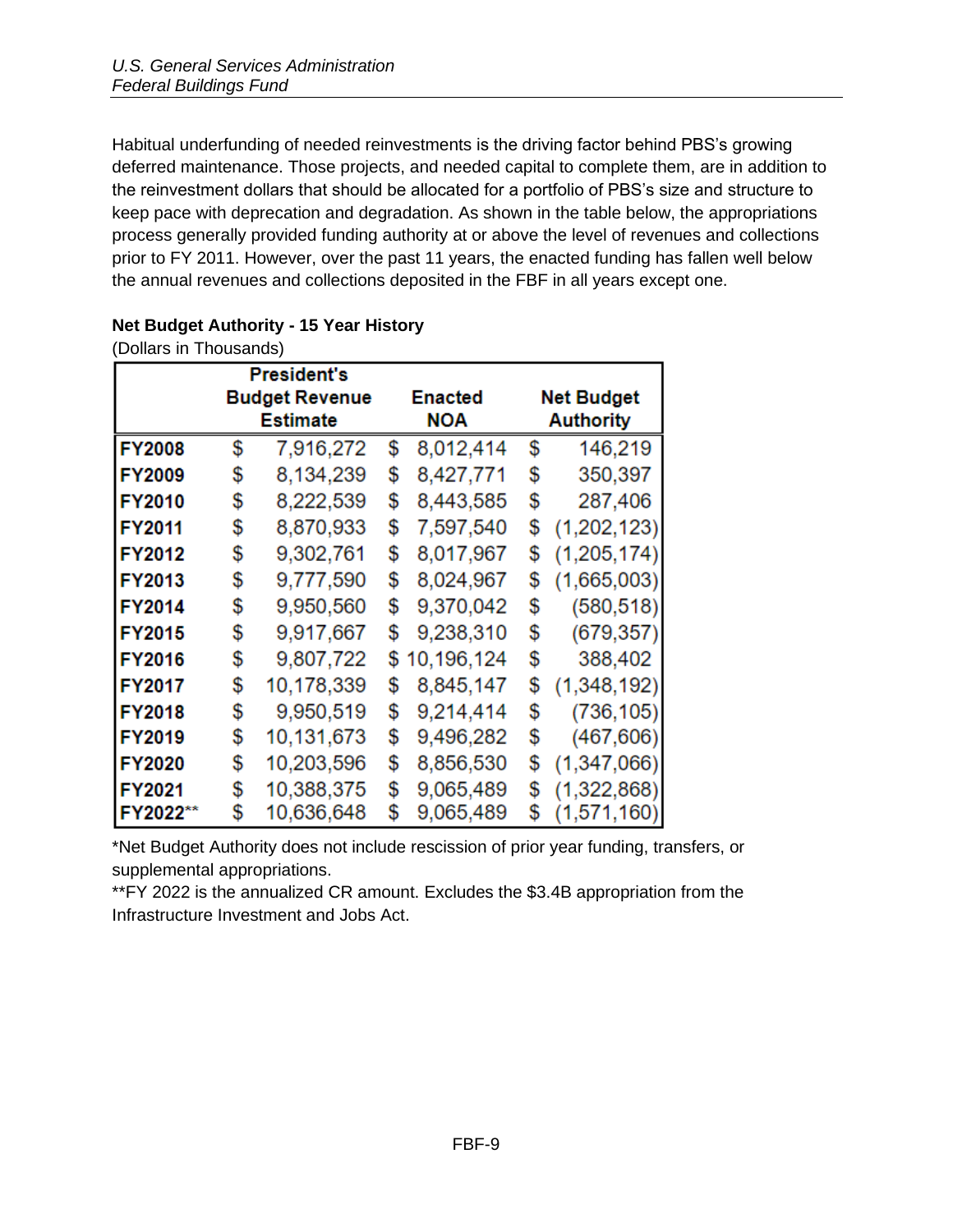Habitual underfunding of needed reinvestments is the driving factor behind PBS's growing deferred maintenance. Those projects, and needed capital to complete them, are in addition to the reinvestment dollars that should be allocated for a portfolio of PBS's size and structure to keep pace with deprecation and degradation. As shown in the table below, the appropriations process generally provided funding authority at or above the level of revenues and collections prior to FY 2011. However, over the past 11 years, the enacted funding has fallen well below the annual revenues and collections deposited in the FBF in all years except one.

**Net Budget Authority - 15 Year History**

(Dollars in Thousands)

| | President's Budget Revenue Estimate | Enacted NOA | Net Budget Authority |
|---|---|---|---|
| **FY2008** | $ 7,916,272 | $ 8,012,414 | $ 146,219 |
| **FY2009** | $ 8,134,239 | $ 8,427,771 | $ 350,397 |
| **FY2010** | $ 8,222,539 | $ 8,443,585 | $ 287,406 |
| **FY2011** | $ 8,870,933 | $ 7,597,540 | $ (1,202,123) |
| **FY2012** | $ 9,302,761 | $ 8,017,967 | $ (1,205,174) |
| **FY2013** | $ 9,777,590 | $ 8,024,967 | $ (1,665,003) |
| **FY2014** | $ 9,950,560 | $ 9,370,042 | $ (580,518) |
| **FY2015** | $ 9,917,667 | $ 9,238,310 | $ (679,357) |
| **FY2016** | $ 9,807,722 | $ 10,196,124 | $ 388,402 |
| **FY2017** | $ 10,178,339 | $ 8,845,147 | $ (1,348,192) |
| **FY2018** | $ 9,950,519 | $ 9,214,414 | $ (736,105) |
| **FY2019** | $ 10,131,673 | $ 9,496,282 | $ (467,606) |
| **FY2020** | $ 10,203,596 | $ 8,856,530 | $ (1,347,066) |
| **FY2021** | $ 10,388,375 | $ 9,065,489 | $ (1,322,868) |
| **FY2022**** | $ 10,636,648 | $ 9,065,489 | $ (1,571,160) |

*Net Budget Authority does not include rescission of prior year funding, transfers, or supplemental appropriations.

**FY 2022 is the annualized CR amount. Excludes the $3.4B appropriation from the Infrastructure Investment and Jobs Act.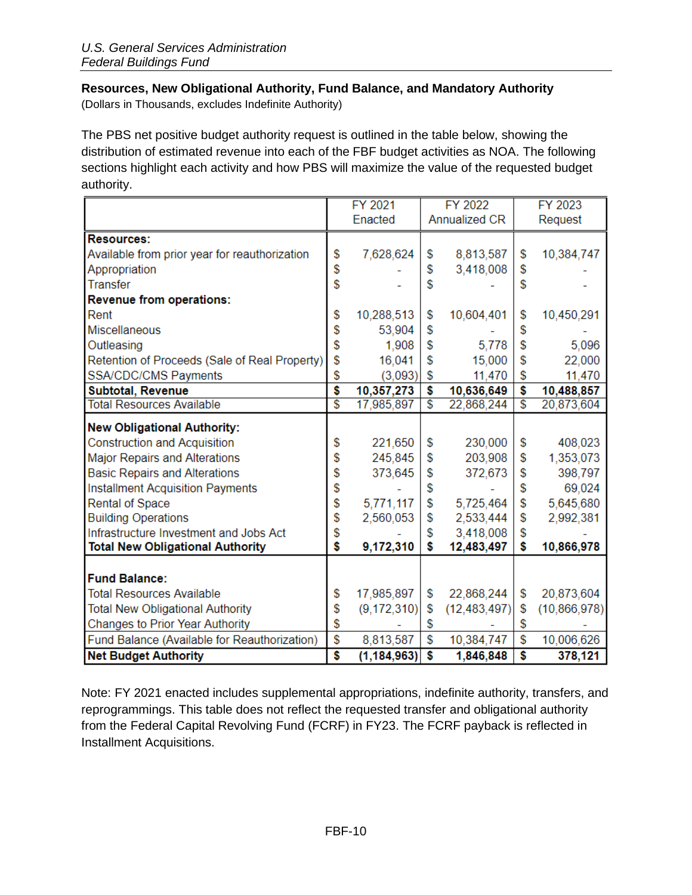*U.S. General Services Administration*
*Federal Buildings Fund*

**Resources, New Obligational Authority, Fund Balance, and Mandatory Authority**
(Dollars in Thousands, excludes Indefinite Authority)

The PBS net positive budget authority request is outlined in the table below, showing the distribution of estimated revenue into each of the FBF budget activities as NOA. The following sections highlight each activity and how PBS will maximize the value of the requested budget authority.

| | FY 2021 Enacted | FY 2022 Annualized CR | FY 2023 Request |
|---|---|---|---|
| **Resources:** | | | |
| Available from prior year for reauthorization | $ 7,628,624 | $ 8,813,587 | $ 10,384,747 |
| Appropriation | $ - | $ 3,418,008 | $ - |
| Transfer | $ - | $ - | $ - |
| **Revenue from operations:** | | | |
| Rent | $ 10,288,513 | $ 10,604,401 | $ 10,450,291 |
| Miscellaneous | $ 53,904 | $ - | $ - |
| Outleasing | $ 1,908 | $ 5,778 | $ 5,096 |
| Retention of Proceeds (Sale of Real Property) | $ 16,041 | $ 15,000 | $ 22,000 |
| SSA/CDC/CMS Payments | $ (3,093) | $ 11,470 | $ 11,470 |
| **Subtotal, Revenue** | **$ 10,357,273** | **$ 10,636,649** | **$ 10,488,857** |
| Total Resources Available | $ 17,985,897 | $ 22,868,244 | $ 20,873,604 |
| **New Obligational Authority:** | | | |
| Construction and Acquisition | $ 221,650 | $ 230,000 | $ 408,023 |
| Major Repairs and Alterations | $ 245,845 | $ 203,908 | $ 1,353,073 |
| Basic Repairs and Alterations | $ 373,645 | $ 372,673 | $ 398,797 |
| Installment Acquisition Payments | $ - | $ - | $ 69,024 |
| Rental of Space | $ 5,771,117 | $ 5,725,464 | $ 5,645,680 |
| Building Operations | $ 2,560,053 | $ 2,533,444 | $ 2,992,381 |
| Infrastructure Investment and Jobs Act | $ - | $ 3,418,008 | $ - |
| **Total New Obligational Authority** | **$ 9,172,310** | **$ 12,483,497** | **$ 10,866,978** |
| **Fund Balance:** | | | |
| Total Resources Available | $ 17,985,897 | $ 22,868,244 | $ 20,873,604 |
| Total New Obligational Authority | $ (9,172,310) | $ (12,483,497) | $ (10,866,978) |
| Changes to Prior Year Authority | $ - | $ - | $ - |
| Fund Balance (Available for Reauthorization) | $ 8,813,587 | $ 10,384,747 | $ 10,006,626 |
| **Net Budget Authority** | **$ (1,184,963)** | **$ 1,846,848** | **$ 378,121** |

Note: FY 2021 enacted includes supplemental appropriations, indefinite authority, transfers, and reprogrammings. This table does not reflect the requested transfer and obligational authority from the Federal Capital Revolving Fund (FCRF) in FY23. The FCRF payback is reflected in Installment Acquisitions.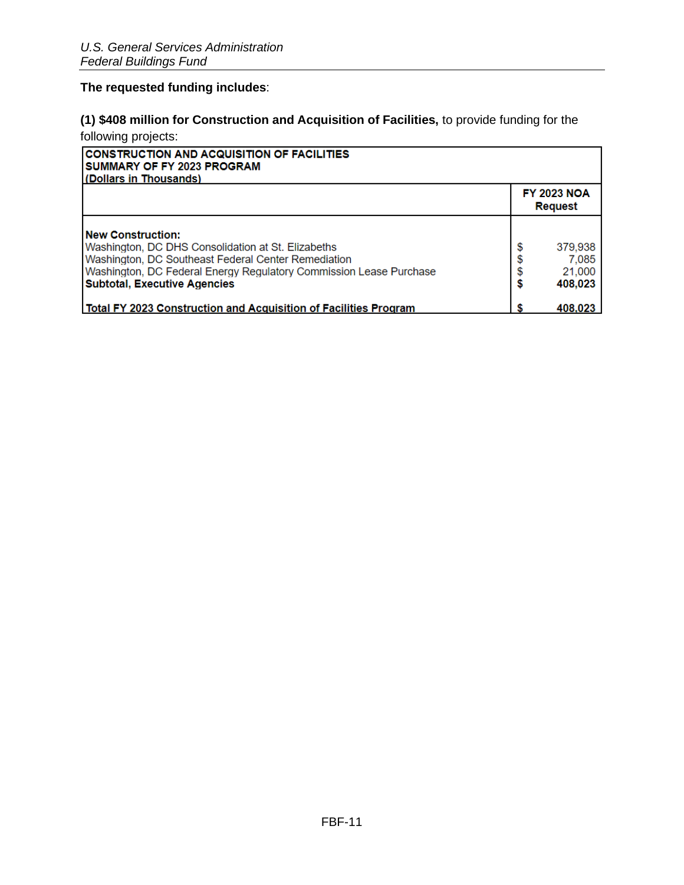**The requested funding includes**:

**(1) $408 million for Construction and Acquisition of Facilities,** to provide funding for the following projects:

| CONSTRUCTION AND ACQUISITION OF FACILITIES<br>SUMMARY OF FY 2023 PROGRAM<br>(Dollars in Thousands) | |
|---|---|
| | **FY 2023 NOA Request** |
| **New Construction:** | |
| Washington, DC DHS Consolidation at St. Elizabeths | $ 379,938 |
| Washington, DC Southeast Federal Center Remediation | $ 7,085 |
| Washington, DC Federal Energy Regulatory Commission Lease Purchase | $ 21,000 |
| **Subtotal, Executive Agencies** | **$ 408,023** |
| **Total FY 2023 Construction and Acquisition of Facilities Program** | **$ 408,023** |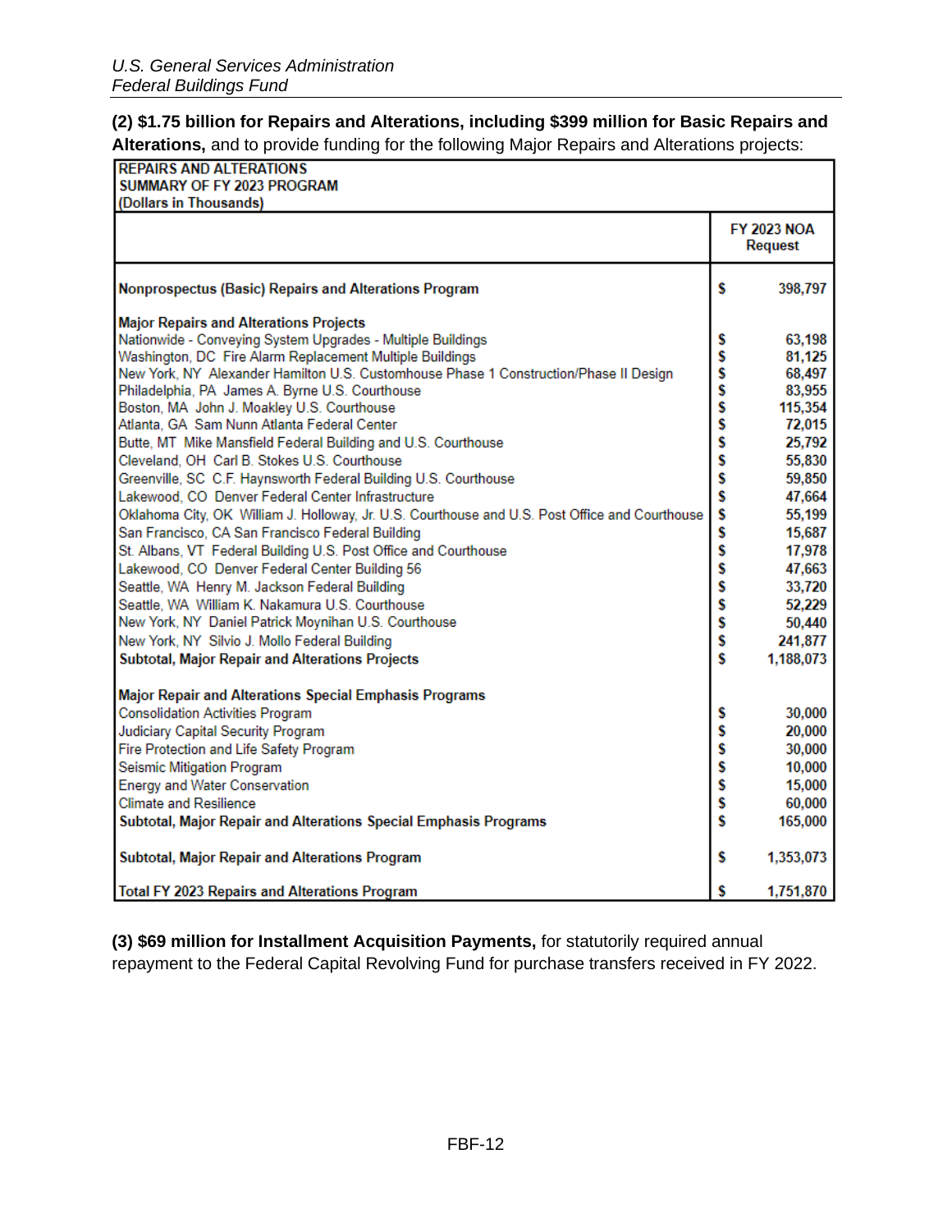**(2) $1.75 billion for Repairs and Alterations, including $399 million for Basic Repairs and Alterations,** and to provide funding for the following Major Repairs and Alterations projects:

| REPAIRS AND ALTERATIONS<br>SUMMARY OF FY 2023 PROGRAM<br>(Dollars in Thousands) | | |
|---|---|---|
| | | **FY 2023 NOA Request** |
| **Nonprospectus (Basic) Repairs and Alterations Program** | $ | 398,797 |
| **Major Repairs and Alterations Projects** | | |
| Nationwide - Conveying System Upgrades - Multiple Buildings | $ | 63,198 |
| Washington, DC Fire Alarm Replacement Multiple Buildings | $ | 81,125 |
| New York, NY Alexander Hamilton U.S. Customhouse Phase 1 Construction/Phase II Design | $ | 68,497 |
| Philadelphia, PA James A. Byrne U.S. Courthouse | $ | 83,955 |
| Boston, MA John J. Moakley U.S. Courthouse | $ | 115,354 |
| Atlanta, GA Sam Nunn Atlanta Federal Center | $ | 72,015 |
| Butte, MT Mike Mansfield Federal Building and U.S. Courthouse | $ | 25,792 |
| Cleveland, OH Carl B. Stokes U.S. Courthouse | $ | 55,830 |
| Greenville, SC C.F. Haynsworth Federal Building U.S. Courthouse | $ | 59,850 |
| Lakewood, CO Denver Federal Center Infrastructure | $ | 47,664 |
| Oklahoma City, OK William J. Holloway, Jr. U.S. Courthouse and U.S. Post Office and Courthouse | $ | 55,199 |
| San Francisco, CA San Francisco Federal Building | $ | 15,687 |
| St. Albans, VT Federal Building U.S. Post Office and Courthouse | $ | 17,978 |
| Lakewood, CO Denver Federal Center Building 56 | $ | 47,663 |
| Seattle, WA Henry M. Jackson Federal Building | $ | 33,720 |
| Seattle, WA William K. Nakamura U.S. Courthouse | $ | 52,229 |
| New York, NY Daniel Patrick Moynihan U.S. Courthouse | $ | 50,440 |
| New York, NY Silvio J. Mollo Federal Building | $ | 241,877 |
| **Subtotal, Major Repair and Alterations Projects** | $ | 1,188,073 |
| **Major Repair and Alterations Special Emphasis Programs** | | |
| Consolidation Activities Program | $ | 30,000 |
| Judiciary Capital Security Program | $ | 20,000 |
| Fire Protection and Life Safety Program | $ | 30,000 |
| Seismic Mitigation Program | $ | 10,000 |
| Energy and Water Conservation | $ | 15,000 |
| Climate and Resilience | $ | 60,000 |
| **Subtotal, Major Repair and Alterations Special Emphasis Programs** | $ | 165,000 |
| **Subtotal, Major Repair and Alterations Program** | $ | 1,353,073 |
| **Total FY 2023 Repairs and Alterations Program** | $ | 1,751,870 |

**(3) $69 million for Installment Acquisition Payments,** for statutorily required annual repayment to the Federal Capital Revolving Fund for purchase transfers received in FY 2022.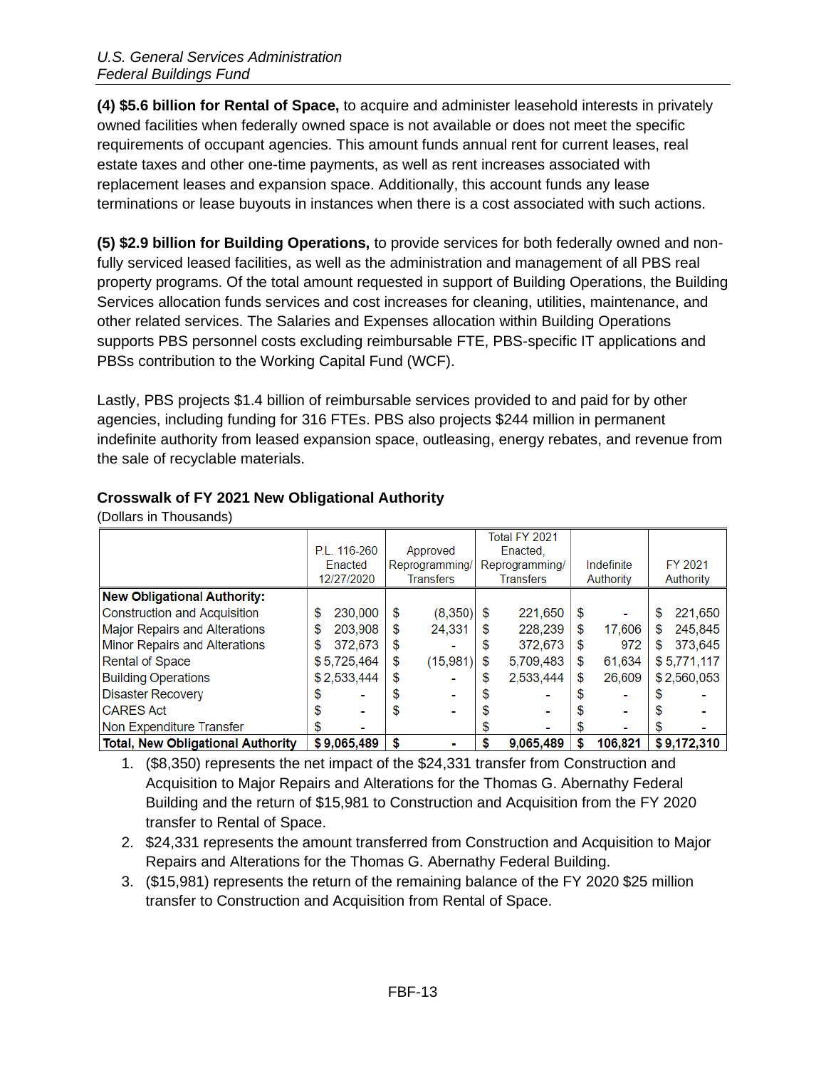**(4) $5.6 billion for Rental of Space,** to acquire and administer leasehold interests in privately owned facilities when federally owned space is not available or does not meet the specific requirements of occupant agencies. This amount funds annual rent for current leases, real estate taxes and other one-time payments, as well as rent increases associated with replacement leases and expansion space. Additionally, this account funds any lease terminations or lease buyouts in instances when there is a cost associated with such actions.

**(5) $2.9 billion for Building Operations,** to provide services for both federally owned and non-fully serviced leased facilities, as well as the administration and management of all PBS real property programs. Of the total amount requested in support of Building Operations, the Building Services allocation funds services and cost increases for cleaning, utilities, maintenance, and other related services. The Salaries and Expenses allocation within Building Operations supports PBS personnel costs excluding reimbursable FTE, PBS-specific IT applications and PBSs contribution to the Working Capital Fund (WCF).

Lastly, PBS projects $1.4 billion of reimbursable services provided to and paid for by other agencies, including funding for 316 FTEs. PBS also projects $244 million in permanent indefinite authority from leased expansion space, outleasing, energy rebates, and revenue from the sale of recyclable materials.

### Crosswalk of FY 2021 New Obligational Authority

(Dollars in Thousands)

| | P.L. 116-260 Enacted 12/27/2020 | Approved Reprogramming/ Transfers | Total FY 2021 Enacted, Reprogramming/ Transfers | Indefinite Authority | FY 2021 Authority |
|---|---|---|---|---|---|
| **New Obligational Authority:** | | | | | |
| Construction and Acquisition | $ 230,000 | $ (8,350) | $ 221,650 | $ - | $ 221,650 |
| Major Repairs and Alterations | $ 203,908 | $ 24,331 | $ 228,239 | $ 17,606 | $ 245,845 |
| Minor Repairs and Alterations | $ 372,673 | $ - | $ 372,673 | $ 972 | $ 373,645 |
| Rental of Space | $ 5,725,464 | $ (15,981) | $ 5,709,483 | $ 61,634 | $ 5,771,117 |
| Building Operations | $ 2,533,444 | $ - | $ 2,533,444 | $ 26,609 | $ 2,560,053 |
| Disaster Recovery | $ - | $ - | $ - | $ - | $ - |
| CARES Act | $ - | $ - | $ - | $ - | $ - |
| Non Expenditure Transfer | $ - | | $ - | $ - | $ - |
| **Total, New Obligational Authority** | **$ 9,065,489** | **$ -** | **$ 9,065,489** | **$ 106,821** | **$ 9,172,310** |

1. ($8,350) represents the net impact of the $24,331 transfer from Construction and Acquisition to Major Repairs and Alterations for the Thomas G. Abernathy Federal Building and the return of $15,981 to Construction and Acquisition from the FY 2020 transfer to Rental of Space.
2. $24,331 represents the amount transferred from Construction and Acquisition to Major Repairs and Alterations for the Thomas G. Abernathy Federal Building.
3. ($15,981) represents the return of the remaining balance of the FY 2020 $25 million transfer to Construction and Acquisition from Rental of Space.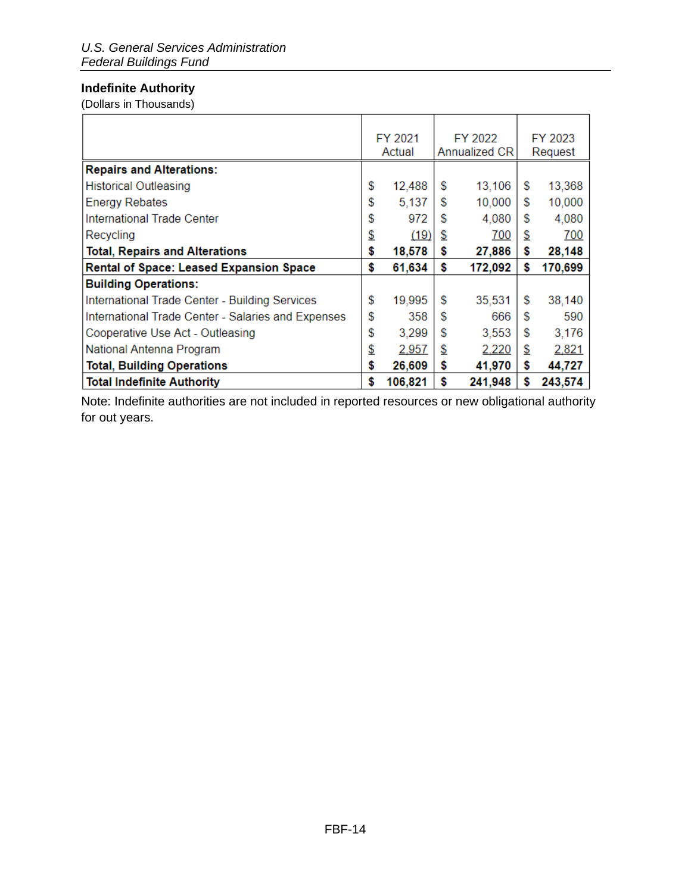## Indefinite Authority

(Dollars in Thousands)

| | FY 2021 Actual | FY 2022 Annualized CR | FY 2023 Request |
|---|---|---|---|
| **Repairs and Alterations:** | | | |
| Historical Outleasing | $ 12,488 | $ 13,106 | $ 13,368 |
| Energy Rebates | $ 5,137 | $ 10,000 | $ 10,000 |
| International Trade Center | $ 972 | $ 4,080 | $ 4,080 |
| Recycling | $ (19) | $ 700 | $ 700 |
| **Total, Repairs and Alterations** | **$ 18,578** | **$ 27,886** | **$ 28,148** |
| **Rental of Space: Leased Expansion Space** | **$ 61,634** | **$ 172,092** | **$ 170,699** |
| **Building Operations:** | | | |
| International Trade Center - Building Services | $ 19,995 | $ 35,531 | $ 38,140 |
| International Trade Center - Salaries and Expenses | $ 358 | $ 666 | $ 590 |
| Cooperative Use Act - Outleasing | $ 3,299 | $ 3,553 | $ 3,176 |
| National Antenna Program | $ 2,957 | $ 2,220 | $ 2,821 |
| **Total, Building Operations** | **$ 26,609** | **$ 41,970** | **$ 44,727** |
| **Total Indefinite Authority** | **$ 106,821** | **$ 241,948** | **$ 243,574** |

Note: Indefinite authorities are not included in reported resources or new obligational authority for out years.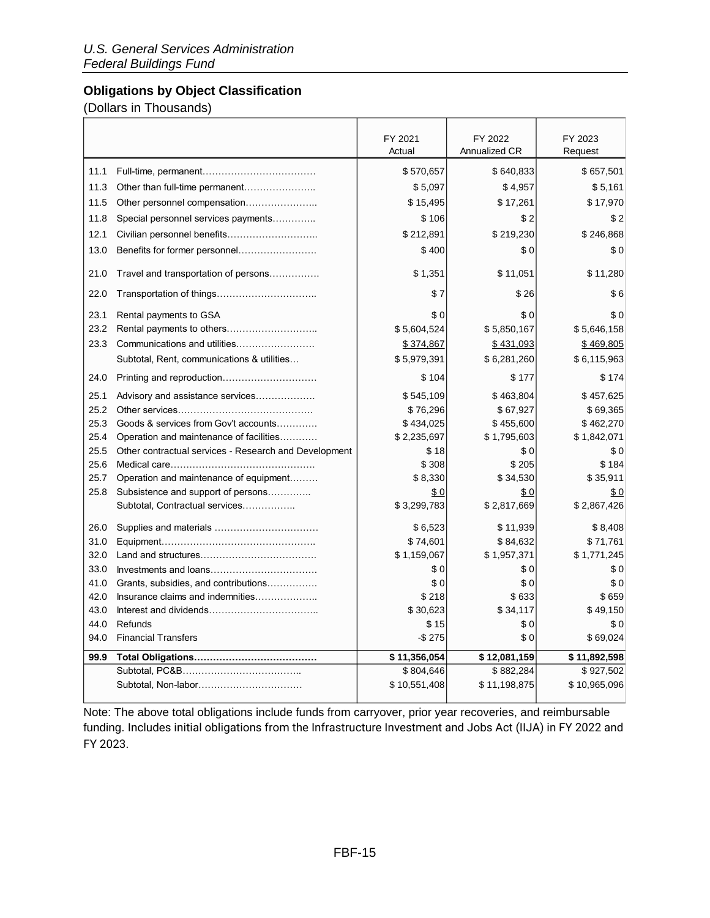*U.S. General Services Administration*
*Federal Buildings Fund*

**Obligations by Object Classification**

(Dollars in Thousands)

| | | FY 2021 Actual | FY 2022 Annualized CR | FY 2023 Request |
|---|---|---|---|---|
| 11.1 | Full-time, permanent……………………………… | $ 570,657 | $ 640,833 | $ 657,501 |
| 11.3 | Other than full-time permanent………………….. | $ 5,097 | $ 4,957 | $ 5,161 |
| 11.5 | Other personnel compensation………………….. | $ 15,495 | $ 17,261 | $ 17,970 |
| 11.8 | Special personnel services payments………….. | $ 106 | $ 2 | $ 2 |
| 12.1 | Civilian personnel benefits……………………….. | $ 212,891 | $ 219,230 | $ 246,868 |
| 13.0 | Benefits for former personnel…………………… | $ 400 | $ 0 | $ 0 |
| 21.0 | Travel and transportation of persons……………. | $ 1,351 | $ 11,051 | $ 11,280 |
| 22.0 | Transportation of things………………………….. | $ 7 | $ 26 | $ 6 |
| 23.1 | Rental payments to GSA | $ 0 | $ 0 | $ 0 |
| 23.2 | Rental payments to others……………………….. | $ 5,604,524 | $ 5,850,167 | $ 5,646,158 |
| 23.3 | Communications and utilities…………………… | $ 374,867 | $ 431,093 | $ 469,805 |
| | Subtotal, Rent, communications & utilities… | $ 5,979,391 | $ 6,281,260 | $ 6,115,963 |
| 24.0 | Printing and reproduction………………………… | $ 104 | $ 177 | $ 174 |
| 25.1 | Advisory and assistance services………………. | $ 545,109 | $ 463,804 | $ 457,625 |
| 25.2 | Other services……………………………………. | $ 76,296 | $ 67,927 | $ 69,365 |
| 25.3 | Goods & services from Gov't accounts………… | $ 434,025 | $ 455,600 | $ 462,270 |
| 25.4 | Operation and maintenance of facilities………… | $ 2,235,697 | $ 1,795,603 | $ 1,842,071 |
| 25.5 | Other contractual services - Research and Development | $ 18 | $ 0 | $ 0 |
| 25.6 | Medical care………………………………………. | $ 308 | $ 205 | $ 184 |
| 25.7 | Operation and maintenance of equipment……… | $ 8,330 | $ 34,530 | $ 35,911 |
| 25.8 | Subsistence and support of persons………….. | $ 0 | $ 0 | $ 0 |
| | Subtotal, Contractual services…………….. | $ 3,299,783 | $ 2,817,669 | $ 2,867,426 |
| 26.0 | Supplies and materials …………………………… | $ 6,523 | $ 11,939 | $ 8,408 |
| 31.0 | Equipment…………………………………………. | $ 74,601 | $ 84,632 | $ 71,761 |
| 32.0 | Land and structures………………………………. | $ 1,159,067 | $ 1,957,371 | $ 1,771,245 |
| 33.0 | Investments and loans……………………………. | $ 0 | $ 0 | $ 0 |
| 41.0 | Grants, subsidies, and contributions…………… | $ 0 | $ 0 | $ 0 |
| 42.0 | Insurance claims and indemnities……………….. | $ 218 | $ 633 | $ 659 |
| 43.0 | Interest and dividends…………………………….. | $ 30,623 | $ 34,117 | $ 49,150 |
| 44.0 | Refunds | $ 15 | $ 0 | $ 0 |
| 94.0 | Financial Transfers | -$ 275 | $ 0 | $ 69,024 |
| **99.9** | **Total Obligations…………………………………** | **$ 11,356,054** | **$ 12,081,159** | **$ 11,892,598** |
| | Subtotal, PC&B……………………………….. | $ 804,646 | $ 882,284 | $ 927,502 |
| | Subtotal, Non-labor…………………………… | $ 10,551,408 | $ 11,198,875 | $ 10,965,096 |

Note: The above total obligations include funds from carryover, prior year recoveries, and reimbursable funding. Includes initial obligations from the Infrastructure Investment and Jobs Act (IIJA) in FY 2022 and FY 2023.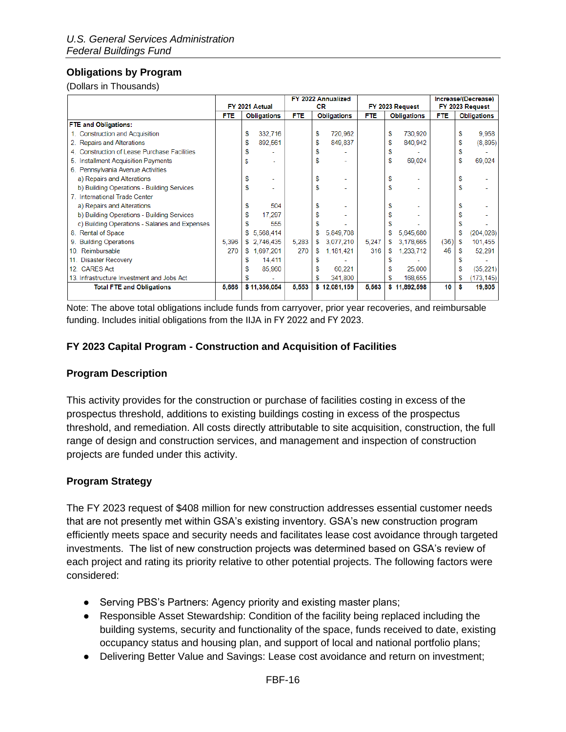## Obligations by Program

(Dollars in Thousands)

| | FY 2021 Actual | | FY 2022 Annualized CR | | FY 2023 Request | | Increase/(Decrease) FY 2023 Request | |
|---|---|---|---|---|---|---|---|---|
| | FTE | Obligations | FTE | Obligations | FTE | Obligations | FTE | Obligations |
| **FTE and Obligations:** | | | | | | | | |
| 1. Construction and Acquisition | | $ 332,716 | | $ 720,962 | | $ 730,920 | | $ 9,958 |
| 2. Repairs and Alterations | | $ 892,561 | | $ 849,837 | | $ 840,942 | | $ (8,895) |
| 4. Construction of Lease Purchase Facilities | | $ - | | $ - | | $ - | | $ - |
| 5. Installment Acquisition Payments | | $ - | | $ - | | $ 69,024 | | $ 69,024 |
| 6. Pennsylvania Avenue Activities | | | | | | | | |
| a) Repairs and Alterations | | $ - | | $ - | | $ - | | $ - |
| b) Building Operations - Building Services | | $ - | | $ - | | $ - | | $ - |
| 7. International Trade Center | | | | | | | | |
| a) Repairs and Alterations | | $ 504 | | $ - | | $ - | | $ - |
| b) Building Operations - Building Services | | $ 17,297 | | $ - | | $ - | | $ - |
| c) Building Operations - Salaries and Expenses | | $ 555 | | $ - | | $ - | | $ - |
| 8. Rental of Space | | $ 5,568,414 | | $ 5,849,708 | | $ 5,645,680 | | $ (204,028) |
| 9. Building Operations | 5,396 | $ 2,746,435 | 5,283 | $ 3,077,210 | 5,247 | $ 3,178,665 | (36) | $ 101,455 |
| 10. Reimbursable | 270 | $ 1,697,201 | 270 | $ 1,181,421 | 316 | $ 1,233,712 | 46 | $ 52,291 |
| 11. Disaster Recovery | | $ 14,411 | | $ - | | $ - | | $ - |
| 12. CARES Act | | $ 85,960 | | $ 60,221 | | $ 25,000 | | $ (35,221) |
| 13. Infrastructure Investment and Jobs Act | | $ - | | $ 341,800 | | $ 168,655 | | $ (173,145) |
| **Total FTE and Obligations** | **5,666** | **$ 11,356,054** | **5,553** | **$ 12,081,159** | **5,563** | **$ 11,892,598** | **10** | **$ 19,805** |

Note: The above total obligations include funds from carryover, prior year recoveries, and reimbursable funding. Includes initial obligations from the IIJA in FY 2022 and FY 2023.

## FY 2023 Capital Program - Construction and Acquisition of Facilities

### Program Description

This activity provides for the construction or purchase of facilities costing in excess of the prospectus threshold, additions to existing buildings costing in excess of the prospectus threshold, and remediation. All costs directly attributable to site acquisition, construction, the full range of design and construction services, and management and inspection of construction projects are funded under this activity.

### Program Strategy

The FY 2023 request of $408 million for new construction addresses essential customer needs that are not presently met within GSA's existing inventory. GSA's new construction program efficiently meets space and security needs and facilitates lease cost avoidance through targeted investments. The list of new construction projects was determined based on GSA's review of each project and rating its priority relative to other potential projects. The following factors were considered:

- Serving PBS's Partners: Agency priority and existing master plans;
- Responsible Asset Stewardship: Condition of the facility being replaced including the building systems, security and functionality of the space, funds received to date, existing occupancy status and housing plan, and support of local and national portfolio plans;
- Delivering Better Value and Savings: Lease cost avoidance and return on investment;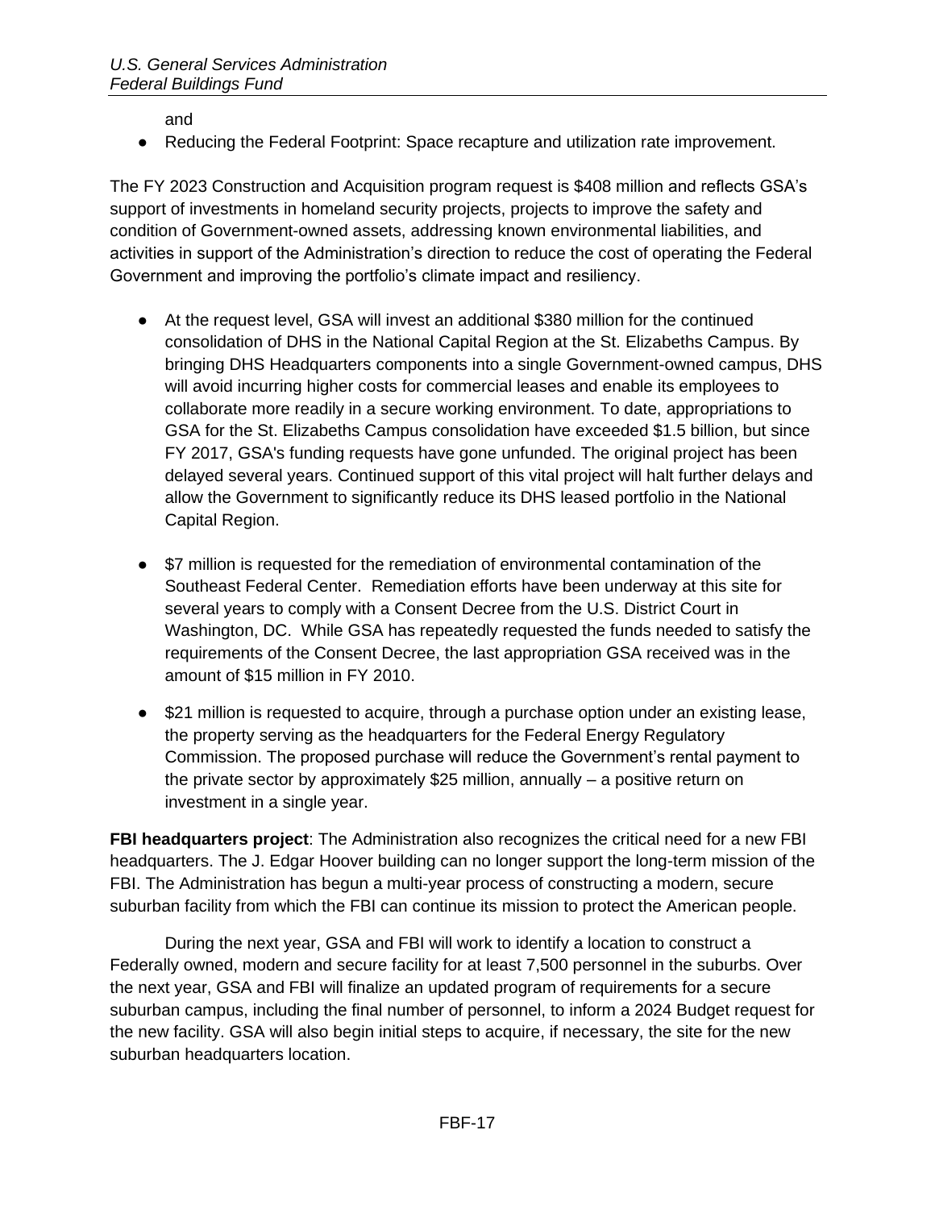and

- Reducing the Federal Footprint: Space recapture and utilization rate improvement.

The FY 2023 Construction and Acquisition program request is $408 million and reflects GSA's support of investments in homeland security projects, projects to improve the safety and condition of Government-owned assets, addressing known environmental liabilities, and activities in support of the Administration's direction to reduce the cost of operating the Federal Government and improving the portfolio's climate impact and resiliency.

- At the request level, GSA will invest an additional $380 million for the continued consolidation of DHS in the National Capital Region at the St. Elizabeths Campus. By bringing DHS Headquarters components into a single Government-owned campus, DHS will avoid incurring higher costs for commercial leases and enable its employees to collaborate more readily in a secure working environment. To date, appropriations to GSA for the St. Elizabeths Campus consolidation have exceeded $1.5 billion, but since FY 2017, GSA's funding requests have gone unfunded. The original project has been delayed several years. Continued support of this vital project will halt further delays and allow the Government to significantly reduce its DHS leased portfolio in the National Capital Region.

- $7 million is requested for the remediation of environmental contamination of the Southeast Federal Center. Remediation efforts have been underway at this site for several years to comply with a Consent Decree from the U.S. District Court in Washington, DC. While GSA has repeatedly requested the funds needed to satisfy the requirements of the Consent Decree, the last appropriation GSA received was in the amount of $15 million in FY 2010.

- $21 million is requested to acquire, through a purchase option under an existing lease, the property serving as the headquarters for the Federal Energy Regulatory Commission. The proposed purchase will reduce the Government's rental payment to the private sector by approximately $25 million, annually – a positive return on investment in a single year.

**FBI headquarters project**: The Administration also recognizes the critical need for a new FBI headquarters. The J. Edgar Hoover building can no longer support the long-term mission of the FBI. The Administration has begun a multi-year process of constructing a modern, secure suburban facility from which the FBI can continue its mission to protect the American people.

During the next year, GSA and FBI will work to identify a location to construct a Federally owned, modern and secure facility for at least 7,500 personnel in the suburbs. Over the next year, GSA and FBI will finalize an updated program of requirements for a secure suburban campus, including the final number of personnel, to inform a 2024 Budget request for the new facility. GSA will also begin initial steps to acquire, if necessary, the site for the new suburban headquarters location.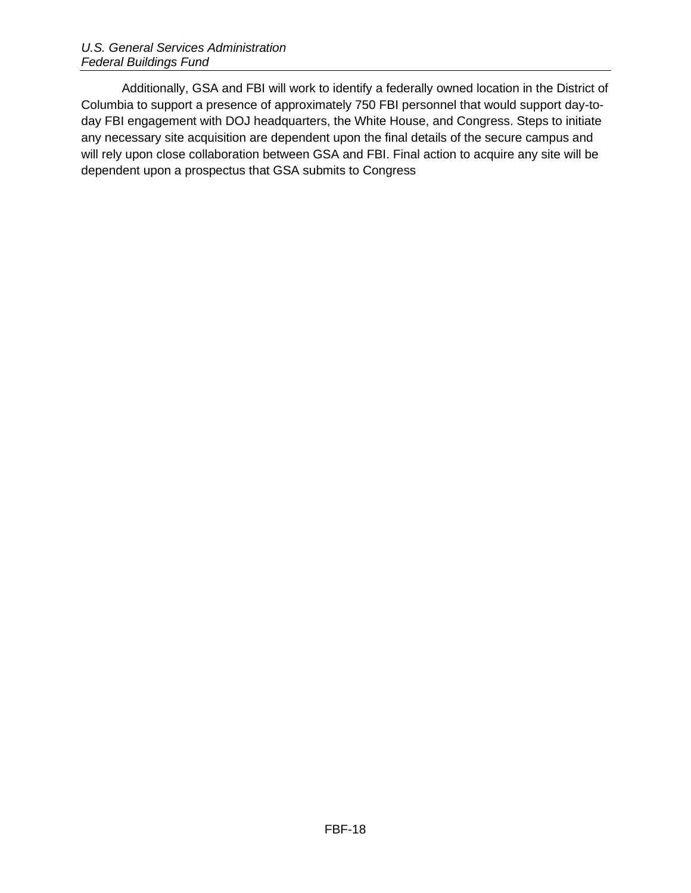Additionally, GSA and FBI will work to identify a federally owned location in the District of Columbia to support a presence of approximately 750 FBI personnel that would support day-to-day FBI engagement with DOJ headquarters, the White House, and Congress. Steps to initiate any necessary site acquisition are dependent upon the final details of the secure campus and will rely upon close collaboration between GSA and FBI. Final action to acquire any site will be dependent upon a prospectus that GSA submits to Congress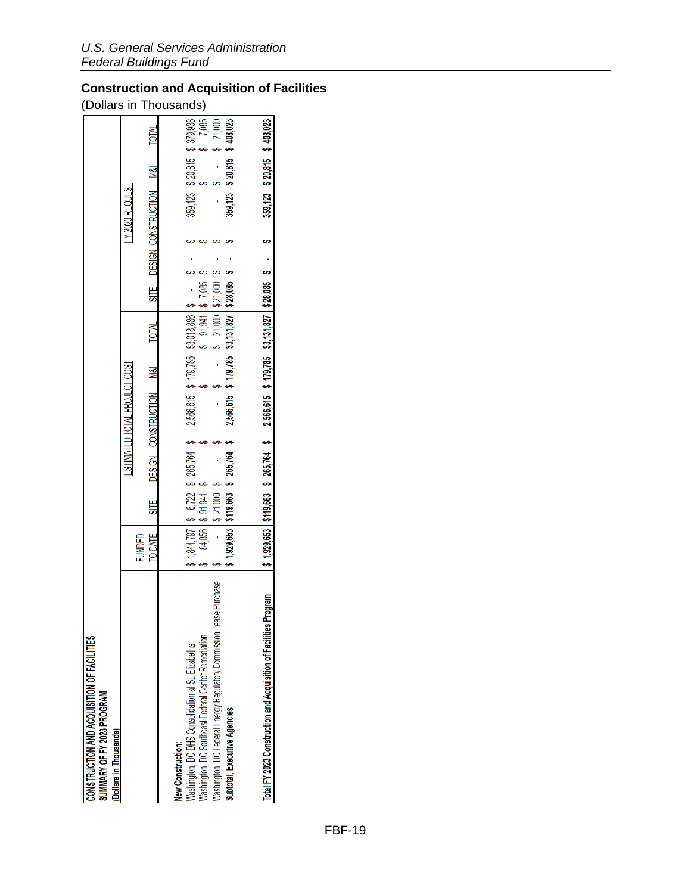## Construction and Acquisition of Facilities

(Dollars in Thousands)

**CONSTRUCTION AND ACQUISITION OF FACILITIES**
**SUMMARY OF FY 2023 PROGRAM**
**(Dollars in Thousands)**

| | FUNDED TO DATE | ESTIMATED TOTAL PROJECT COST | | | | | FY 2023 REQUEST | | | | |
|---|---|---|---|---|---|---|---|---|---|---|---|
| | | SITE | DESIGN | CONSTRUCTION | M&I | TOTAL | SITE | DESIGN | CONSTRUCTION | M&I | TOTAL |
| **New Construction:** | | | | | | | | | | | |
| Washington, DC DHS Consolidation at St. Elizabeths | $ 1,844,797 | $ 6,722 | $ 265,764 | $ 2,566,615 | $ 179,785 | $3,018,886 | $ - | $ - | $ 359,123 | $ 20,815 | $ 379,938 |
| Washington, DC Southeast Federal Center Remediation | $ 84,856 | $ 91,941 | $ - | $ - | $ - | $ 91,941 | $ 7,085 | $ - | $ - | $ - | $ 7,085 |
| Washington, DC Federal Energy Regulatory Commission Lease Purchase | $ - | $ 21,000 | $ - | $ - | $ - | $ 21,000 | $ 21,000 | $ - | $ - | $ - | $ 21,000 |
| **Subtotal, Executive Agencies** | **$ 1,929,653** | **$119,663** | **$ 265,764** | **$ 2,566,615** | **$ 179,785** | **$3,131,827** | **$ 28,085** | **$ -** | **$ 359,123** | **$ 20,815** | **$ 408,023** |
| **Total FY 2023 Construction and Acquisition of Facilities Program** | **$ 1,929,653** | **$119,663** | **$ 265,764** | **$ 2,566,615** | **$ 179,785** | **$3,131,827** | **$28,085** | **$ -** | **$ 359,123** | **$20,815** | **$ 408,023** |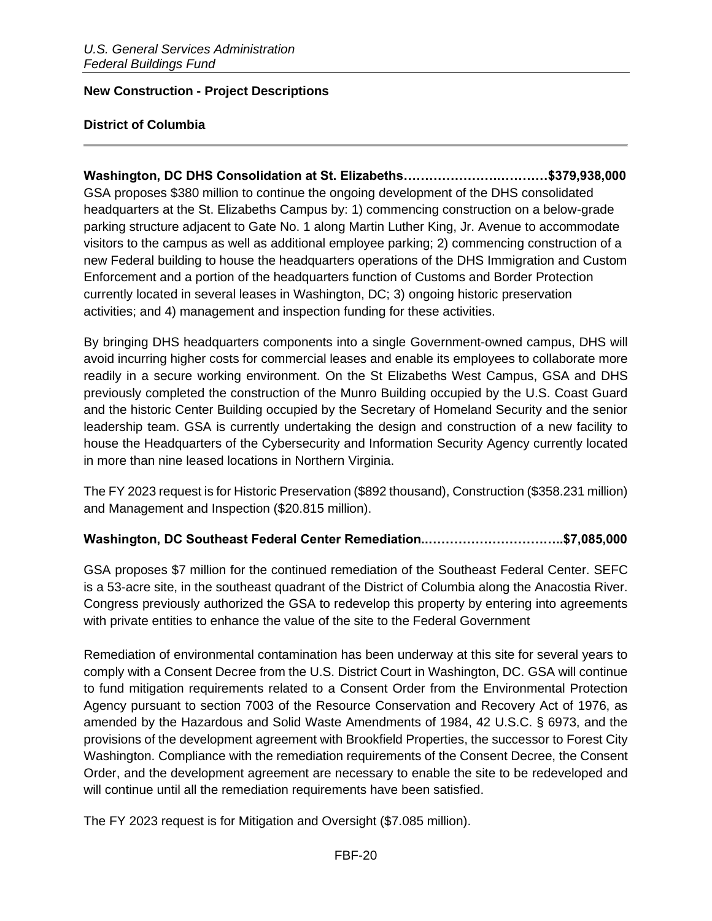## New Construction - Project Descriptions

### District of Columbia

**Washington, DC DHS Consolidation at St. Elizabeths……………………..…………$379,938,000**
GSA proposes $380 million to continue the ongoing development of the DHS consolidated headquarters at the St. Elizabeths Campus by: 1) commencing construction on a below-grade parking structure adjacent to Gate No. 1 along Martin Luther King, Jr. Avenue to accommodate visitors to the campus as well as additional employee parking; 2) commencing construction of a new Federal building to house the headquarters operations of the DHS Immigration and Custom Enforcement and a portion of the headquarters function of Customs and Border Protection currently located in several leases in Washington, DC; 3) ongoing historic preservation activities; and 4) management and inspection funding for these activities.

By bringing DHS headquarters components into a single Government-owned campus, DHS will avoid incurring higher costs for commercial leases and enable its employees to collaborate more readily in a secure working environment. On the St Elizabeths West Campus, GSA and DHS previously completed the construction of the Munro Building occupied by the U.S. Coast Guard and the historic Center Building occupied by the Secretary of Homeland Security and the senior leadership team. GSA is currently undertaking the design and construction of a new facility to house the Headquarters of the Cybersecurity and Information Security Agency currently located in more than nine leased locations in Northern Virginia.

The FY 2023 request is for Historic Preservation ($892 thousand), Construction ($358.231 million) and Management and Inspection ($20.815 million).

**Washington, DC Southeast Federal Center Remediation..…………………………..$7,085,000**

GSA proposes $7 million for the continued remediation of the Southeast Federal Center. SEFC is a 53-acre site, in the southeast quadrant of the District of Columbia along the Anacostia River. Congress previously authorized the GSA to redevelop this property by entering into agreements with private entities to enhance the value of the site to the Federal Government

Remediation of environmental contamination has been underway at this site for several years to comply with a Consent Decree from the U.S. District Court in Washington, DC. GSA will continue to fund mitigation requirements related to a Consent Order from the Environmental Protection Agency pursuant to section 7003 of the Resource Conservation and Recovery Act of 1976, as amended by the Hazardous and Solid Waste Amendments of 1984, 42 U.S.C. § 6973, and the provisions of the development agreement with Brookfield Properties, the successor to Forest City Washington. Compliance with the remediation requirements of the Consent Decree, the Consent Order, and the development agreement are necessary to enable the site to be redeveloped and will continue until all the remediation requirements have been satisfied.

The FY 2023 request is for Mitigation and Oversight ($7.085 million).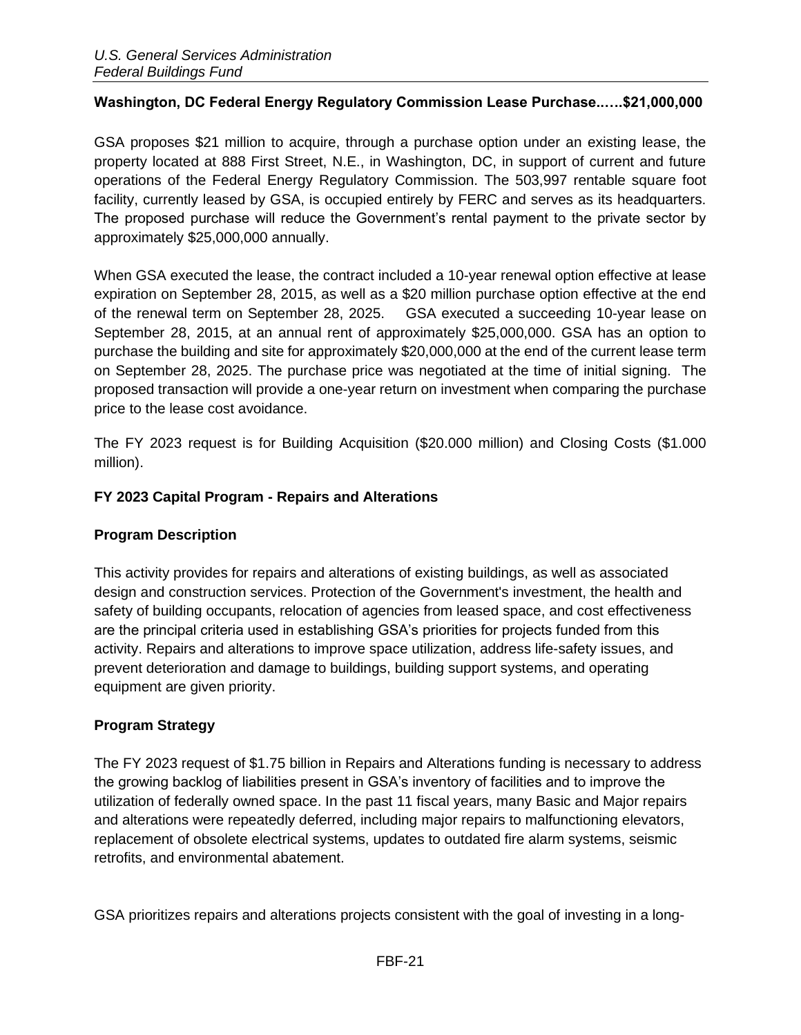**Washington, DC Federal Energy Regulatory Commission Lease Purchase...…$21,000,000**

GSA proposes $21 million to acquire, through a purchase option under an existing lease, the property located at 888 First Street, N.E., in Washington, DC, in support of current and future operations of the Federal Energy Regulatory Commission. The 503,997 rentable square foot facility, currently leased by GSA, is occupied entirely by FERC and serves as its headquarters. The proposed purchase will reduce the Government's rental payment to the private sector by approximately $25,000,000 annually.

When GSA executed the lease, the contract included a 10-year renewal option effective at lease expiration on September 28, 2015, as well as a $20 million purchase option effective at the end of the renewal term on September 28, 2025. GSA executed a succeeding 10-year lease on September 28, 2015, at an annual rent of approximately $25,000,000. GSA has an option to purchase the building and site for approximately $20,000,000 at the end of the current lease term on September 28, 2025. The purchase price was negotiated at the time of initial signing. The proposed transaction will provide a one-year return on investment when comparing the purchase price to the lease cost avoidance.

The FY 2023 request is for Building Acquisition ($20.000 million) and Closing Costs ($1.000 million).

### FY 2023 Capital Program - Repairs and Alterations

#### Program Description

This activity provides for repairs and alterations of existing buildings, as well as associated design and construction services. Protection of the Government's investment, the health and safety of building occupants, relocation of agencies from leased space, and cost effectiveness are the principal criteria used in establishing GSA's priorities for projects funded from this activity. Repairs and alterations to improve space utilization, address life-safety issues, and prevent deterioration and damage to buildings, building support systems, and operating equipment are given priority.

#### Program Strategy

The FY 2023 request of $1.75 billion in Repairs and Alterations funding is necessary to address the growing backlog of liabilities present in GSA's inventory of facilities and to improve the utilization of federally owned space. In the past 11 fiscal years, many Basic and Major repairs and alterations were repeatedly deferred, including major repairs to malfunctioning elevators, replacement of obsolete electrical systems, updates to outdated fire alarm systems, seismic retrofits, and environmental abatement.

GSA prioritizes repairs and alterations projects consistent with the goal of investing in a long-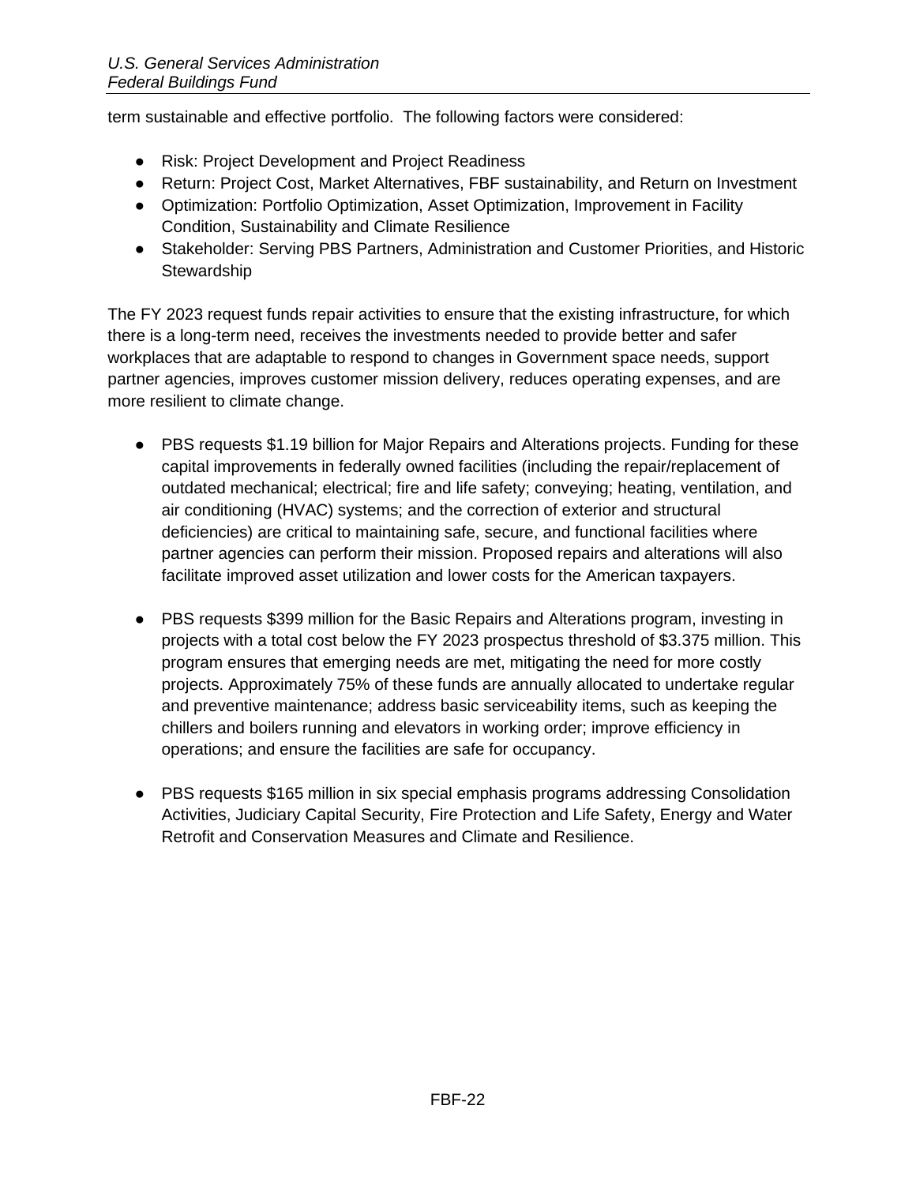term sustainable and effective portfolio.  The following factors were considered:

- Risk: Project Development and Project Readiness
- Return: Project Cost, Market Alternatives, FBF sustainability, and Return on Investment
- Optimization: Portfolio Optimization, Asset Optimization, Improvement in Facility Condition, Sustainability and Climate Resilience
- Stakeholder: Serving PBS Partners, Administration and Customer Priorities, and Historic Stewardship

The FY 2023 request funds repair activities to ensure that the existing infrastructure, for which there is a long-term need, receives the investments needed to provide better and safer workplaces that are adaptable to respond to changes in Government space needs, support partner agencies, improves customer mission delivery, reduces operating expenses, and are more resilient to climate change.

- PBS requests $1.19 billion for Major Repairs and Alterations projects. Funding for these capital improvements in federally owned facilities (including the repair/replacement of outdated mechanical; electrical; fire and life safety; conveying; heating, ventilation, and air conditioning (HVAC) systems; and the correction of exterior and structural deficiencies) are critical to maintaining safe, secure, and functional facilities where partner agencies can perform their mission. Proposed repairs and alterations will also facilitate improved asset utilization and lower costs for the American taxpayers.

- PBS requests $399 million for the Basic Repairs and Alterations program, investing in projects with a total cost below the FY 2023 prospectus threshold of $3.375 million. This program ensures that emerging needs are met, mitigating the need for more costly projects. Approximately 75% of these funds are annually allocated to undertake regular and preventive maintenance; address basic serviceability items, such as keeping the chillers and boilers running and elevators in working order; improve efficiency in operations; and ensure the facilities are safe for occupancy.

- PBS requests $165 million in six special emphasis programs addressing Consolidation Activities, Judiciary Capital Security, Fire Protection and Life Safety, Energy and Water Retrofit and Conservation Measures and Climate and Resilience.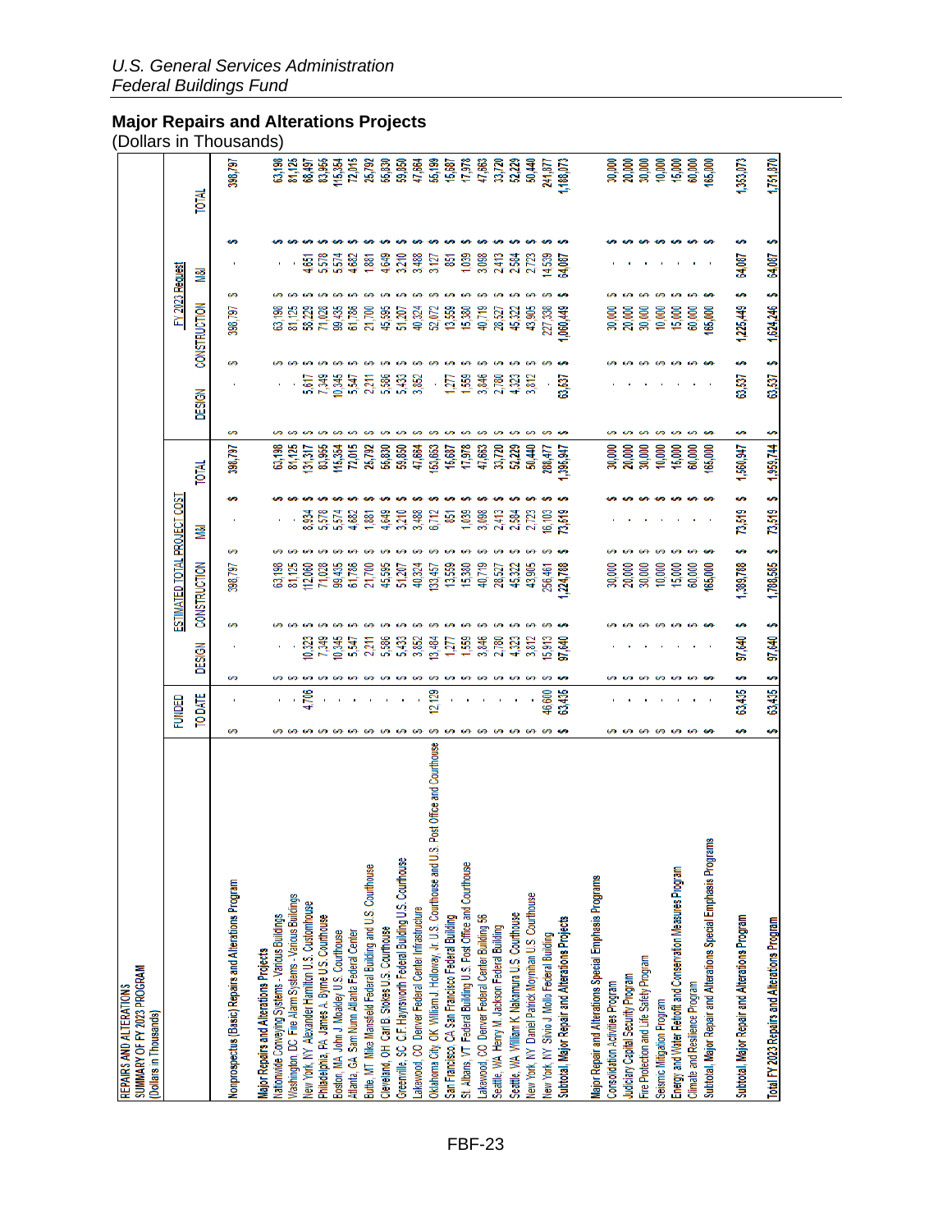*U.S. General Services Administration*
*Federal Buildings Fund*

## Major Repairs and Alterations Projects
(Dollars in Thousands)

REPAIRS AND ALTERATIONS
SUMMARY OF FY 2023 PROGRAM
(Dollars in Thousands)

| | FUNDED TO DATE | ESTIMATED TOTAL PROJECT COST | | | | FY 2023 Request | | | |
|---|---|---|---|---|---|---|---|---|---|
| | | DESIGN | CONSTRUCTION | M&I | TOTAL | DESIGN | CONSTRUCTION | M&I | TOTAL |
| Nonprospectus (Basic) Repairs and Alterations Program | $ - | $ - | $ 398,797 | $ - | $ 398,797 | $ - | $ 398,797 | $ - | $ 398,797 |
| **Major Repairs and Alterations Projects** | | | | | | | | | |
| Nationwide Conveying Systems - Various Buildings | $ - | $ - | $ 63,198 | $ - | $ 63,198 | $ - | $ 63,198 | $ - | $ 63,198 |
| Washington, DC Fire Alarm Systems - Various Buildings | $ - | $ - | $ 81,125 | $ - | $ 81,125 | $ - | $ 81,125 | $ - | $ 81,125 |
| New York, NY Alexander Hamilton U.S. Customhouse | $ 4,706 | $ 10,323 | $ 112,060 | $ 8,934 | $ 131,317 | $ 5,617 | $ 58,229 | $ 4,651 | $ 68,497 |
| Philadelphia, PA James A. Byrne U.S. Courthouse | $ - | $ 7,349 | $ 71,028 | $ 5,578 | $ 83,955 | $ 7,349 | $ 71,028 | $ 5,578 | $ 83,955 |
| Boston, MA John J. Moakley U.S. Courthouse | $ - | $ 10,345 | $ 99,435 | $ 5,574 | $ 115,354 | $ 10,345 | $ 99,435 | $ 5,574 | $ 115,354 |
| Atlanta, GA Sam Nunn Atlanta Federal Center | $ - | $ 5,547 | $ 61,786 | $ 4,682 | $ 72,015 | $ 5,547 | $ 61,786 | $ 4,682 | $ 72,015 |
| Butte, MT Mike Mansfield Federal Building and U.S. Courthouse | $ - | $ 2,211 | $ 21,700 | $ 1,881 | $ 25,792 | $ 2,211 | $ 21,700 | $ 1,881 | $ 25,792 |
| Cleveland, OH Carl B. Stokes U.S. Courthouse | $ - | $ 5,586 | $ 45,595 | $ 4,649 | $ 55,830 | $ 5,586 | $ 45,595 | $ 4,649 | $ 55,830 |
| Greenville, SC C.F. Haynsworth Federal Building U.S. Courthouse | $ - | $ 5,433 | $ 51,207 | $ 3,210 | $ 59,850 | $ 5,433 | $ 51,207 | $ 3,210 | $ 59,850 |
| Lakewood, CO Denver Federal Center Infrastructure | $ - | $ 3,852 | $ 40,324 | $ 3,488 | $ 47,664 | $ 3,852 | $ 40,324 | $ 3,488 | $ 47,664 |
| Oklahoma City, OK William J. Holloway, Jr. U.S. Courthouse and U.S. Post Office and Courthouse | $ 12,129 | $ 13,484 | $ 133,457 | $ 6,712 | $ 153,653 | $ - | $ 52,072 | $ 3,127 | $ 55,199 |
| San Francisco, CA San Francisco Federal Building | $ - | $ 1,277 | $ 13,559 | $ 851 | $ 15,687 | $ 1,277 | $ 13,559 | $ 851 | $ 15,687 |
| St. Albans, VT Federal Building U.S. Post Office and Courthouse | $ - | $ 1,559 | $ 15,380 | $ 1,039 | $ 17,978 | $ 1,559 | $ 15,380 | $ 1,039 | $ 17,978 |
| Lakewood, CO Denver Federal Center Building 56 | $ - | $ 3,846 | $ 40,719 | $ 3,098 | $ 47,663 | $ 3,846 | $ 40,719 | $ 3,098 | $ 47,663 |
| Seattle, WA Henry M. Jackson Federal Building | $ - | $ 2,780 | $ 28,527 | $ 2,413 | $ 33,720 | $ 2,780 | $ 28,527 | $ 2,413 | $ 33,720 |
| Seattle, WA William K. Nakamura U.S. Courthouse | $ - | $ 4,323 | $ 45,322 | $ 2,584 | $ 52,229 | $ 4,323 | $ 45,322 | $ 2,584 | $ 52,229 |
| New York, NY Daniel Patrick Moynihan U.S. Courthouse | $ - | $ 3,812 | $ 43,905 | $ 2,723 | $ 50,440 | $ 3,812 | $ 43,905 | $ 2,723 | $ 50,440 |
| New York, NY Silvio J. Mollo Federal Building | $ 46,600 | $ 15,913 | $ 256,461 | $ 16,103 | $ 288,477 | $ - | $ 227,338 | $ 14,539 | $ 241,877 |
| Subtotal, Major Repair and Alterations Projects | $ 63,435 | $ 97,640 | $ 1,224,788 | $ 73,519 | $ 1,395,947 | $ 63,537 | $ 1,060,449 | $ 64,087 | $ 1,188,073 |
| **Major Repair and Alterations Special Emphasis Programs** | | | | | | | | | |
| Consolidation Activities Program | $ - | $ - | $ 30,000 | $ - | $ 30,000 | $ - | $ 30,000 | $ - | $ 30,000 |
| Judiciary Capital Security Program | $ - | $ - | $ 20,000 | $ - | $ 20,000 | $ - | $ 20,000 | $ - | $ 20,000 |
| Fire Protection and Life Safety Program | $ - | $ - | $ 30,000 | $ - | $ 30,000 | $ - | $ 30,000 | $ - | $ 30,000 |
| Seismic Mitigation Program | $ - | $ - | $ 10,000 | $ - | $ 10,000 | $ - | $ 10,000 | $ - | $ 10,000 |
| Energy and Water Retrofit and Conservation Measures Program | $ - | $ - | $ 15,000 | $ - | $ 15,000 | $ - | $ 15,000 | $ - | $ 15,000 |
| Climate and Resilience Program | $ - | $ - | $ 60,000 | $ - | $ 60,000 | $ - | $ 60,000 | $ - | $ 60,000 |
| Subtotal, Major Repair and Alterations Special Emphasis Programs | $ - | $ - | $ 165,000 | $ - | $ 165,000 | $ - | $ 165,000 | $ - | $ 165,000 |
| Subtotal, Major Repair and Alterations Program | $ 63,435 | $ 97,640 | $ 1,389,788 | $ 73,519 | $ 1,560,947 | $ 63,537 | $ 1,225,449 | $ 64,087 | $ 1,353,073 |
| Total FY 2023 Repairs and Alterations Program | $ 63,435 | $ 97,640 | $ 1,788,585 | $ 73,519 | $ 1,959,744 | $ 63,537 | $ 1,624,246 | $ 64,087 | $ 1,751,870 |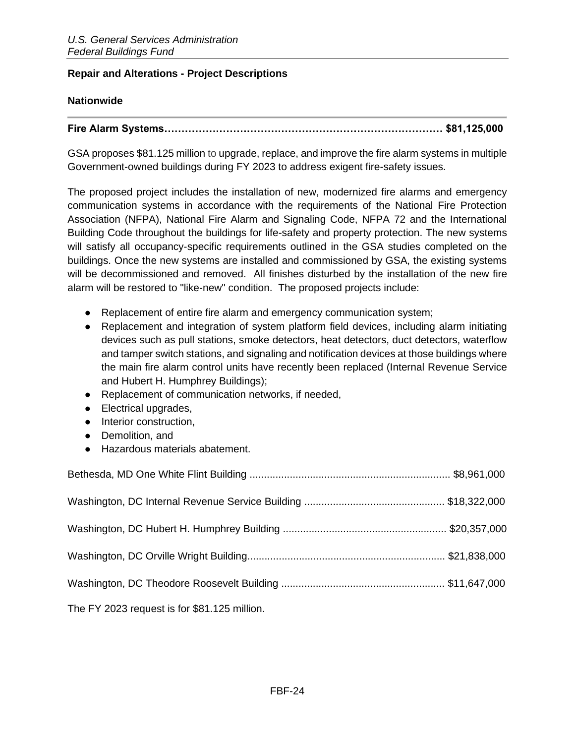## Repair and Alterations - Project Descriptions

### Nationwide

**Fire Alarm Systems………………………………………………………………………… $81,125,000**

GSA proposes $81.125 million to upgrade, replace, and improve the fire alarm systems in multiple Government-owned buildings during FY 2023 to address exigent fire-safety issues.

The proposed project includes the installation of new, modernized fire alarms and emergency communication systems in accordance with the requirements of the National Fire Protection Association (NFPA), National Fire Alarm and Signaling Code, NFPA 72 and the International Building Code throughout the buildings for life-safety and property protection. The new systems will satisfy all occupancy-specific requirements outlined in the GSA studies completed on the buildings. Once the new systems are installed and commissioned by GSA, the existing systems will be decommissioned and removed. All finishes disturbed by the installation of the new fire alarm will be restored to "like-new" condition. The proposed projects include:

- Replacement of entire fire alarm and emergency communication system;
- Replacement and integration of system platform field devices, including alarm initiating devices such as pull stations, smoke detectors, heat detectors, duct detectors, waterflow and tamper switch stations, and signaling and notification devices at those buildings where the main fire alarm control units have recently been replaced (Internal Revenue Service and Hubert H. Humphrey Buildings);
- Replacement of communication networks, if needed,
- Electrical upgrades,
- Interior construction,
- Demolition, and
- Hazardous materials abatement.

Bethesda, MD One White Flint Building ...................................................................... $8,961,000

Washington, DC Internal Revenue Service Building ................................................. $18,322,000

Washington, DC Hubert H. Humphrey Building ......................................................... $20,357,000

Washington, DC Orville Wright Building..................................................................... $21,838,000

Washington, DC Theodore Roosevelt Building ......................................................... $11,647,000

The FY 2023 request is for $81.125 million.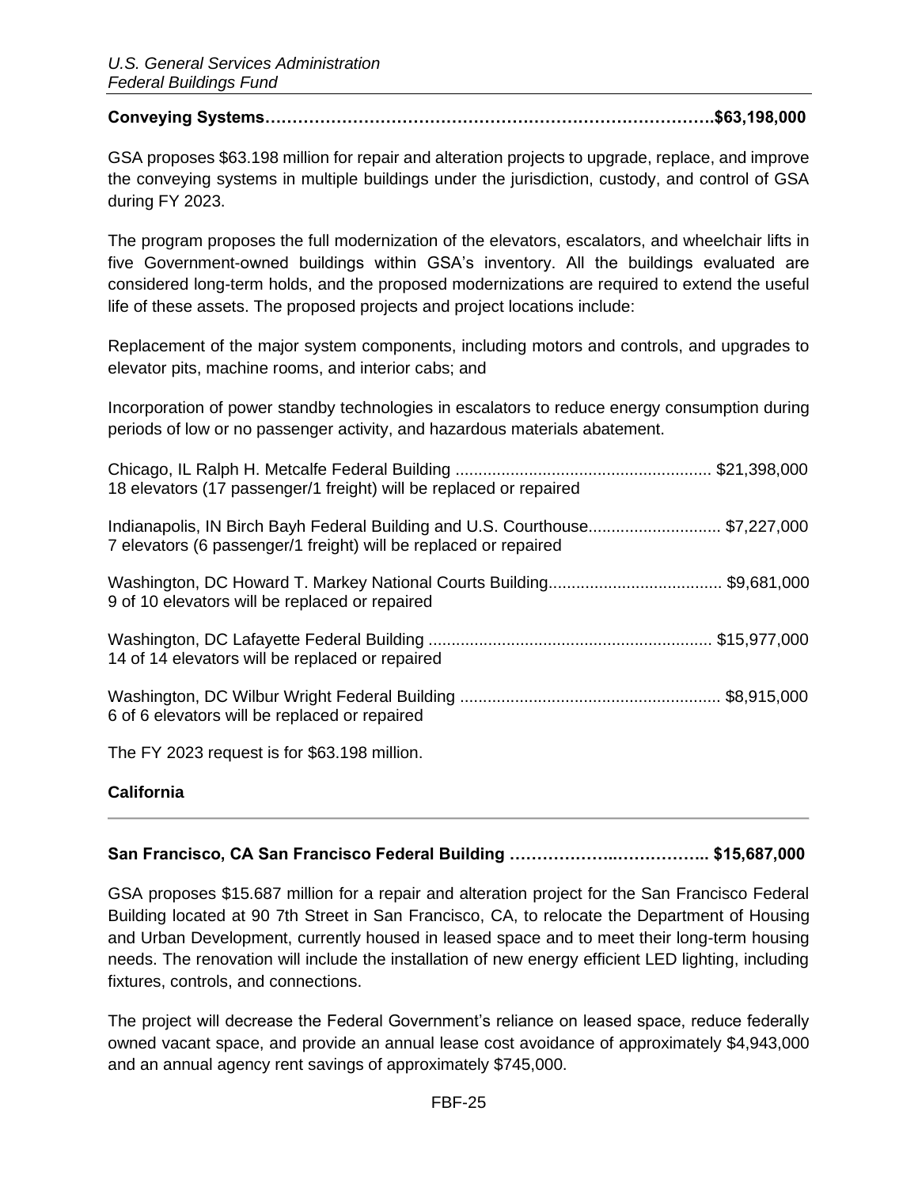**Conveying Systems…………………………………………………………………………..$63,198,000**

GSA proposes $63.198 million for repair and alteration projects to upgrade, replace, and improve the conveying systems in multiple buildings under the jurisdiction, custody, and control of GSA during FY 2023.

The program proposes the full modernization of the elevators, escalators, and wheelchair lifts in five Government-owned buildings within GSA's inventory. All the buildings evaluated are considered long-term holds, and the proposed modernizations are required to extend the useful life of these assets. The proposed projects and project locations include:

Replacement of the major system components, including motors and controls, and upgrades to elevator pits, machine rooms, and interior cabs; and

Incorporation of power standby technologies in escalators to reduce energy consumption during periods of low or no passenger activity, and hazardous materials abatement.

Chicago, IL Ralph H. Metcalfe Federal Building ........................................................ $21,398,000
18 elevators (17 passenger/1 freight) will be replaced or repaired

Indianapolis, IN Birch Bayh Federal Building and U.S. Courthouse............................ $7,227,000
7 elevators (6 passenger/1 freight) will be replaced or repaired

Washington, DC Howard T. Markey National Courts Building...................................... $9,681,000
9 of 10 elevators will be replaced or repaired

Washington, DC Lafayette Federal Building ............................................................. $15,977,000
14 of 14 elevators will be replaced or repaired

Washington, DC Wilbur Wright Federal Building ........................................................ $8,915,000
6 of 6 elevators will be replaced or repaired

The FY 2023 request is for $63.198 million.

## California

---

**San Francisco, CA San Francisco Federal Building ………………..…………….. $15,687,000**

GSA proposes $15.687 million for a repair and alteration project for the San Francisco Federal Building located at 90 7th Street in San Francisco, CA, to relocate the Department of Housing and Urban Development, currently housed in leased space and to meet their long-term housing needs. The renovation will include the installation of new energy efficient LED lighting, including fixtures, controls, and connections.

The project will decrease the Federal Government's reliance on leased space, reduce federally owned vacant space, and provide an annual lease cost avoidance of approximately $4,943,000 and an annual agency rent savings of approximately $745,000.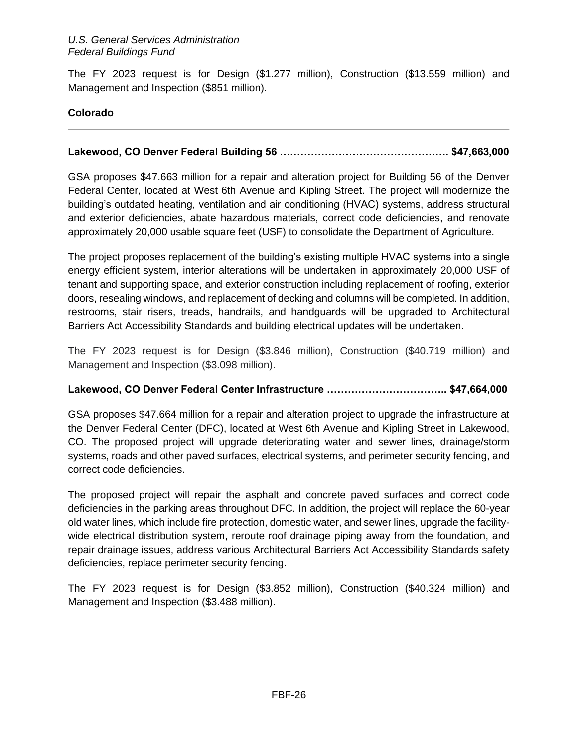The FY 2023 request is for Design ($1.277 million), Construction ($13.559 million) and Management and Inspection ($851 million).

### Colorado

---

**Lakewood, CO Denver Federal Building 56 …………………………………………. $47,663,000**

GSA proposes $47.663 million for a repair and alteration project for Building 56 of the Denver Federal Center, located at West 6th Avenue and Kipling Street. The project will modernize the building's outdated heating, ventilation and air conditioning (HVAC) systems, address structural and exterior deficiencies, abate hazardous materials, correct code deficiencies, and renovate approximately 20,000 usable square feet (USF) to consolidate the Department of Agriculture.

The project proposes replacement of the building's existing multiple HVAC systems into a single energy efficient system, interior alterations will be undertaken in approximately 20,000 USF of tenant and supporting space, and exterior construction including replacement of roofing, exterior doors, resealing windows, and replacement of decking and columns will be completed. In addition, restrooms, stair risers, treads, handrails, and handguards will be upgraded to Architectural Barriers Act Accessibility Standards and building electrical updates will be undertaken.

The FY 2023 request is for Design ($3.846 million), Construction ($40.719 million) and Management and Inspection ($3.098 million).

**Lakewood, CO Denver Federal Center Infrastructure …………………………….. $47,664,000**

GSA proposes $47.664 million for a repair and alteration project to upgrade the infrastructure at the Denver Federal Center (DFC), located at West 6th Avenue and Kipling Street in Lakewood, CO. The proposed project will upgrade deteriorating water and sewer lines, drainage/storm systems, roads and other paved surfaces, electrical systems, and perimeter security fencing, and correct code deficiencies.

The proposed project will repair the asphalt and concrete paved surfaces and correct code deficiencies in the parking areas throughout DFC. In addition, the project will replace the 60-year old water lines, which include fire protection, domestic water, and sewer lines, upgrade the facility-wide electrical distribution system, reroute roof drainage piping away from the foundation, and repair drainage issues, address various Architectural Barriers Act Accessibility Standards safety deficiencies, replace perimeter security fencing.

The FY 2023 request is for Design ($3.852 million), Construction ($40.324 million) and Management and Inspection ($3.488 million).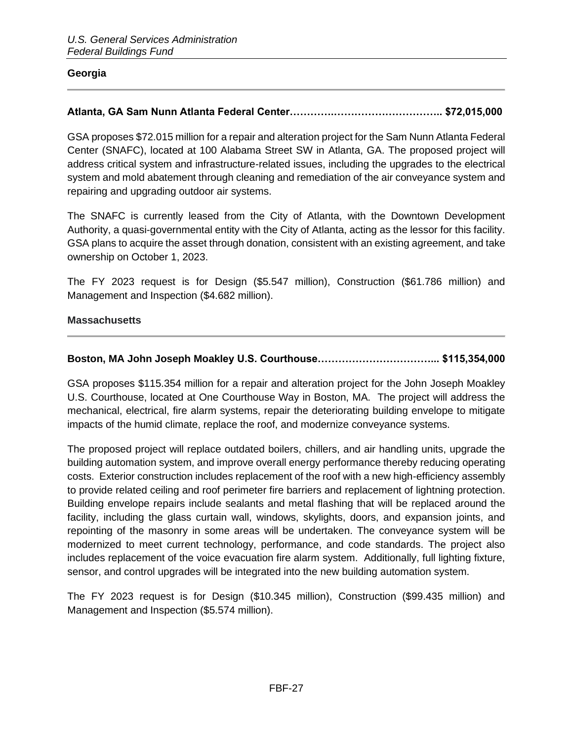## Georgia

**Atlanta, GA Sam Nunn Atlanta Federal Center………….………………………….. $72,015,000**

GSA proposes $72.015 million for a repair and alteration project for the Sam Nunn Atlanta Federal Center (SNAFC), located at 100 Alabama Street SW in Atlanta, GA. The proposed project will address critical system and infrastructure-related issues, including the upgrades to the electrical system and mold abatement through cleaning and remediation of the air conveyance system and repairing and upgrading outdoor air systems.

The SNAFC is currently leased from the City of Atlanta, with the Downtown Development Authority, a quasi-governmental entity with the City of Atlanta, acting as the lessor for this facility. GSA plans to acquire the asset through donation, consistent with an existing agreement, and take ownership on October 1, 2023.

The FY 2023 request is for Design ($5.547 million), Construction ($61.786 million) and Management and Inspection ($4.682 million).

## Massachusetts

**Boston, MA John Joseph Moakley U.S. Courthouse…………………………….... $115,354,000**

GSA proposes $115.354 million for a repair and alteration project for the John Joseph Moakley U.S. Courthouse, located at One Courthouse Way in Boston, MA. The project will address the mechanical, electrical, fire alarm systems, repair the deteriorating building envelope to mitigate impacts of the humid climate, replace the roof, and modernize conveyance systems.

The proposed project will replace outdated boilers, chillers, and air handling units, upgrade the building automation system, and improve overall energy performance thereby reducing operating costs. Exterior construction includes replacement of the roof with a new high-efficiency assembly to provide related ceiling and roof perimeter fire barriers and replacement of lightning protection. Building envelope repairs include sealants and metal flashing that will be replaced around the facility, including the glass curtain wall, windows, skylights, doors, and expansion joints, and repointing of the masonry in some areas will be undertaken. The conveyance system will be modernized to meet current technology, performance, and code standards. The project also includes replacement of the voice evacuation fire alarm system. Additionally, full lighting fixture, sensor, and control upgrades will be integrated into the new building automation system.

The FY 2023 request is for Design ($10.345 million), Construction ($99.435 million) and Management and Inspection ($5.574 million).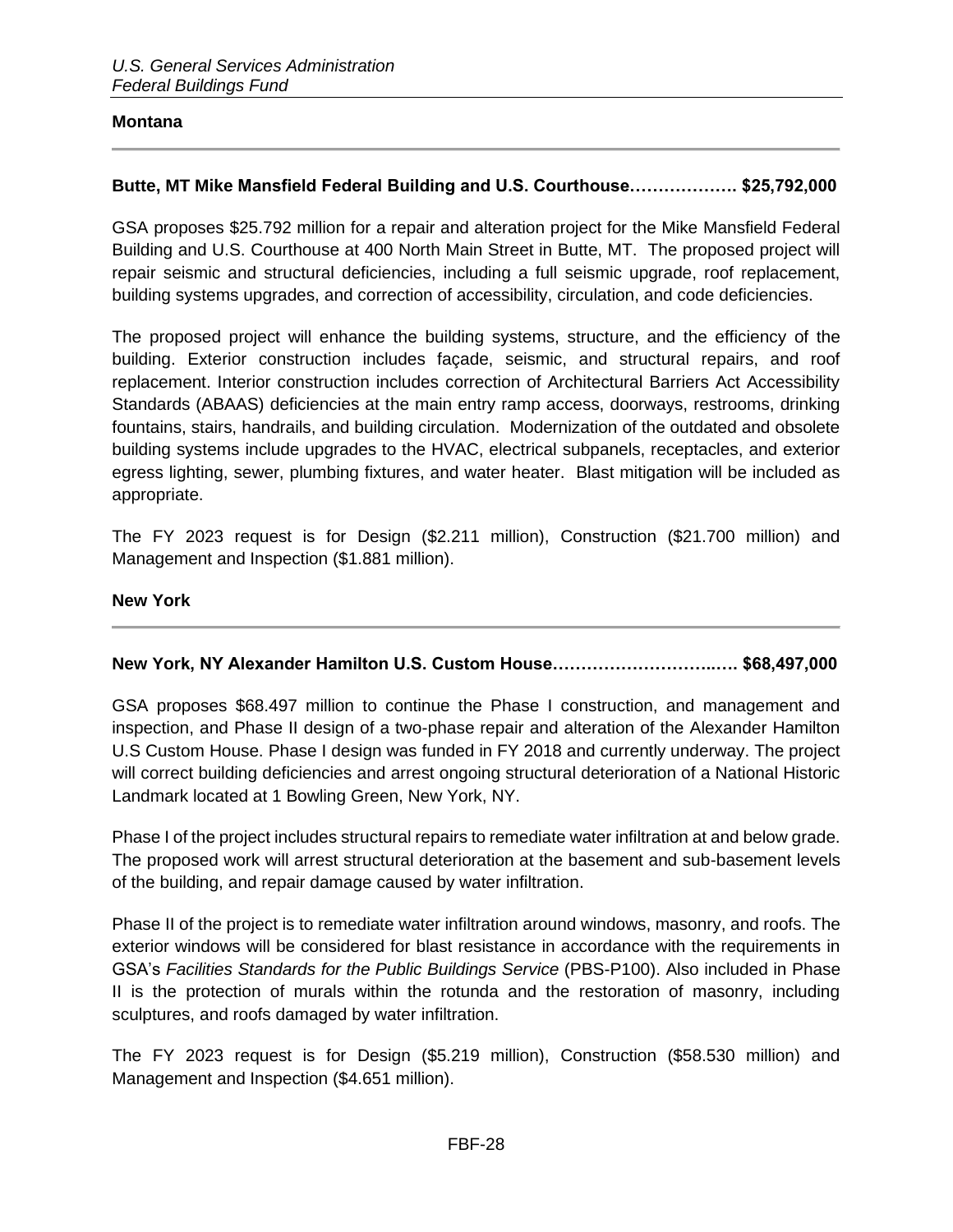## Montana

### Butte, MT Mike Mansfield Federal Building and U.S. Courthouse………………. $25,792,000

GSA proposes $25.792 million for a repair and alteration project for the Mike Mansfield Federal Building and U.S. Courthouse at 400 North Main Street in Butte, MT. The proposed project will repair seismic and structural deficiencies, including a full seismic upgrade, roof replacement, building systems upgrades, and correction of accessibility, circulation, and code deficiencies.

The proposed project will enhance the building systems, structure, and the efficiency of the building. Exterior construction includes façade, seismic, and structural repairs, and roof replacement. Interior construction includes correction of Architectural Barriers Act Accessibility Standards (ABAAS) deficiencies at the main entry ramp access, doorways, restrooms, drinking fountains, stairs, handrails, and building circulation. Modernization of the outdated and obsolete building systems include upgrades to the HVAC, electrical subpanels, receptacles, and exterior egress lighting, sewer, plumbing fixtures, and water heater. Blast mitigation will be included as appropriate.

The FY 2023 request is for Design ($2.211 million), Construction ($21.700 million) and Management and Inspection ($1.881 million).

## New York

### New York, NY Alexander Hamilton U.S. Custom House…………………………..…. $68,497,000

GSA proposes $68.497 million to continue the Phase I construction, and management and inspection, and Phase II design of a two-phase repair and alteration of the Alexander Hamilton U.S Custom House. Phase I design was funded in FY 2018 and currently underway. The project will correct building deficiencies and arrest ongoing structural deterioration of a National Historic Landmark located at 1 Bowling Green, New York, NY.

Phase I of the project includes structural repairs to remediate water infiltration at and below grade. The proposed work will arrest structural deterioration at the basement and sub-basement levels of the building, and repair damage caused by water infiltration.

Phase II of the project is to remediate water infiltration around windows, masonry, and roofs. The exterior windows will be considered for blast resistance in accordance with the requirements in GSA's *Facilities Standards for the Public Buildings Service* (PBS-P100). Also included in Phase II is the protection of murals within the rotunda and the restoration of masonry, including sculptures, and roofs damaged by water infiltration.

The FY 2023 request is for Design ($5.219 million), Construction ($58.530 million) and Management and Inspection ($4.651 million).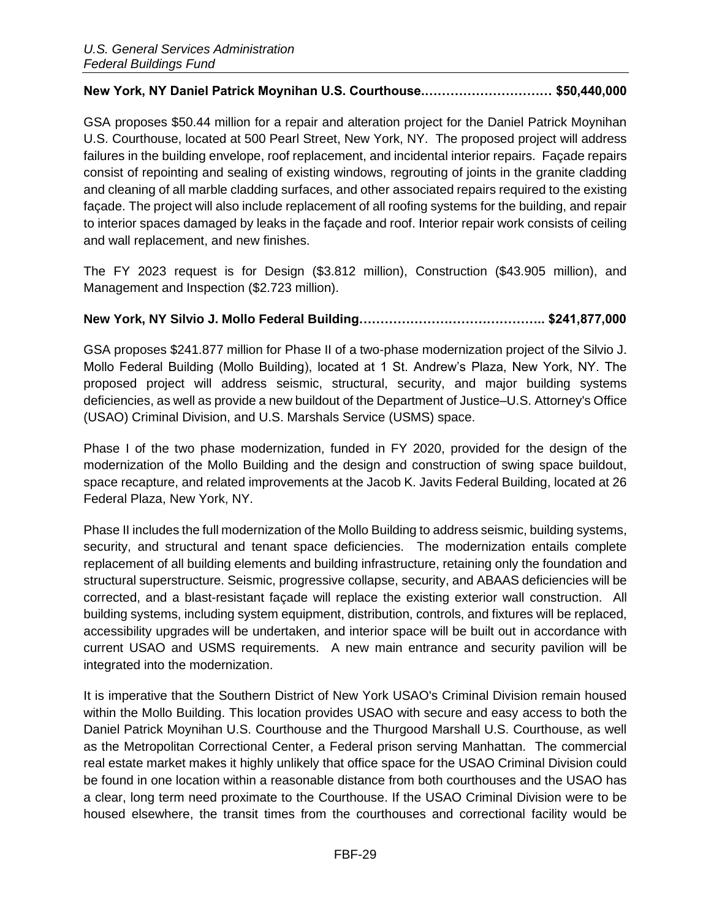**New York, NY Daniel Patrick Moynihan U.S. Courthouse.………………………… $50,440,000**

GSA proposes $50.44 million for a repair and alteration project for the Daniel Patrick Moynihan U.S. Courthouse, located at 500 Pearl Street, New York, NY. The proposed project will address failures in the building envelope, roof replacement, and incidental interior repairs. Façade repairs consist of repointing and sealing of existing windows, regrouting of joints in the granite cladding and cleaning of all marble cladding surfaces, and other associated repairs required to the existing façade. The project will also include replacement of all roofing systems for the building, and repair to interior spaces damaged by leaks in the façade and roof. Interior repair work consists of ceiling and wall replacement, and new finishes.

The FY 2023 request is for Design ($3.812 million), Construction ($43.905 million), and Management and Inspection ($2.723 million).

**New York, NY Silvio J. Mollo Federal Building…………………………………….. $241,877,000**

GSA proposes $241.877 million for Phase II of a two-phase modernization project of the Silvio J. Mollo Federal Building (Mollo Building), located at 1 St. Andrew's Plaza, New York, NY. The proposed project will address seismic, structural, security, and major building systems deficiencies, as well as provide a new buildout of the Department of Justice–U.S. Attorney's Office (USAO) Criminal Division, and U.S. Marshals Service (USMS) space.

Phase I of the two phase modernization, funded in FY 2020, provided for the design of the modernization of the Mollo Building and the design and construction of swing space buildout, space recapture, and related improvements at the Jacob K. Javits Federal Building, located at 26 Federal Plaza, New York, NY.

Phase II includes the full modernization of the Mollo Building to address seismic, building systems, security, and structural and tenant space deficiencies. The modernization entails complete replacement of all building elements and building infrastructure, retaining only the foundation and structural superstructure. Seismic, progressive collapse, security, and ABAAS deficiencies will be corrected, and a blast-resistant façade will replace the existing exterior wall construction. All building systems, including system equipment, distribution, controls, and fixtures will be replaced, accessibility upgrades will be undertaken, and interior space will be built out in accordance with current USAO and USMS requirements. A new main entrance and security pavilion will be integrated into the modernization.

It is imperative that the Southern District of New York USAO's Criminal Division remain housed within the Mollo Building. This location provides USAO with secure and easy access to both the Daniel Patrick Moynihan U.S. Courthouse and the Thurgood Marshall U.S. Courthouse, as well as the Metropolitan Correctional Center, a Federal prison serving Manhattan. The commercial real estate market makes it highly unlikely that office space for the USAO Criminal Division could be found in one location within a reasonable distance from both courthouses and the USAO has a clear, long term need proximate to the Courthouse. If the USAO Criminal Division were to be housed elsewhere, the transit times from the courthouses and correctional facility would be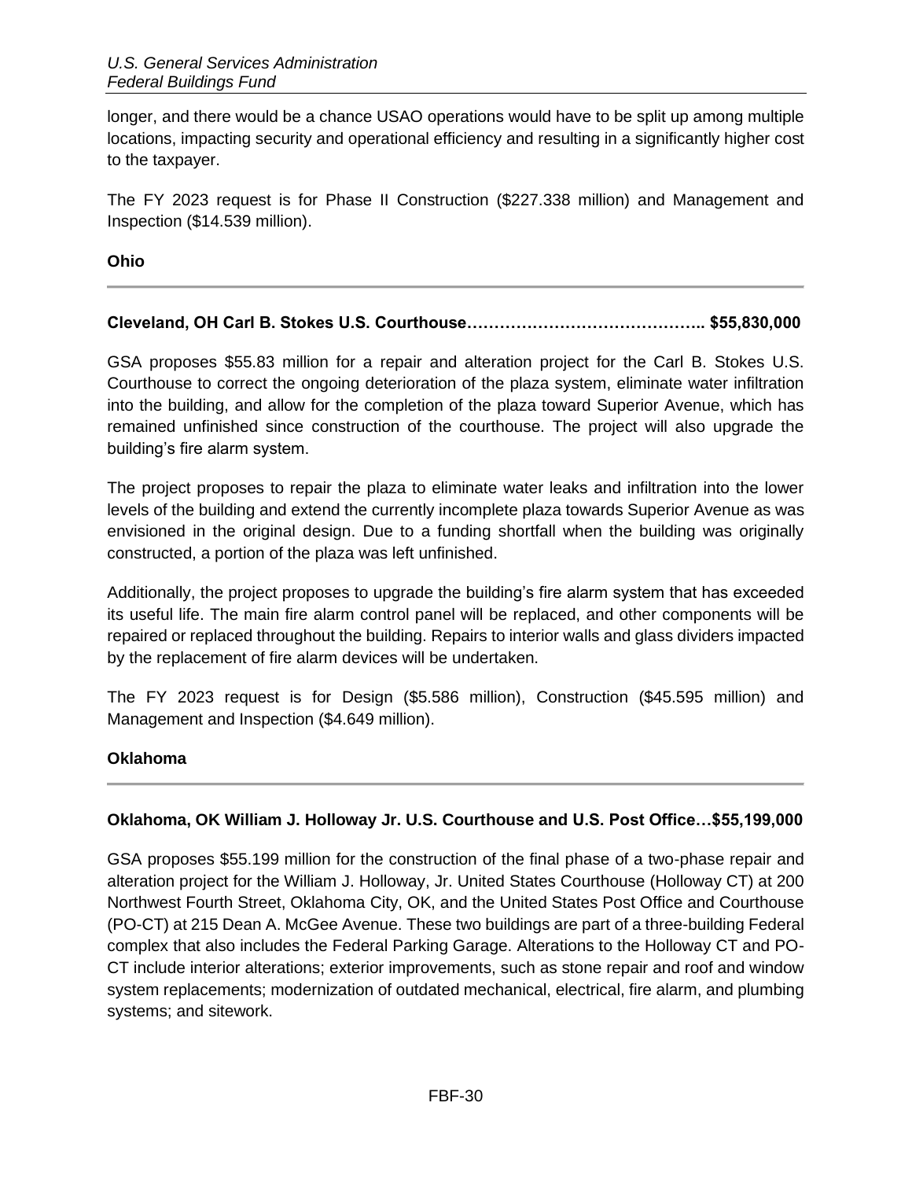longer, and there would be a chance USAO operations would have to be split up among multiple locations, impacting security and operational efficiency and resulting in a significantly higher cost to the taxpayer.

The FY 2023 request is for Phase II Construction ($227.338 million) and Management and Inspection ($14.539 million).

## Ohio

### Cleveland, OH Carl B. Stokes U.S. Courthouse…………………………………….. $55,830,000

GSA proposes $55.83 million for a repair and alteration project for the Carl B. Stokes U.S. Courthouse to correct the ongoing deterioration of the plaza system, eliminate water infiltration into the building, and allow for the completion of the plaza toward Superior Avenue, which has remained unfinished since construction of the courthouse. The project will also upgrade the building's fire alarm system.

The project proposes to repair the plaza to eliminate water leaks and infiltration into the lower levels of the building and extend the currently incomplete plaza towards Superior Avenue as was envisioned in the original design. Due to a funding shortfall when the building was originally constructed, a portion of the plaza was left unfinished.

Additionally, the project proposes to upgrade the building's fire alarm system that has exceeded its useful life. The main fire alarm control panel will be replaced, and other components will be repaired or replaced throughout the building. Repairs to interior walls and glass dividers impacted by the replacement of fire alarm devices will be undertaken.

The FY 2023 request is for Design ($5.586 million), Construction ($45.595 million) and Management and Inspection ($4.649 million).

## Oklahoma

### Oklahoma, OK William J. Holloway Jr. U.S. Courthouse and U.S. Post Office…$55,199,000

GSA proposes $55.199 million for the construction of the final phase of a two-phase repair and alteration project for the William J. Holloway, Jr. United States Courthouse (Holloway CT) at 200 Northwest Fourth Street, Oklahoma City, OK, and the United States Post Office and Courthouse (PO-CT) at 215 Dean A. McGee Avenue. These two buildings are part of a three-building Federal complex that also includes the Federal Parking Garage. Alterations to the Holloway CT and PO-CT include interior alterations; exterior improvements, such as stone repair and roof and window system replacements; modernization of outdated mechanical, electrical, fire alarm, and plumbing systems; and sitework.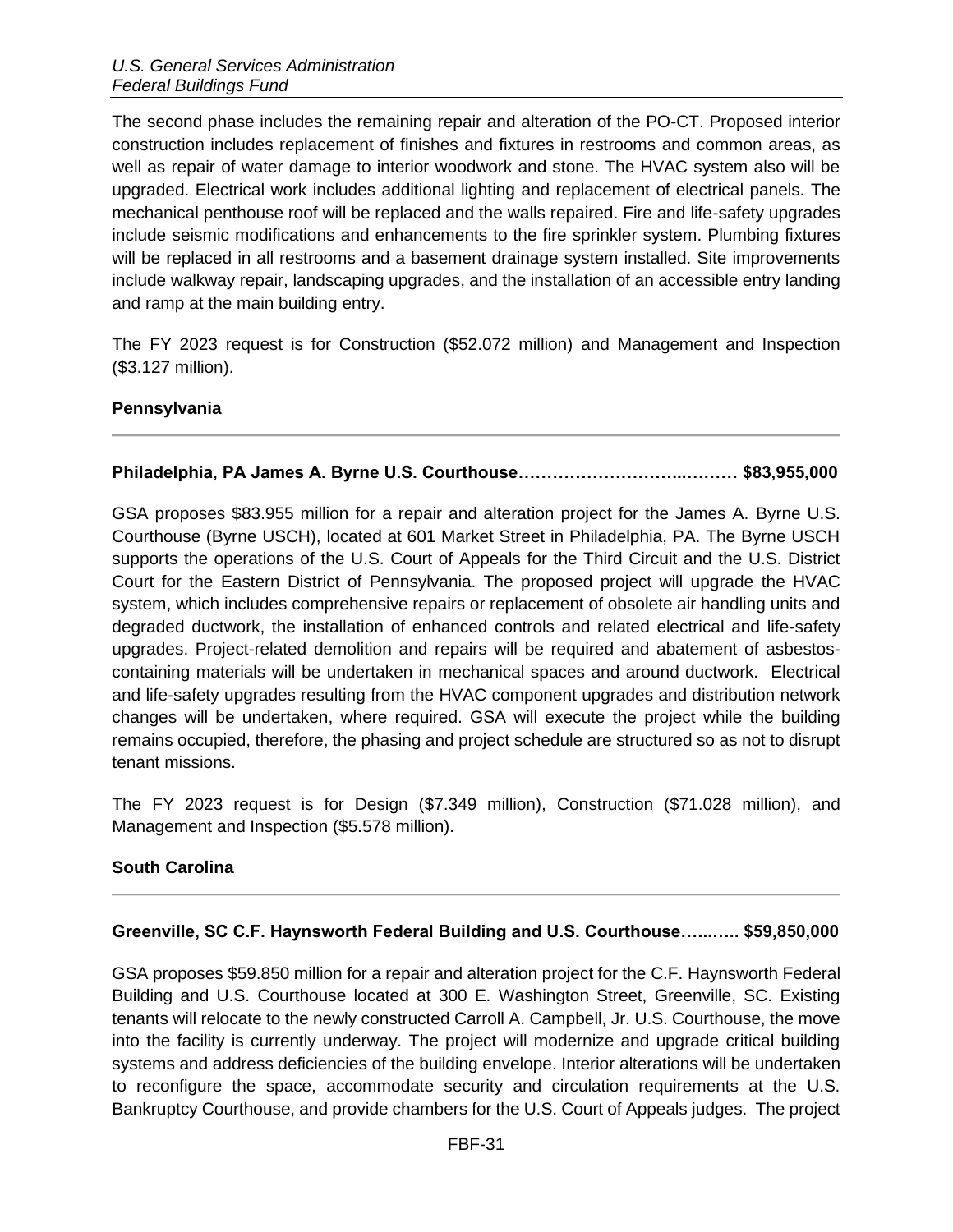The second phase includes the remaining repair and alteration of the PO-CT. Proposed interior construction includes replacement of finishes and fixtures in restrooms and common areas, as well as repair of water damage to interior woodwork and stone. The HVAC system also will be upgraded. Electrical work includes additional lighting and replacement of electrical panels. The mechanical penthouse roof will be replaced and the walls repaired. Fire and life-safety upgrades include seismic modifications and enhancements to the fire sprinkler system. Plumbing fixtures will be replaced in all restrooms and a basement drainage system installed. Site improvements include walkway repair, landscaping upgrades, and the installation of an accessible entry landing and ramp at the main building entry.

The FY 2023 request is for Construction ($52.072 million) and Management and Inspection ($3.127 million).

## Pennsylvania

**Philadelphia, PA James A. Byrne U.S. Courthouse……………………..……… $83,955,000**

GSA proposes $83.955 million for a repair and alteration project for the James A. Byrne U.S. Courthouse (Byrne USCH), located at 601 Market Street in Philadelphia, PA. The Byrne USCH supports the operations of the U.S. Court of Appeals for the Third Circuit and the U.S. District Court for the Eastern District of Pennsylvania. The proposed project will upgrade the HVAC system, which includes comprehensive repairs or replacement of obsolete air handling units and degraded ductwork, the installation of enhanced controls and related electrical and life-safety upgrades. Project-related demolition and repairs will be required and abatement of asbestos-containing materials will be undertaken in mechanical spaces and around ductwork. Electrical and life-safety upgrades resulting from the HVAC component upgrades and distribution network changes will be undertaken, where required. GSA will execute the project while the building remains occupied, therefore, the phasing and project schedule are structured so as not to disrupt tenant missions.

The FY 2023 request is for Design ($7.349 million), Construction ($71.028 million), and Management and Inspection ($5.578 million).

## South Carolina

**Greenville, SC C.F. Haynsworth Federal Building and U.S. Courthouse…..….. $59,850,000**

GSA proposes $59.850 million for a repair and alteration project for the C.F. Haynsworth Federal Building and U.S. Courthouse located at 300 E. Washington Street, Greenville, SC. Existing tenants will relocate to the newly constructed Carroll A. Campbell, Jr. U.S. Courthouse, the move into the facility is currently underway. The project will modernize and upgrade critical building systems and address deficiencies of the building envelope. Interior alterations will be undertaken to reconfigure the space, accommodate security and circulation requirements at the U.S. Bankruptcy Courthouse, and provide chambers for the U.S. Court of Appeals judges. The project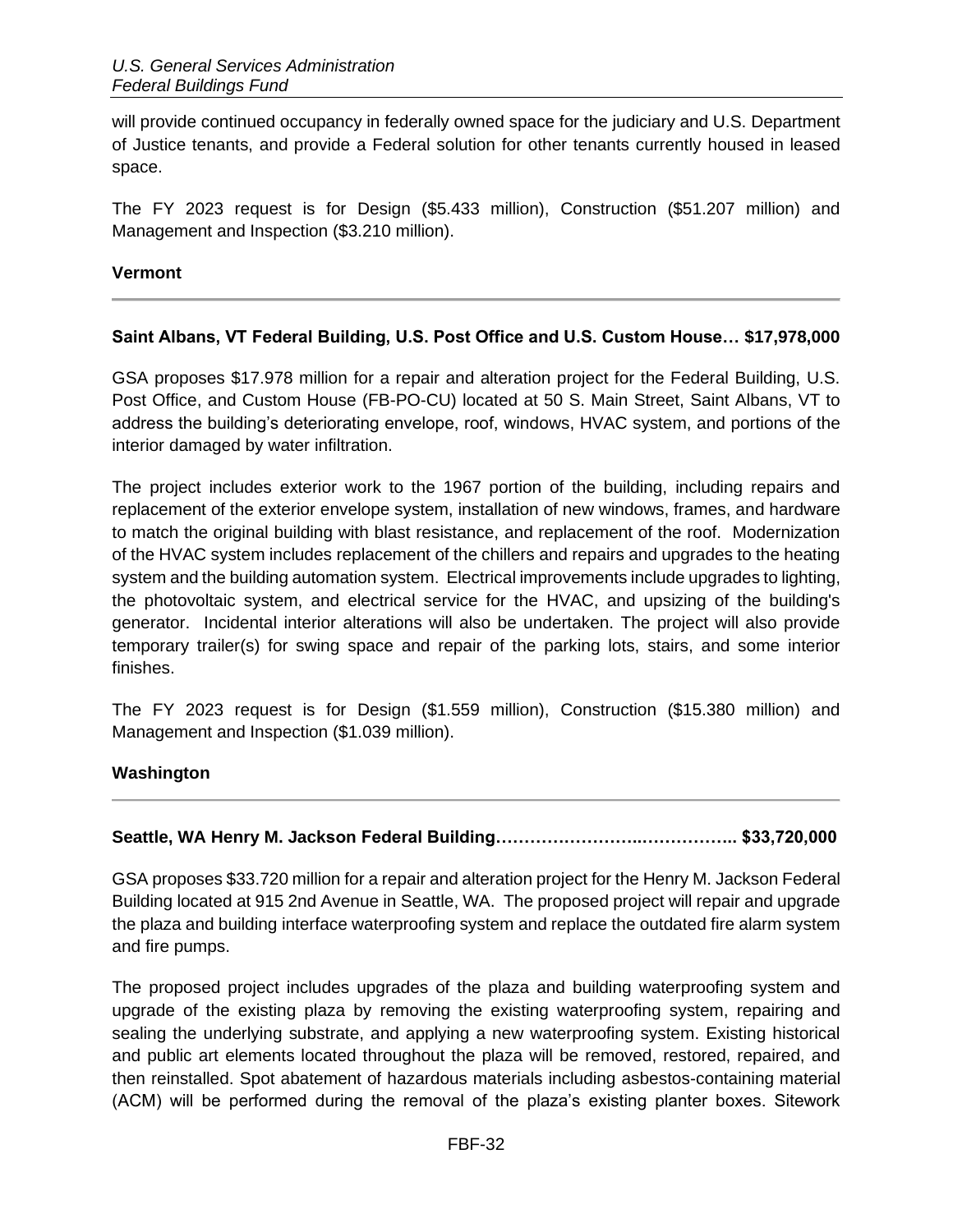will provide continued occupancy in federally owned space for the judiciary and U.S. Department of Justice tenants, and provide a Federal solution for other tenants currently housed in leased space.

The FY 2023 request is for Design ($5.433 million), Construction ($51.207 million) and Management and Inspection ($3.210 million).

### Vermont

---

**Saint Albans, VT Federal Building, U.S. Post Office and U.S. Custom House… $17,978,000**

GSA proposes $17.978 million for a repair and alteration project for the Federal Building, U.S. Post Office, and Custom House (FB-PO-CU) located at 50 S. Main Street, Saint Albans, VT to address the building's deteriorating envelope, roof, windows, HVAC system, and portions of the interior damaged by water infiltration.

The project includes exterior work to the 1967 portion of the building, including repairs and replacement of the exterior envelope system, installation of new windows, frames, and hardware to match the original building with blast resistance, and replacement of the roof. Modernization of the HVAC system includes replacement of the chillers and repairs and upgrades to the heating system and the building automation system. Electrical improvements include upgrades to lighting, the photovoltaic system, and electrical service for the HVAC, and upsizing of the building's generator. Incidental interior alterations will also be undertaken. The project will also provide temporary trailer(s) for swing space and repair of the parking lots, stairs, and some interior finishes.

The FY 2023 request is for Design ($1.559 million), Construction ($15.380 million) and Management and Inspection ($1.039 million).

### Washington

---

**Seattle, WA Henry M. Jackson Federal Building…………………….…………….. $33,720,000**

GSA proposes $33.720 million for a repair and alteration project for the Henry M. Jackson Federal Building located at 915 2nd Avenue in Seattle, WA. The proposed project will repair and upgrade the plaza and building interface waterproofing system and replace the outdated fire alarm system and fire pumps.

The proposed project includes upgrades of the plaza and building waterproofing system and upgrade of the existing plaza by removing the existing waterproofing system, repairing and sealing the underlying substrate, and applying a new waterproofing system. Existing historical and public art elements located throughout the plaza will be removed, restored, repaired, and then reinstalled. Spot abatement of hazardous materials including asbestos-containing material (ACM) will be performed during the removal of the plaza's existing planter boxes. Sitework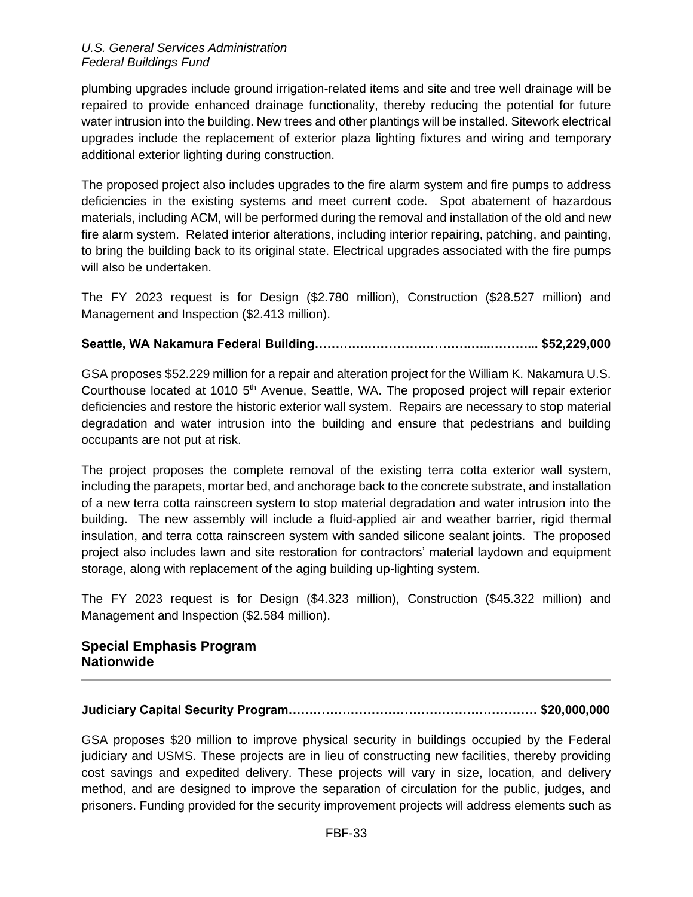plumbing upgrades include ground irrigation-related items and site and tree well drainage will be repaired to provide enhanced drainage functionality, thereby reducing the potential for future water intrusion into the building. New trees and other plantings will be installed. Sitework electrical upgrades include the replacement of exterior plaza lighting fixtures and wiring and temporary additional exterior lighting during construction.

The proposed project also includes upgrades to the fire alarm system and fire pumps to address deficiencies in the existing systems and meet current code. Spot abatement of hazardous materials, including ACM, will be performed during the removal and installation of the old and new fire alarm system. Related interior alterations, including interior repairing, patching, and painting, to bring the building back to its original state. Electrical upgrades associated with the fire pumps will also be undertaken.

The FY 2023 request is for Design ($2.780 million), Construction ($28.527 million) and Management and Inspection ($2.413 million).

**Seattle, WA Nakamura Federal Building……………………………………..……….. $52,229,000**

GSA proposes $52.229 million for a repair and alteration project for the William K. Nakamura U.S. Courthouse located at 1010 5th Avenue, Seattle, WA. The proposed project will repair exterior deficiencies and restore the historic exterior wall system. Repairs are necessary to stop material degradation and water intrusion into the building and ensure that pedestrians and building occupants are not put at risk.

The project proposes the complete removal of the existing terra cotta exterior wall system, including the parapets, mortar bed, and anchorage back to the concrete substrate, and installation of a new terra cotta rainscreen system to stop material degradation and water intrusion into the building. The new assembly will include a fluid-applied air and weather barrier, rigid thermal insulation, and terra cotta rainscreen system with sanded silicone sealant joints. The proposed project also includes lawn and site restoration for contractors' material laydown and equipment storage, along with replacement of the aging building up-lighting system.

The FY 2023 request is for Design ($4.323 million), Construction ($45.322 million) and Management and Inspection ($2.584 million).

## Special Emphasis Program
## Nationwide

**Judiciary Capital Security Program…………………………………………………… $20,000,000**

GSA proposes $20 million to improve physical security in buildings occupied by the Federal judiciary and USMS. These projects are in lieu of constructing new facilities, thereby providing cost savings and expedited delivery. These projects will vary in size, location, and delivery method, and are designed to improve the separation of circulation for the public, judges, and prisoners. Funding provided for the security improvement projects will address elements such as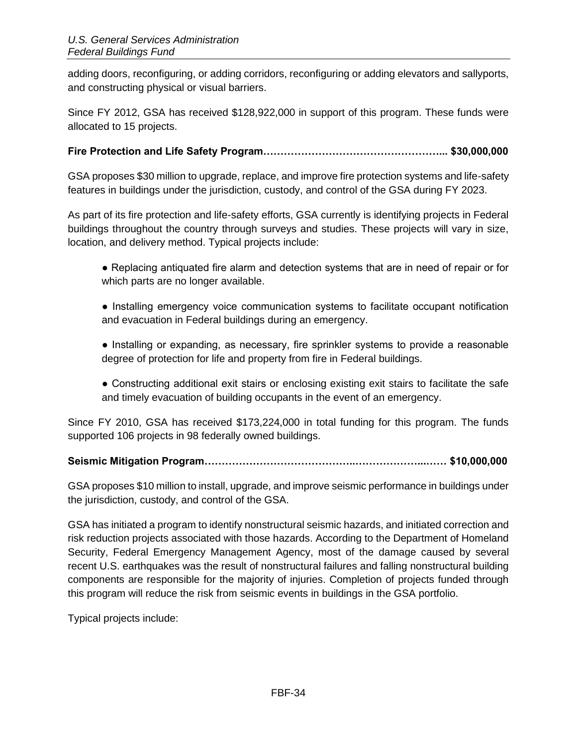adding doors, reconfiguring, or adding corridors, reconfiguring or adding elevators and sallyports, and constructing physical or visual barriers.

Since FY 2012, GSA has received $128,922,000 in support of this program. These funds were allocated to 15 projects.

**Fire Protection and Life Safety Program…………………………………………….. $30,000,000**

GSA proposes $30 million to upgrade, replace, and improve fire protection systems and life-safety features in buildings under the jurisdiction, custody, and control of the GSA during FY 2023.

As part of its fire protection and life-safety efforts, GSA currently is identifying projects in Federal buildings throughout the country through surveys and studies. These projects will vary in size, location, and delivery method. Typical projects include:

- Replacing antiquated fire alarm and detection systems that are in need of repair or for which parts are no longer available.
- Installing emergency voice communication systems to facilitate occupant notification and evacuation in Federal buildings during an emergency.
- Installing or expanding, as necessary, fire sprinkler systems to provide a reasonable degree of protection for life and property from fire in Federal buildings.
- Constructing additional exit stairs or enclosing existing exit stairs to facilitate the safe and timely evacuation of building occupants in the event of an emergency.

Since FY 2010, GSA has received $173,224,000 in total funding for this program. The funds supported 106 projects in 98 federally owned buildings.

**Seismic Mitigation Program……………………………………..………………...…… $10,000,000**

GSA proposes $10 million to install, upgrade, and improve seismic performance in buildings under the jurisdiction, custody, and control of the GSA.

GSA has initiated a program to identify nonstructural seismic hazards, and initiated correction and risk reduction projects associated with those hazards. According to the Department of Homeland Security, Federal Emergency Management Agency, most of the damage caused by several recent U.S. earthquakes was the result of nonstructural failures and falling nonstructural building components are responsible for the majority of injuries. Completion of projects funded through this program will reduce the risk from seismic events in buildings in the GSA portfolio.

Typical projects include: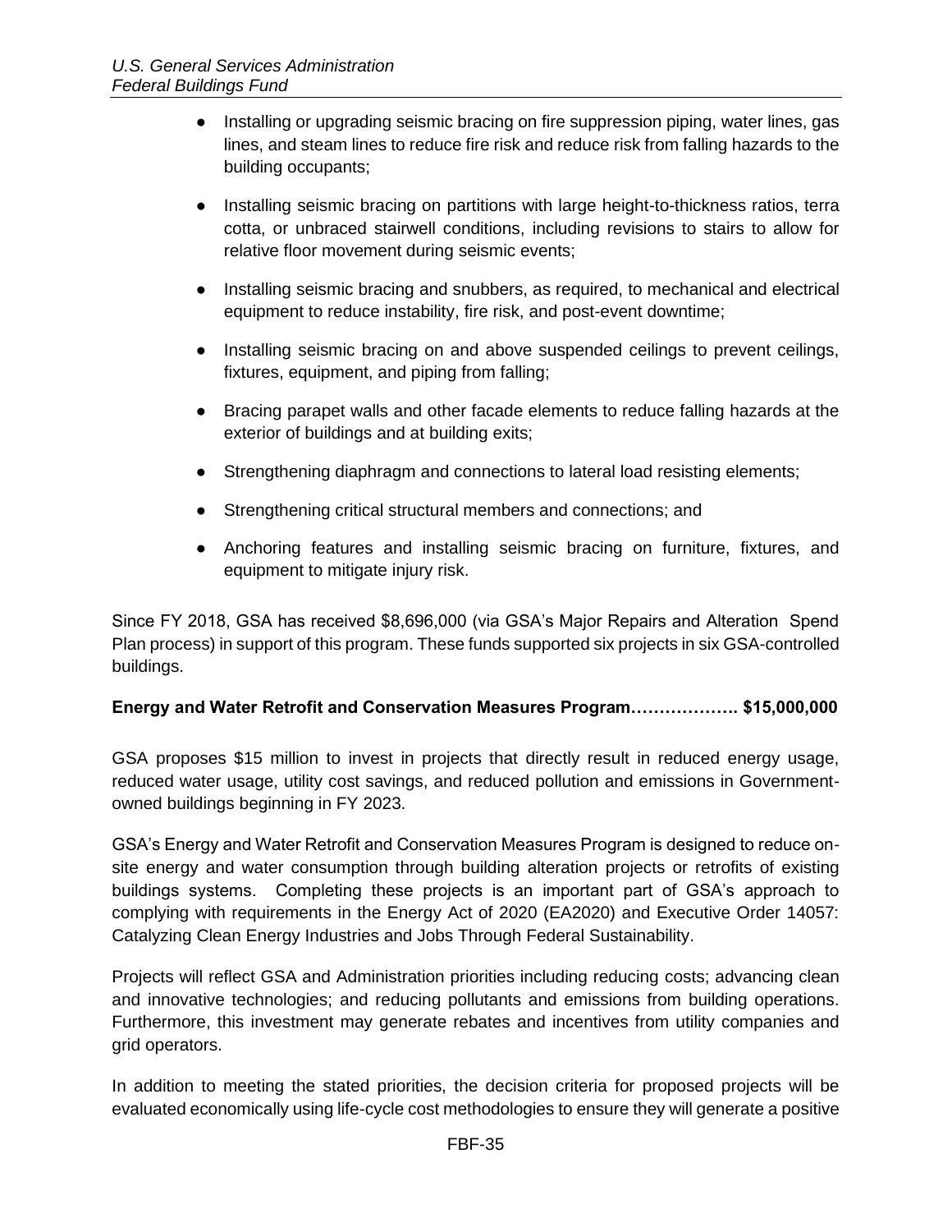- Installing or upgrading seismic bracing on fire suppression piping, water lines, gas lines, and steam lines to reduce fire risk and reduce risk from falling hazards to the building occupants;
- Installing seismic bracing on partitions with large height-to-thickness ratios, terra cotta, or unbraced stairwell conditions, including revisions to stairs to allow for relative floor movement during seismic events;
- Installing seismic bracing and snubbers, as required, to mechanical and electrical equipment to reduce instability, fire risk, and post-event downtime;
- Installing seismic bracing on and above suspended ceilings to prevent ceilings, fixtures, equipment, and piping from falling;
- Bracing parapet walls and other facade elements to reduce falling hazards at the exterior of buildings and at building exits;
- Strengthening diaphragm and connections to lateral load resisting elements;
- Strengthening critical structural members and connections; and
- Anchoring features and installing seismic bracing on furniture, fixtures, and equipment to mitigate injury risk.

Since FY 2018, GSA has received $8,696,000 (via GSA's Major Repairs and Alteration Spend Plan process) in support of this program. These funds supported six projects in six GSA-controlled buildings.

**Energy and Water Retrofit and Conservation Measures Program………………. $15,000,000**

GSA proposes $15 million to invest in projects that directly result in reduced energy usage, reduced water usage, utility cost savings, and reduced pollution and emissions in Government-owned buildings beginning in FY 2023.

GSA's Energy and Water Retrofit and Conservation Measures Program is designed to reduce on-site energy and water consumption through building alteration projects or retrofits of existing buildings systems. Completing these projects is an important part of GSA's approach to complying with requirements in the Energy Act of 2020 (EA2020) and Executive Order 14057: Catalyzing Clean Energy Industries and Jobs Through Federal Sustainability.

Projects will reflect GSA and Administration priorities including reducing costs; advancing clean and innovative technologies; and reducing pollutants and emissions from building operations. Furthermore, this investment may generate rebates and incentives from utility companies and grid operators.

In addition to meeting the stated priorities, the decision criteria for proposed projects will be evaluated economically using life-cycle cost methodologies to ensure they will generate a positive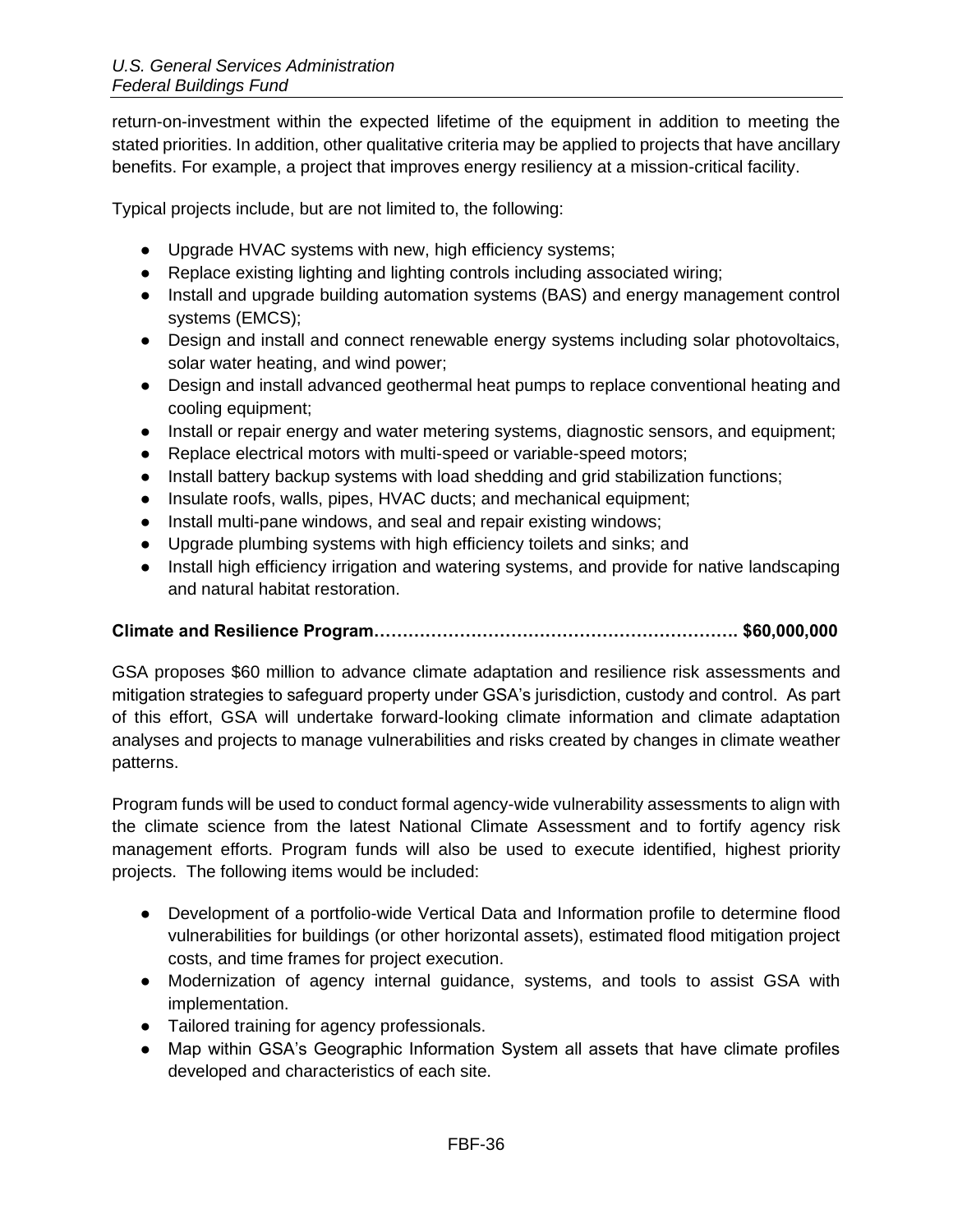return-on-investment within the expected lifetime of the equipment in addition to meeting the stated priorities. In addition, other qualitative criteria may be applied to projects that have ancillary benefits. For example, a project that improves energy resiliency at a mission-critical facility.

Typical projects include, but are not limited to, the following:

- Upgrade HVAC systems with new, high efficiency systems;
- Replace existing lighting and lighting controls including associated wiring;
- Install and upgrade building automation systems (BAS) and energy management control systems (EMCS);
- Design and install and connect renewable energy systems including solar photovoltaics, solar water heating, and wind power;
- Design and install advanced geothermal heat pumps to replace conventional heating and cooling equipment;
- Install or repair energy and water metering systems, diagnostic sensors, and equipment;
- Replace electrical motors with multi-speed or variable-speed motors;
- Install battery backup systems with load shedding and grid stabilization functions;
- Insulate roofs, walls, pipes, HVAC ducts; and mechanical equipment;
- Install multi-pane windows, and seal and repair existing windows;
- Upgrade plumbing systems with high efficiency toilets and sinks; and
- Install high efficiency irrigation and watering systems, and provide for native landscaping and natural habitat restoration.

**Climate and Resilience Program………………………………………………………. $60,000,000**

GSA proposes $60 million to advance climate adaptation and resilience risk assessments and mitigation strategies to safeguard property under GSA's jurisdiction, custody and control. As part of this effort, GSA will undertake forward-looking climate information and climate adaptation analyses and projects to manage vulnerabilities and risks created by changes in climate weather patterns.

Program funds will be used to conduct formal agency-wide vulnerability assessments to align with the climate science from the latest National Climate Assessment and to fortify agency risk management efforts. Program funds will also be used to execute identified, highest priority projects. The following items would be included:

- Development of a portfolio-wide Vertical Data and Information profile to determine flood vulnerabilities for buildings (or other horizontal assets), estimated flood mitigation project costs, and time frames for project execution.
- Modernization of agency internal guidance, systems, and tools to assist GSA with implementation.
- Tailored training for agency professionals.
- Map within GSA's Geographic Information System all assets that have climate profiles developed and characteristics of each site.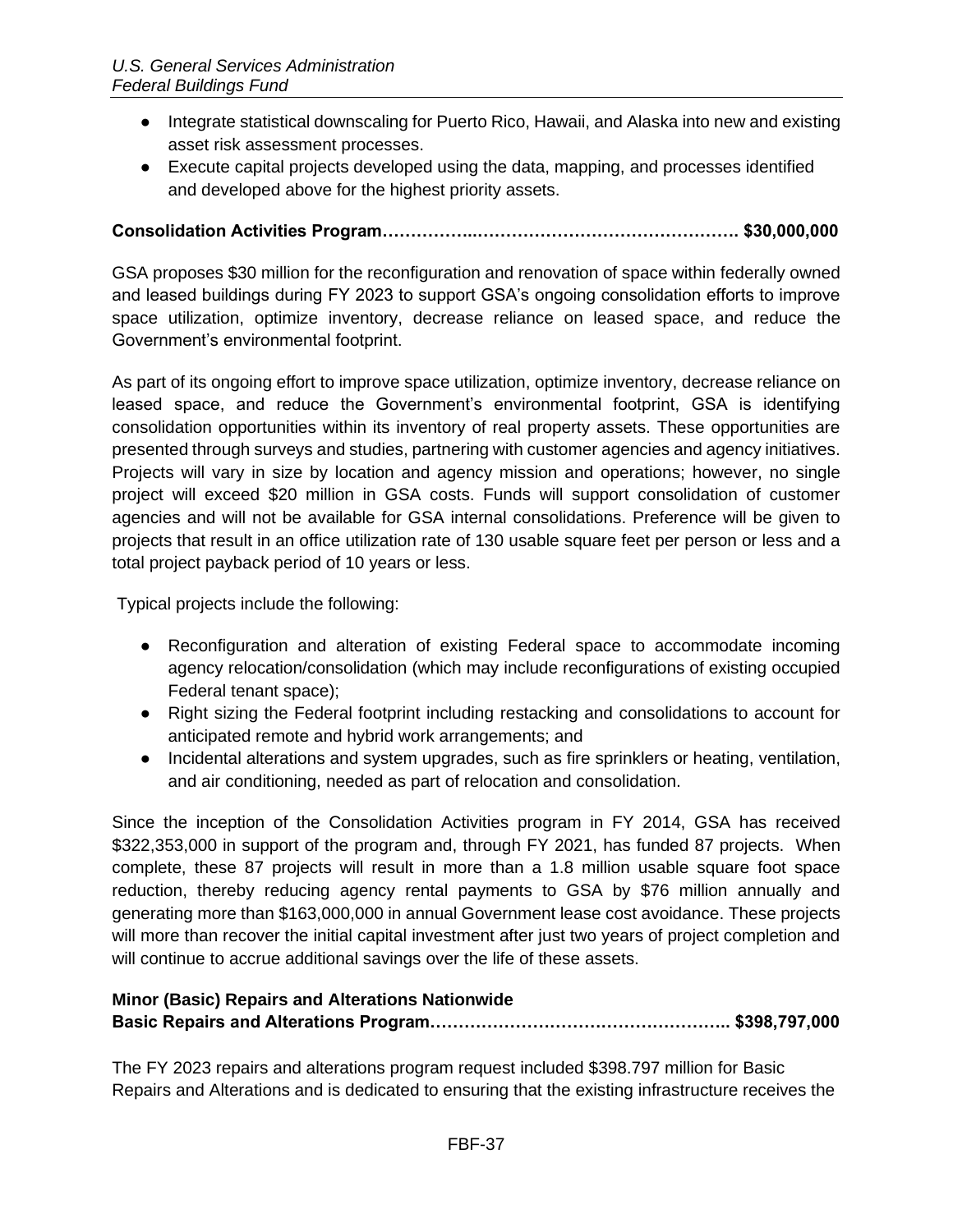- Integrate statistical downscaling for Puerto Rico, Hawaii, and Alaska into new and existing asset risk assessment processes.
- Execute capital projects developed using the data, mapping, and processes identified and developed above for the highest priority assets.

**Consolidation Activities Program……………..………………………………………. $30,000,000**

GSA proposes $30 million for the reconfiguration and renovation of space within federally owned and leased buildings during FY 2023 to support GSA's ongoing consolidation efforts to improve space utilization, optimize inventory, decrease reliance on leased space, and reduce the Government's environmental footprint.

As part of its ongoing effort to improve space utilization, optimize inventory, decrease reliance on leased space, and reduce the Government's environmental footprint, GSA is identifying consolidation opportunities within its inventory of real property assets. These opportunities are presented through surveys and studies, partnering with customer agencies and agency initiatives. Projects will vary in size by location and agency mission and operations; however, no single project will exceed $20 million in GSA costs. Funds will support consolidation of customer agencies and will not be available for GSA internal consolidations. Preference will be given to projects that result in an office utilization rate of 130 usable square feet per person or less and a total project payback period of 10 years or less.

Typical projects include the following:

- Reconfiguration and alteration of existing Federal space to accommodate incoming agency relocation/consolidation (which may include reconfigurations of existing occupied Federal tenant space);
- Right sizing the Federal footprint including restacking and consolidations to account for anticipated remote and hybrid work arrangements; and
- Incidental alterations and system upgrades, such as fire sprinklers or heating, ventilation, and air conditioning, needed as part of relocation and consolidation.

Since the inception of the Consolidation Activities program in FY 2014, GSA has received $322,353,000 in support of the program and, through FY 2021, has funded 87 projects. When complete, these 87 projects will result in more than a 1.8 million usable square foot space reduction, thereby reducing agency rental payments to GSA by $76 million annually and generating more than $163,000,000 in annual Government lease cost avoidance. These projects will more than recover the initial capital investment after just two years of project completion and will continue to accrue additional savings over the life of these assets.

**Minor (Basic) Repairs and Alterations Nationwide**
**Basic Repairs and Alterations Program…………………………………………….. $398,797,000**

The FY 2023 repairs and alterations program request included $398.797 million for Basic Repairs and Alterations and is dedicated to ensuring that the existing infrastructure receives the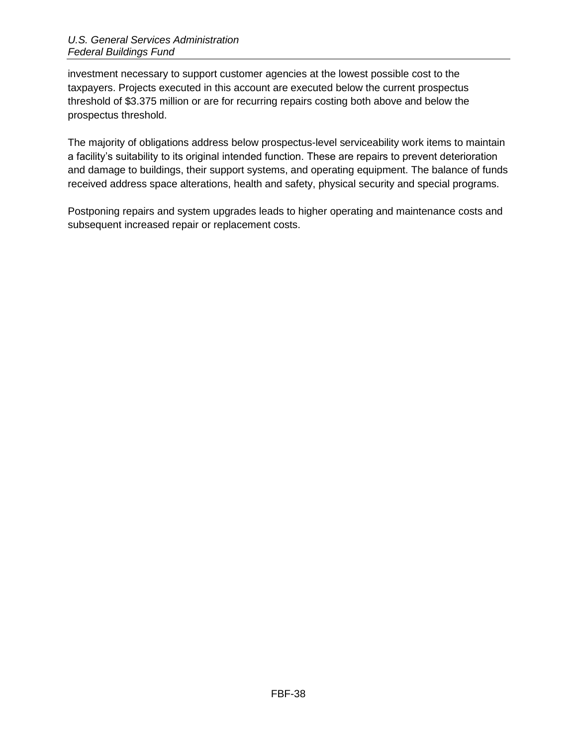investment necessary to support customer agencies at the lowest possible cost to the taxpayers. Projects executed in this account are executed below the current prospectus threshold of $3.375 million or are for recurring repairs costing both above and below the prospectus threshold.

The majority of obligations address below prospectus-level serviceability work items to maintain a facility's suitability to its original intended function. These are repairs to prevent deterioration and damage to buildings, their support systems, and operating equipment. The balance of funds received address space alterations, health and safety, physical security and special programs.

Postponing repairs and system upgrades leads to higher operating and maintenance costs and subsequent increased repair or replacement costs.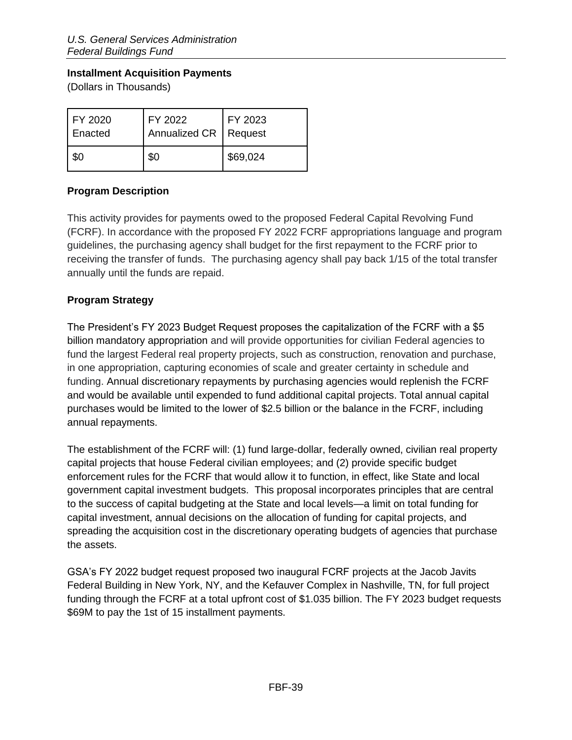## Installment Acquisition Payments

(Dollars in Thousands)

| FY 2020 Enacted | FY 2022 Annualized CR | FY 2023 Request |
|---|---|---|
| $0 | $0 | $69,024 |

### Program Description

This activity provides for payments owed to the proposed Federal Capital Revolving Fund (FCRF). In accordance with the proposed FY 2022 FCRF appropriations language and program guidelines, the purchasing agency shall budget for the first repayment to the FCRF prior to receiving the transfer of funds. The purchasing agency shall pay back 1/15 of the total transfer annually until the funds are repaid.

### Program Strategy

The President's FY 2023 Budget Request proposes the capitalization of the FCRF with a $5 billion mandatory appropriation and will provide opportunities for civilian Federal agencies to fund the largest Federal real property projects, such as construction, renovation and purchase, in one appropriation, capturing economies of scale and greater certainty in schedule and funding. Annual discretionary repayments by purchasing agencies would replenish the FCRF and would be available until expended to fund additional capital projects. Total annual capital purchases would be limited to the lower of $2.5 billion or the balance in the FCRF, including annual repayments.

The establishment of the FCRF will: (1) fund large-dollar, federally owned, civilian real property capital projects that house Federal civilian employees; and (2) provide specific budget enforcement rules for the FCRF that would allow it to function, in effect, like State and local government capital investment budgets. This proposal incorporates principles that are central to the success of capital budgeting at the State and local levels—a limit on total funding for capital investment, annual decisions on the allocation of funding for capital projects, and spreading the acquisition cost in the discretionary operating budgets of agencies that purchase the assets.

GSA's FY 2022 budget request proposed two inaugural FCRF projects at the Jacob Javits Federal Building in New York, NY, and the Kefauver Complex in Nashville, TN, for full project funding through the FCRF at a total upfront cost of $1.035 billion. The FY 2023 budget requests $69M to pay the 1st of 15 installment payments.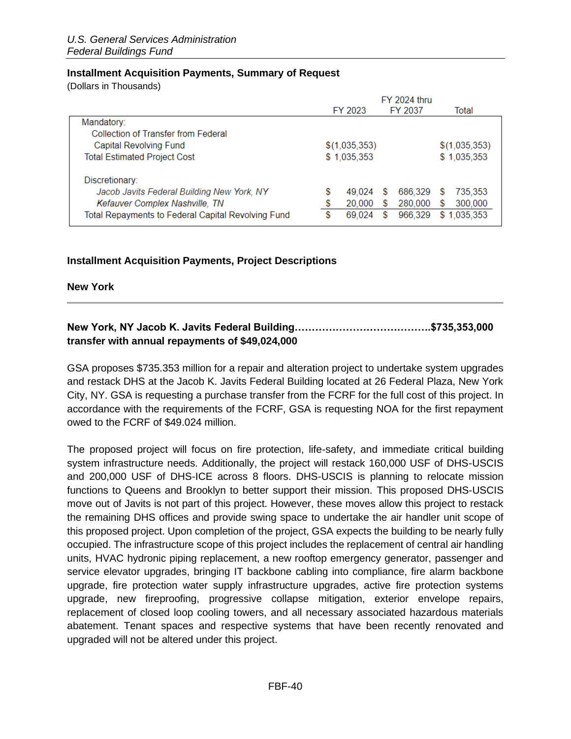## Installment Acquisition Payments, Summary of Request

(Dollars in Thousands)

| | FY 2023 | FY 2024 thru FY 2037 | Total |
|---|---|---|---|
| Mandatory: | | | |
| Collection of Transfer from Federal Capital Revolving Fund | $(1,035,353) | | $(1,035,353) |
| Total Estimated Project Cost | $ 1,035,353 | | $ 1,035,353 |
| Discretionary: | | | |
| *Jacob Javits Federal Building New York, NY* | $ 49,024 | $ 686,329 | $ 735,353 |
| *Kefauver Complex Nashville, TN* | $ 20,000 | $ 280,000 | $ 300,000 |
| Total Repayments to Federal Capital Revolving Fund | $ 69,024 | $ 966,329 | $ 1,035,353 |

## Installment Acquisition Payments, Project Descriptions

### New York

**New York, NY Jacob K. Javits Federal Building…………………………………$735,353,000 transfer with annual repayments of $49,024,000**

GSA proposes $735.353 million for a repair and alteration project to undertake system upgrades and restack DHS at the Jacob K. Javits Federal Building located at 26 Federal Plaza, New York City, NY. GSA is requesting a purchase transfer from the FCRF for the full cost of this project. In accordance with the requirements of the FCRF, GSA is requesting NOA for the first repayment owed to the FCRF of $49.024 million.

The proposed project will focus on fire protection, life-safety, and immediate critical building system infrastructure needs. Additionally, the project will restack 160,000 USF of DHS-USCIS and 200,000 USF of DHS-ICE across 8 floors. DHS-USCIS is planning to relocate mission functions to Queens and Brooklyn to better support their mission. This proposed DHS-USCIS move out of Javits is not part of this project. However, these moves allow this project to restack the remaining DHS offices and provide swing space to undertake the air handler unit scope of this proposed project. Upon completion of the project, GSA expects the building to be nearly fully occupied. The infrastructure scope of this project includes the replacement of central air handling units, HVAC hydronic piping replacement, a new rooftop emergency generator, passenger and service elevator upgrades, bringing IT backbone cabling into compliance, fire alarm backbone upgrade, fire protection water supply infrastructure upgrades, active fire protection systems upgrade, new fireproofing, progressive collapse mitigation, exterior envelope repairs, replacement of closed loop cooling towers, and all necessary associated hazardous materials abatement. Tenant spaces and respective systems that have been recently renovated and upgraded will not be altered under this project.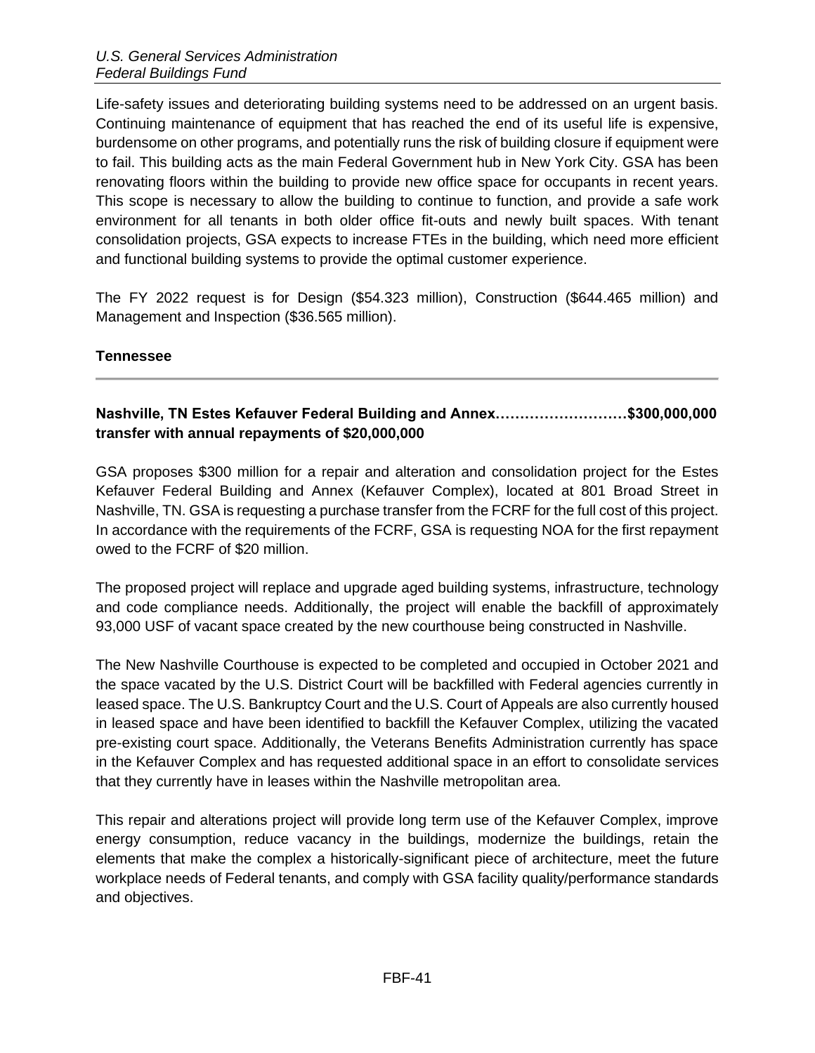Life-safety issues and deteriorating building systems need to be addressed on an urgent basis. Continuing maintenance of equipment that has reached the end of its useful life is expensive, burdensome on other programs, and potentially runs the risk of building closure if equipment were to fail. This building acts as the main Federal Government hub in New York City. GSA has been renovating floors within the building to provide new office space for occupants in recent years. This scope is necessary to allow the building to continue to function, and provide a safe work environment for all tenants in both older office fit-outs and newly built spaces. With tenant consolidation projects, GSA expects to increase FTEs in the building, which need more efficient and functional building systems to provide the optimal customer experience.

The FY 2022 request is for Design ($54.323 million), Construction ($644.465 million) and Management and Inspection ($36.565 million).

### Tennessee

**Nashville, TN Estes Kefauver Federal Building and Annex……………………..$300,000,000 transfer with annual repayments of $20,000,000**

GSA proposes $300 million for a repair and alteration and consolidation project for the Estes Kefauver Federal Building and Annex (Kefauver Complex), located at 801 Broad Street in Nashville, TN. GSA is requesting a purchase transfer from the FCRF for the full cost of this project. In accordance with the requirements of the FCRF, GSA is requesting NOA for the first repayment owed to the FCRF of $20 million.

The proposed project will replace and upgrade aged building systems, infrastructure, technology and code compliance needs. Additionally, the project will enable the backfill of approximately 93,000 USF of vacant space created by the new courthouse being constructed in Nashville.

The New Nashville Courthouse is expected to be completed and occupied in October 2021 and the space vacated by the U.S. District Court will be backfilled with Federal agencies currently in leased space. The U.S. Bankruptcy Court and the U.S. Court of Appeals are also currently housed in leased space and have been identified to backfill the Kefauver Complex, utilizing the vacated pre-existing court space. Additionally, the Veterans Benefits Administration currently has space in the Kefauver Complex and has requested additional space in an effort to consolidate services that they currently have in leases within the Nashville metropolitan area.

This repair and alterations project will provide long term use of the Kefauver Complex, improve energy consumption, reduce vacancy in the buildings, modernize the buildings, retain the elements that make the complex a historically-significant piece of architecture, meet the future workplace needs of Federal tenants, and comply with GSA facility quality/performance standards and objectives.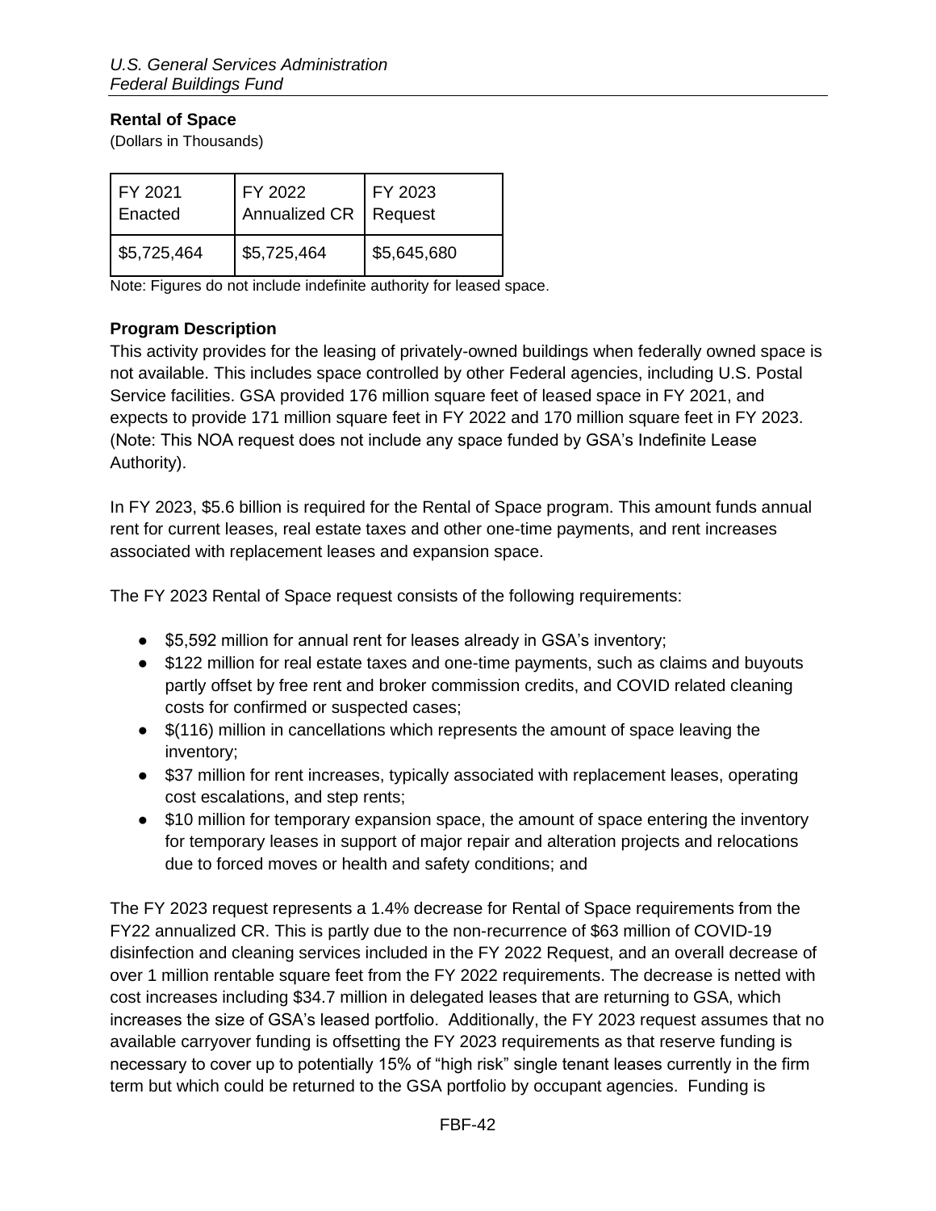## Rental of Space

(Dollars in Thousands)

| FY 2021 Enacted | FY 2022 Annualized CR | FY 2023 Request |
|---|---|---|
| $5,725,464 | $5,725,464 | $5,645,680 |

Note: Figures do not include indefinite authority for leased space.

### Program Description

This activity provides for the leasing of privately-owned buildings when federally owned space is not available. This includes space controlled by other Federal agencies, including U.S. Postal Service facilities. GSA provided 176 million square feet of leased space in FY 2021, and expects to provide 171 million square feet in FY 2022 and 170 million square feet in FY 2023. (Note: This NOA request does not include any space funded by GSA's Indefinite Lease Authority).

In FY 2023, $5.6 billion is required for the Rental of Space program. This amount funds annual rent for current leases, real estate taxes and other one-time payments, and rent increases associated with replacement leases and expansion space.

The FY 2023 Rental of Space request consists of the following requirements:

- $5,592 million for annual rent for leases already in GSA's inventory;
- $122 million for real estate taxes and one-time payments, such as claims and buyouts partly offset by free rent and broker commission credits, and COVID related cleaning costs for confirmed or suspected cases;
- $(116) million in cancellations which represents the amount of space leaving the inventory;
- $37 million for rent increases, typically associated with replacement leases, operating cost escalations, and step rents;
- $10 million for temporary expansion space, the amount of space entering the inventory for temporary leases in support of major repair and alteration projects and relocations due to forced moves or health and safety conditions; and

The FY 2023 request represents a 1.4% decrease for Rental of Space requirements from the FY22 annualized CR. This is partly due to the non-recurrence of $63 million of COVID-19 disinfection and cleaning services included in the FY 2022 Request, and an overall decrease of over 1 million rentable square feet from the FY 2022 requirements. The decrease is netted with cost increases including $34.7 million in delegated leases that are returning to GSA, which increases the size of GSA's leased portfolio. Additionally, the FY 2023 request assumes that no available carryover funding is offsetting the FY 2023 requirements as that reserve funding is necessary to cover up to potentially 15% of "high risk" single tenant leases currently in the firm term but which could be returned to the GSA portfolio by occupant agencies. Funding is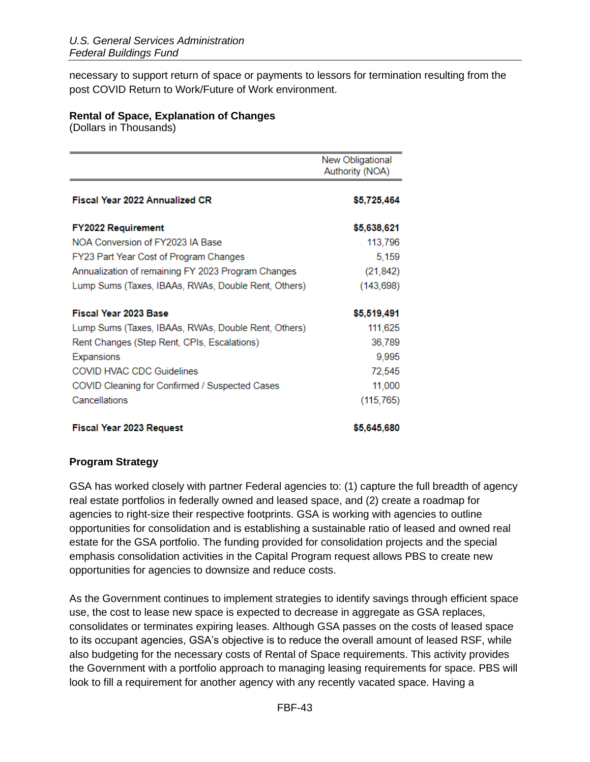necessary to support return of space or payments to lessors for termination resulting from the post COVID Return to Work/Future of Work environment.

**Rental of Space, Explanation of Changes**
(Dollars in Thousands)

| | New Obligational Authority (NOA) |
|---|---|
| **Fiscal Year 2022 Annualized CR** | **$5,725,464** |
| **FY2022 Requirement** | **$5,638,621** |
| NOA Conversion of FY2023 IA Base | 113,796 |
| FY23 Part Year Cost of Program Changes | 5,159 |
| Annualization of remaining FY 2023 Program Changes | (21,842) |
| Lump Sums (Taxes, IBAAs, RWAs, Double Rent, Others) | (143,698) |
| **Fiscal Year 2023 Base** | **$5,519,491** |
| Lump Sums (Taxes, IBAAs, RWAs, Double Rent, Others) | 111,625 |
| Rent Changes (Step Rent, CPIs, Escalations) | 36,789 |
| Expansions | 9,995 |
| COVID HVAC CDC Guidelines | 72,545 |
| COVID Cleaning for Confirmed / Suspected Cases | 11,000 |
| Cancellations | (115,765) |
| **Fiscal Year 2023 Request** | **$5,645,680** |

**Program Strategy**

GSA has worked closely with partner Federal agencies to: (1) capture the full breadth of agency real estate portfolios in federally owned and leased space, and (2) create a roadmap for agencies to right-size their respective footprints. GSA is working with agencies to outline opportunities for consolidation and is establishing a sustainable ratio of leased and owned real estate for the GSA portfolio. The funding provided for consolidation projects and the special emphasis consolidation activities in the Capital Program request allows PBS to create new opportunities for agencies to downsize and reduce costs.

As the Government continues to implement strategies to identify savings through efficient space use, the cost to lease new space is expected to decrease in aggregate as GSA replaces, consolidates or terminates expiring leases. Although GSA passes on the costs of leased space to its occupant agencies, GSA's objective is to reduce the overall amount of leased RSF, while also budgeting for the necessary costs of Rental of Space requirements. This activity provides the Government with a portfolio approach to managing leasing requirements for space. PBS will look to fill a requirement for another agency with any recently vacated space. Having a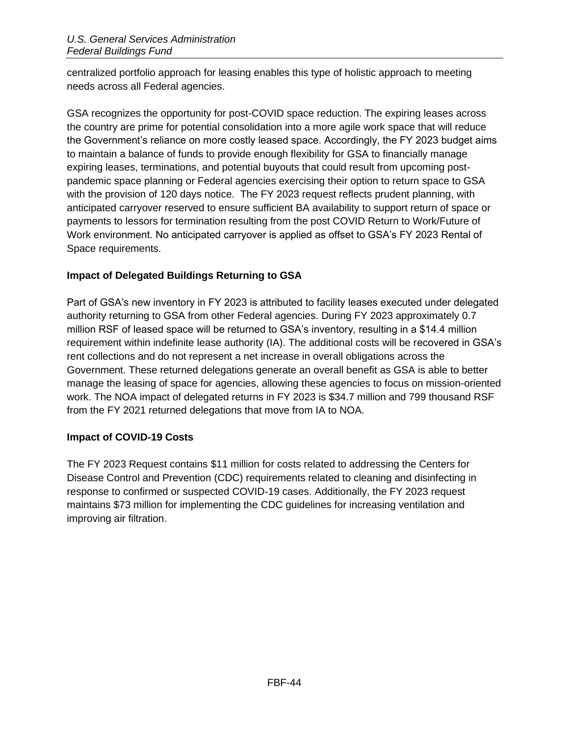centralized portfolio approach for leasing enables this type of holistic approach to meeting needs across all Federal agencies.

GSA recognizes the opportunity for post-COVID space reduction. The expiring leases across the country are prime for potential consolidation into a more agile work space that will reduce the Government's reliance on more costly leased space. Accordingly, the FY 2023 budget aims to maintain a balance of funds to provide enough flexibility for GSA to financially manage expiring leases, terminations, and potential buyouts that could result from upcoming post-pandemic space planning or Federal agencies exercising their option to return space to GSA with the provision of 120 days notice. The FY 2023 request reflects prudent planning, with anticipated carryover reserved to ensure sufficient BA availability to support return of space or payments to lessors for termination resulting from the post COVID Return to Work/Future of Work environment. No anticipated carryover is applied as offset to GSA's FY 2023 Rental of Space requirements.

**Impact of Delegated Buildings Returning to GSA**

Part of GSA's new inventory in FY 2023 is attributed to facility leases executed under delegated authority returning to GSA from other Federal agencies. During FY 2023 approximately 0.7 million RSF of leased space will be returned to GSA's inventory, resulting in a $14.4 million requirement within indefinite lease authority (IA). The additional costs will be recovered in GSA's rent collections and do not represent a net increase in overall obligations across the Government. These returned delegations generate an overall benefit as GSA is able to better manage the leasing of space for agencies, allowing these agencies to focus on mission-oriented work. The NOA impact of delegated returns in FY 2023 is $34.7 million and 799 thousand RSF from the FY 2021 returned delegations that move from IA to NOA.

**Impact of COVID-19 Costs**

The FY 2023 Request contains $11 million for costs related to addressing the Centers for Disease Control and Prevention (CDC) requirements related to cleaning and disinfecting in response to confirmed or suspected COVID-19 cases. Additionally, the FY 2023 request maintains $73 million for implementing the CDC guidelines for increasing ventilation and improving air filtration.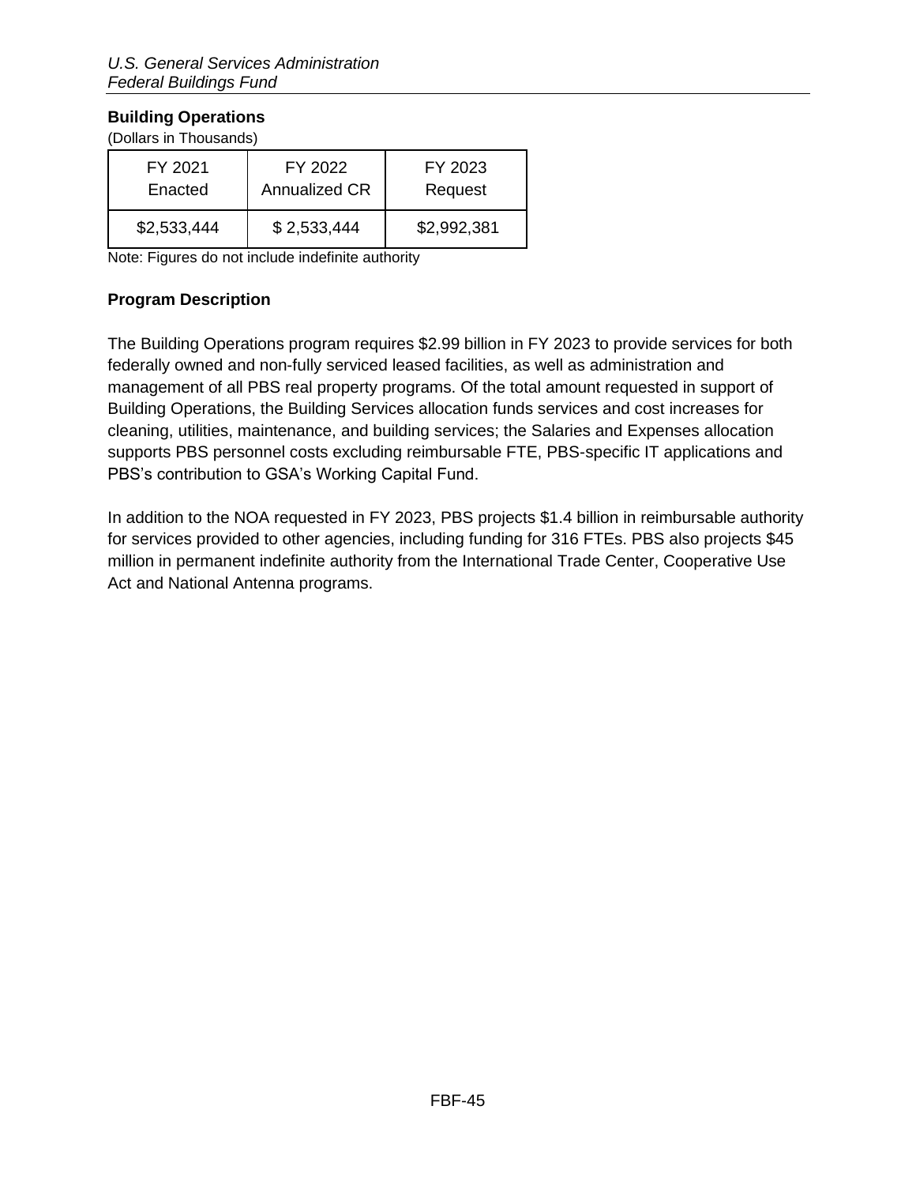## Building Operations

(Dollars in Thousands)

| FY 2021 Enacted | FY 2022 Annualized CR | FY 2023 Request |
|---|---|---|
| $2,533,444 | $ 2,533,444 | $2,992,381 |

Note: Figures do not include indefinite authority

### Program Description

The Building Operations program requires $2.99 billion in FY 2023 to provide services for both federally owned and non-fully serviced leased facilities, as well as administration and management of all PBS real property programs. Of the total amount requested in support of Building Operations, the Building Services allocation funds services and cost increases for cleaning, utilities, maintenance, and building services; the Salaries and Expenses allocation supports PBS personnel costs excluding reimbursable FTE, PBS-specific IT applications and PBS's contribution to GSA's Working Capital Fund.

In addition to the NOA requested in FY 2023, PBS projects $1.4 billion in reimbursable authority for services provided to other agencies, including funding for 316 FTEs. PBS also projects $45 million in permanent indefinite authority from the International Trade Center, Cooperative Use Act and National Antenna programs.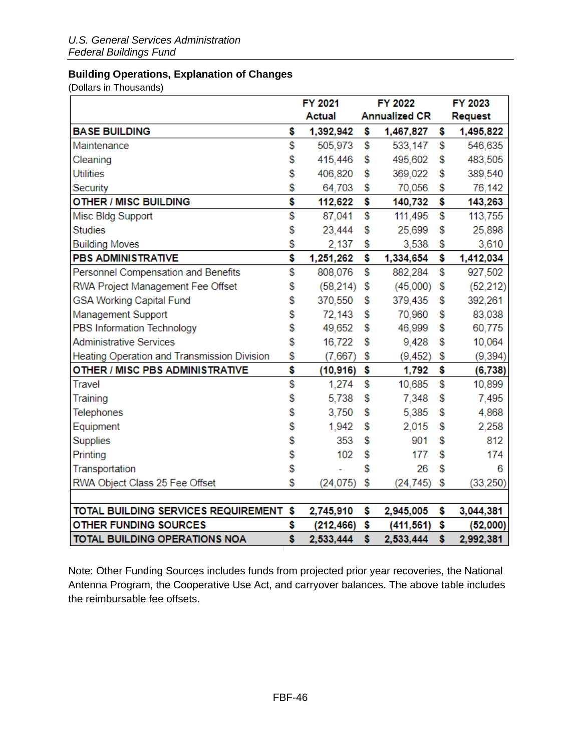## Building Operations, Explanation of Changes

(Dollars in Thousands)

| | FY 2021 Actual | FY 2022 Annualized CR | FY 2023 Request |
|---|---|---|---|
| **BASE BUILDING** | **$ 1,392,942** | **$ 1,467,827** | **$ 1,495,822** |
| Maintenance | $ 505,973 | $ 533,147 | $ 546,635 |
| Cleaning | $ 415,446 | $ 495,602 | $ 483,505 |
| Utilities | $ 406,820 | $ 369,022 | $ 389,540 |
| Security | $ 64,703 | $ 70,056 | $ 76,142 |
| **OTHER / MISC BUILDING** | **$ 112,622** | **$ 140,732** | **$ 143,263** |
| Misc Bldg Support | $ 87,041 | $ 111,495 | $ 113,755 |
| Studies | $ 23,444 | $ 25,699 | $ 25,898 |
| Building Moves | $ 2,137 | $ 3,538 | $ 3,610 |
| **PBS ADMINISTRATIVE** | **$ 1,251,262** | **$ 1,334,654** | **$ 1,412,034** |
| Personnel Compensation and Benefits | $ 808,076 | $ 882,284 | $ 927,502 |
| RWA Project Management Fee Offset | $ (58,214) | $ (45,000) | $ (52,212) |
| GSA Working Capital Fund | $ 370,550 | $ 379,435 | $ 392,261 |
| Management Support | $ 72,143 | $ 70,960 | $ 83,038 |
| PBS Information Technology | $ 49,652 | $ 46,999 | $ 60,775 |
| Administrative Services | $ 16,722 | $ 9,428 | $ 10,064 |
| Heating Operation and Transmission Division | $ (7,667) | $ (9,452) | $ (9,394) |
| **OTHER / MISC PBS ADMINISTRATIVE** | **$ (10,916)** | **$ 1,792** | **$ (6,738)** |
| Travel | $ 1,274 | $ 10,685 | $ 10,899 |
| Training | $ 5,738 | $ 7,348 | $ 7,495 |
| Telephones | $ 3,750 | $ 5,385 | $ 4,868 |
| Equipment | $ 1,942 | $ 2,015 | $ 2,258 |
| Supplies | $ 353 | $ 901 | $ 812 |
| Printing | $ 102 | $ 177 | $ 174 |
| Transportation | $ - | $ 26 | $ 6 |
| RWA Object Class 25 Fee Offset | $ (24,075) | $ (24,745) | $ (33,250) |
| | | | |
| **TOTAL BUILDING SERVICES REQUIREMENT** | **$ 2,745,910** | **$ 2,945,005** | **$ 3,044,381** |
| **OTHER FUNDING SOURCES** | **$ (212,466)** | **$ (411,561)** | **$ (52,000)** |
| **TOTAL BUILDING OPERATIONS NOA** | **$ 2,533,444** | **$ 2,533,444** | **$ 2,992,381** |

Note: Other Funding Sources includes funds from projected prior year recoveries, the National Antenna Program, the Cooperative Use Act, and carryover balances. The above table includes the reimbursable fee offsets.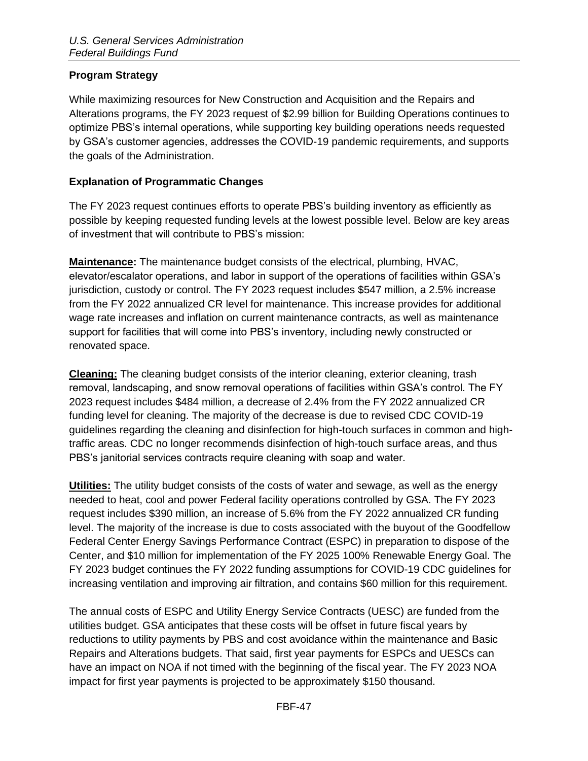## Program Strategy

While maximizing resources for New Construction and Acquisition and the Repairs and Alterations programs, the FY 2023 request of $2.99 billion for Building Operations continues to optimize PBS's internal operations, while supporting key building operations needs requested by GSA's customer agencies, addresses the COVID-19 pandemic requirements, and supports the goals of the Administration.

## Explanation of Programmatic Changes

The FY 2023 request continues efforts to operate PBS's building inventory as efficiently as possible by keeping requested funding levels at the lowest possible level. Below are key areas of investment that will contribute to PBS's mission:

**Maintenance:** The maintenance budget consists of the electrical, plumbing, HVAC, elevator/escalator operations, and labor in support of the operations of facilities within GSA's jurisdiction, custody or control. The FY 2023 request includes $547 million, a 2.5% increase from the FY 2022 annualized CR level for maintenance. This increase provides for additional wage rate increases and inflation on current maintenance contracts, as well as maintenance support for facilities that will come into PBS's inventory, including newly constructed or renovated space.

**Cleaning:** The cleaning budget consists of the interior cleaning, exterior cleaning, trash removal, landscaping, and snow removal operations of facilities within GSA's control. The FY 2023 request includes $484 million, a decrease of 2.4% from the FY 2022 annualized CR funding level for cleaning. The majority of the decrease is due to revised CDC COVID-19 guidelines regarding the cleaning and disinfection for high-touch surfaces in common and high-traffic areas. CDC no longer recommends disinfection of high-touch surface areas, and thus PBS's janitorial services contracts require cleaning with soap and water.

**Utilities:** The utility budget consists of the costs of water and sewage, as well as the energy needed to heat, cool and power Federal facility operations controlled by GSA. The FY 2023 request includes $390 million, an increase of 5.6% from the FY 2022 annualized CR funding level. The majority of the increase is due to costs associated with the buyout of the Goodfellow Federal Center Energy Savings Performance Contract (ESPC) in preparation to dispose of the Center, and $10 million for implementation of the FY 2025 100% Renewable Energy Goal. The FY 2023 budget continues the FY 2022 funding assumptions for COVID-19 CDC guidelines for increasing ventilation and improving air filtration, and contains $60 million for this requirement.

The annual costs of ESPC and Utility Energy Service Contracts (UESC) are funded from the utilities budget. GSA anticipates that these costs will be offset in future fiscal years by reductions to utility payments by PBS and cost avoidance within the maintenance and Basic Repairs and Alterations budgets. That said, first year payments for ESPCs and UESCs can have an impact on NOA if not timed with the beginning of the fiscal year. The FY 2023 NOA impact for first year payments is projected to be approximately $150 thousand.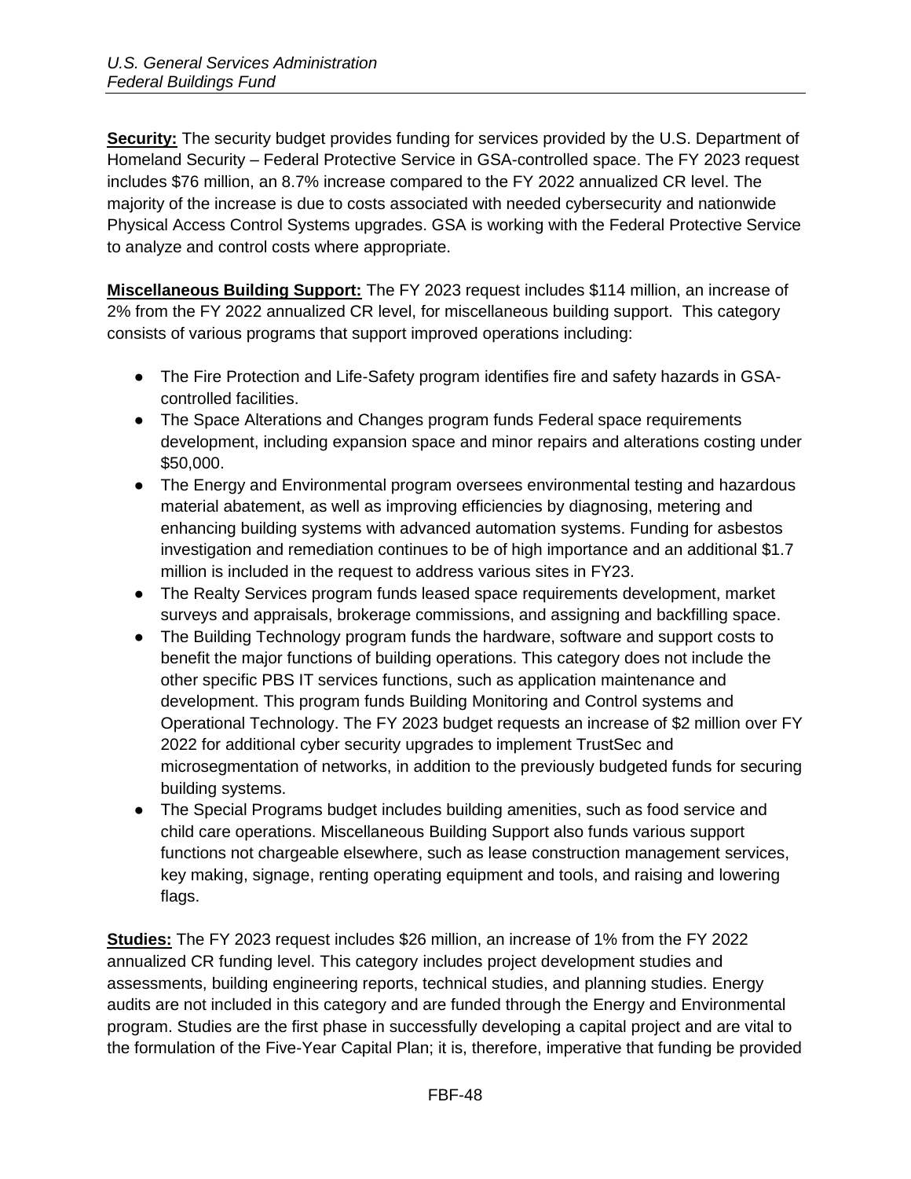**Security:** The security budget provides funding for services provided by the U.S. Department of Homeland Security – Federal Protective Service in GSA-controlled space. The FY 2023 request includes $76 million, an 8.7% increase compared to the FY 2022 annualized CR level. The majority of the increase is due to costs associated with needed cybersecurity and nationwide Physical Access Control Systems upgrades. GSA is working with the Federal Protective Service to analyze and control costs where appropriate.

**Miscellaneous Building Support:** The FY 2023 request includes $114 million, an increase of 2% from the FY 2022 annualized CR level, for miscellaneous building support. This category consists of various programs that support improved operations including:

- The Fire Protection and Life-Safety program identifies fire and safety hazards in GSA-controlled facilities.
- The Space Alterations and Changes program funds Federal space requirements development, including expansion space and minor repairs and alterations costing under $50,000.
- The Energy and Environmental program oversees environmental testing and hazardous material abatement, as well as improving efficiencies by diagnosing, metering and enhancing building systems with advanced automation systems. Funding for asbestos investigation and remediation continues to be of high importance and an additional $1.7 million is included in the request to address various sites in FY23.
- The Realty Services program funds leased space requirements development, market surveys and appraisals, brokerage commissions, and assigning and backfilling space.
- The Building Technology program funds the hardware, software and support costs to benefit the major functions of building operations. This category does not include the other specific PBS IT services functions, such as application maintenance and development. This program funds Building Monitoring and Control systems and Operational Technology. The FY 2023 budget requests an increase of $2 million over FY 2022 for additional cyber security upgrades to implement TrustSec and microsegmentation of networks, in addition to the previously budgeted funds for securing building systems.
- The Special Programs budget includes building amenities, such as food service and child care operations. Miscellaneous Building Support also funds various support functions not chargeable elsewhere, such as lease construction management services, key making, signage, renting operating equipment and tools, and raising and lowering flags.

**Studies:** The FY 2023 request includes $26 million, an increase of 1% from the FY 2022 annualized CR funding level. This category includes project development studies and assessments, building engineering reports, technical studies, and planning studies. Energy audits are not included in this category and are funded through the Energy and Environmental program. Studies are the first phase in successfully developing a capital project and are vital to the formulation of the Five-Year Capital Plan; it is, therefore, imperative that funding be provided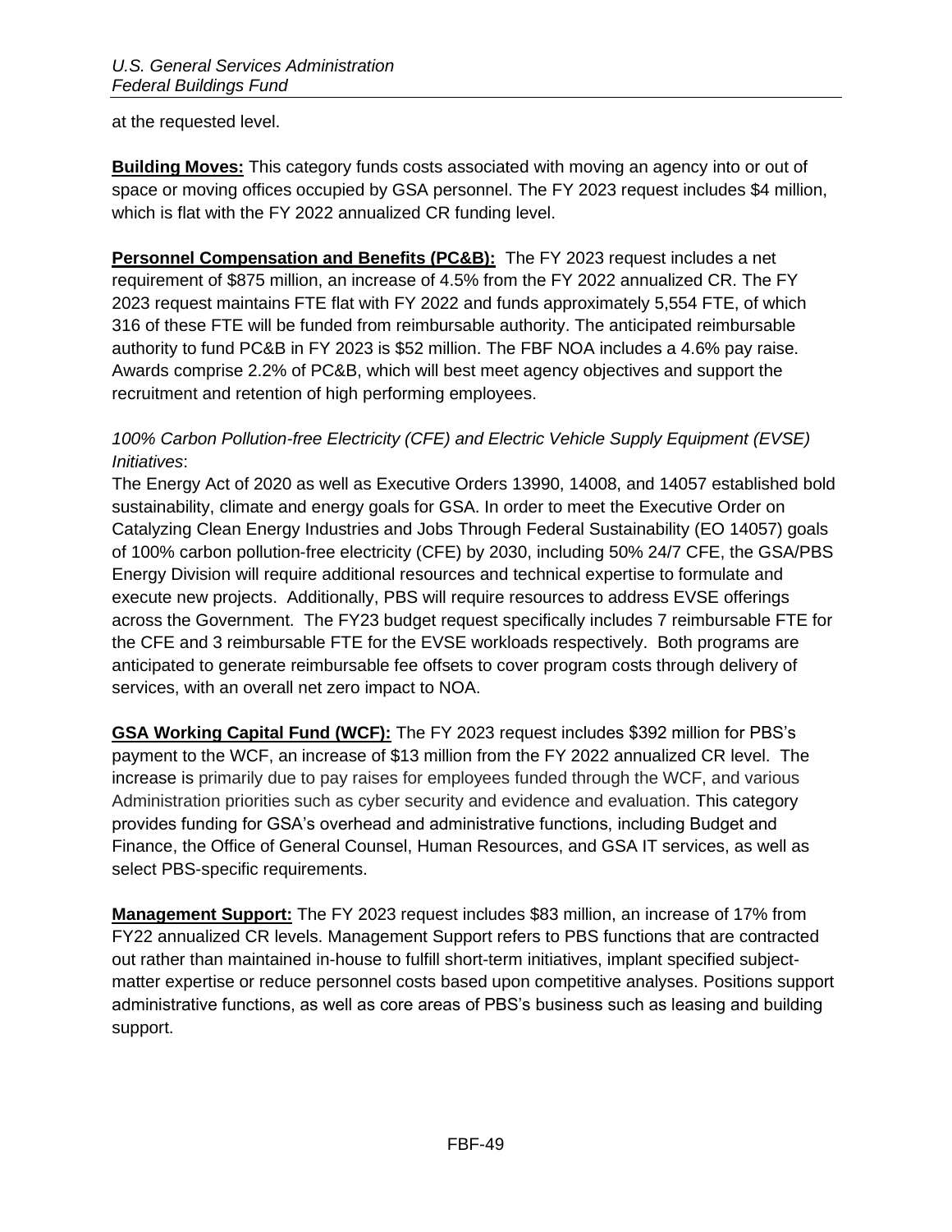at the requested level.

**Building Moves:** This category funds costs associated with moving an agency into or out of space or moving offices occupied by GSA personnel. The FY 2023 request includes $4 million, which is flat with the FY 2022 annualized CR funding level.

**Personnel Compensation and Benefits (PC&B):** The FY 2023 request includes a net requirement of $875 million, an increase of 4.5% from the FY 2022 annualized CR. The FY 2023 request maintains FTE flat with FY 2022 and funds approximately 5,554 FTE, of which 316 of these FTE will be funded from reimbursable authority. The anticipated reimbursable authority to fund PC&B in FY 2023 is $52 million. The FBF NOA includes a 4.6% pay raise. Awards comprise 2.2% of PC&B, which will best meet agency objectives and support the recruitment and retention of high performing employees.

*100% Carbon Pollution-free Electricity (CFE) and Electric Vehicle Supply Equipment (EVSE) Initiatives*:

The Energy Act of 2020 as well as Executive Orders 13990, 14008, and 14057 established bold sustainability, climate and energy goals for GSA. In order to meet the Executive Order on Catalyzing Clean Energy Industries and Jobs Through Federal Sustainability (EO 14057) goals of 100% carbon pollution-free electricity (CFE) by 2030, including 50% 24/7 CFE, the GSA/PBS Energy Division will require additional resources and technical expertise to formulate and execute new projects. Additionally, PBS will require resources to address EVSE offerings across the Government. The FY23 budget request specifically includes 7 reimbursable FTE for the CFE and 3 reimbursable FTE for the EVSE workloads respectively. Both programs are anticipated to generate reimbursable fee offsets to cover program costs through delivery of services, with an overall net zero impact to NOA.

**GSA Working Capital Fund (WCF):** The FY 2023 request includes $392 million for PBS's payment to the WCF, an increase of $13 million from the FY 2022 annualized CR level. The increase is primarily due to pay raises for employees funded through the WCF, and various Administration priorities such as cyber security and evidence and evaluation. This category provides funding for GSA's overhead and administrative functions, including Budget and Finance, the Office of General Counsel, Human Resources, and GSA IT services, as well as select PBS-specific requirements.

**Management Support:** The FY 2023 request includes $83 million, an increase of 17% from FY22 annualized CR levels. Management Support refers to PBS functions that are contracted out rather than maintained in-house to fulfill short-term initiatives, implant specified subject-matter expertise or reduce personnel costs based upon competitive analyses. Positions support administrative functions, as well as core areas of PBS's business such as leasing and building support.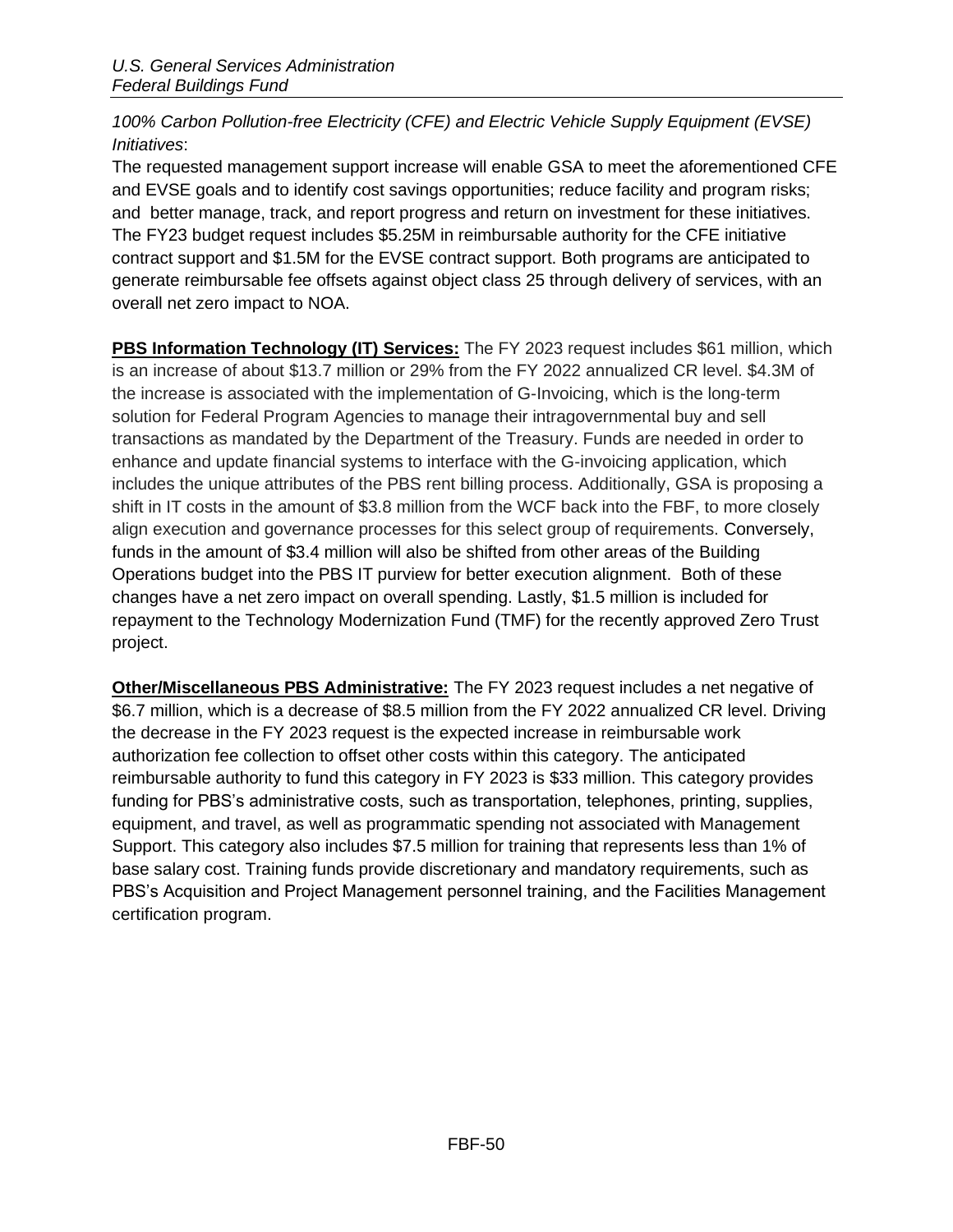*100% Carbon Pollution-free Electricity (CFE) and Electric Vehicle Supply Equipment (EVSE) Initiatives*:

The requested management support increase will enable GSA to meet the aforementioned CFE and EVSE goals and to identify cost savings opportunities; reduce facility and program risks; and better manage, track, and report progress and return on investment for these initiatives. The FY23 budget request includes $5.25M in reimbursable authority for the CFE initiative contract support and $1.5M for the EVSE contract support. Both programs are anticipated to generate reimbursable fee offsets against object class 25 through delivery of services, with an overall net zero impact to NOA.

**PBS Information Technology (IT) Services:** The FY 2023 request includes $61 million, which is an increase of about $13.7 million or 29% from the FY 2022 annualized CR level. $4.3M of the increase is associated with the implementation of G-Invoicing, which is the long-term solution for Federal Program Agencies to manage their intragovernmental buy and sell transactions as mandated by the Department of the Treasury. Funds are needed in order to enhance and update financial systems to interface with the G-invoicing application, which includes the unique attributes of the PBS rent billing process. Additionally, GSA is proposing a shift in IT costs in the amount of $3.8 million from the WCF back into the FBF, to more closely align execution and governance processes for this select group of requirements. Conversely, funds in the amount of $3.4 million will also be shifted from other areas of the Building Operations budget into the PBS IT purview for better execution alignment. Both of these changes have a net zero impact on overall spending. Lastly, $1.5 million is included for repayment to the Technology Modernization Fund (TMF) for the recently approved Zero Trust project.

**Other/Miscellaneous PBS Administrative:** The FY 2023 request includes a net negative of $6.7 million, which is a decrease of $8.5 million from the FY 2022 annualized CR level. Driving the decrease in the FY 2023 request is the expected increase in reimbursable work authorization fee collection to offset other costs within this category. The anticipated reimbursable authority to fund this category in FY 2023 is $33 million. This category provides funding for PBS's administrative costs, such as transportation, telephones, printing, supplies, equipment, and travel, as well as programmatic spending not associated with Management Support. This category also includes $7.5 million for training that represents less than 1% of base salary cost. Training funds provide discretionary and mandatory requirements, such as PBS's Acquisition and Project Management personnel training, and the Facilities Management certification program.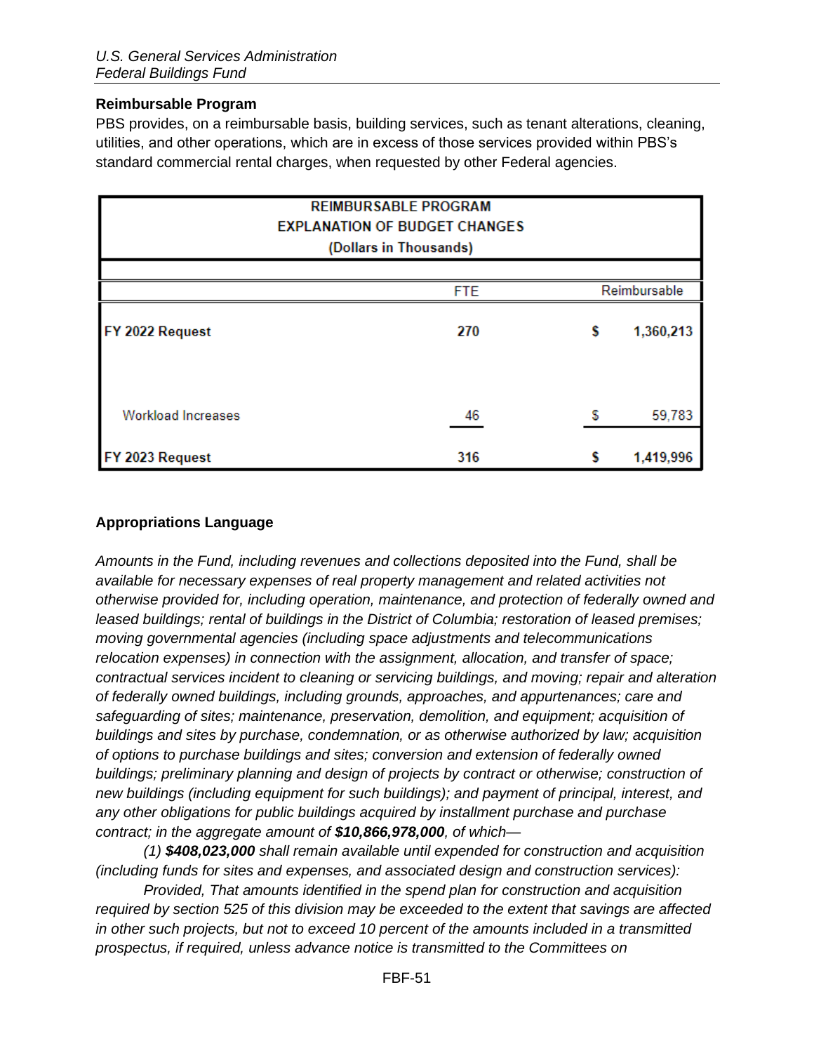### Reimbursable Program

PBS provides, on a reimbursable basis, building services, such as tenant alterations, cleaning, utilities, and other operations, which are in excess of those services provided within PBS's standard commercial rental charges, when requested by other Federal agencies.

| REIMBURSABLE PROGRAM<br>EXPLANATION OF BUDGET CHANGES<br>(Dollars in Thousands) | | |
|---|---|---|
| | FTE | Reimbursable |
| **FY 2022 Request** | **270** | **$ 1,360,213** |
| Workload Increases | 46 | $ 59,783 |
| **FY 2023 Request** | **316** | **$ 1,419,996** |

### Appropriations Language

*Amounts in the Fund, including revenues and collections deposited into the Fund, shall be available for necessary expenses of real property management and related activities not otherwise provided for, including operation, maintenance, and protection of federally owned and leased buildings; rental of buildings in the District of Columbia; restoration of leased premises; moving governmental agencies (including space adjustments and telecommunications relocation expenses) in connection with the assignment, allocation, and transfer of space; contractual services incident to cleaning or servicing buildings, and moving; repair and alteration of federally owned buildings, including grounds, approaches, and appurtenances; care and safeguarding of sites; maintenance, preservation, demolition, and equipment; acquisition of buildings and sites by purchase, condemnation, or as otherwise authorized by law; acquisition of options to purchase buildings and sites; conversion and extension of federally owned buildings; preliminary planning and design of projects by contract or otherwise; construction of new buildings (including equipment for such buildings); and payment of principal, interest, and any other obligations for public buildings acquired by installment purchase and purchase contract; in the aggregate amount of* ***$10,866,978,000****, of which—*

*(1)* ***$408,023,000*** *shall remain available until expended for construction and acquisition (including funds for sites and expenses, and associated design and construction services):*

*Provided, That amounts identified in the spend plan for construction and acquisition required by section 525 of this division may be exceeded to the extent that savings are affected in other such projects, but not to exceed 10 percent of the amounts included in a transmitted prospectus, if required, unless advance notice is transmitted to the Committees on*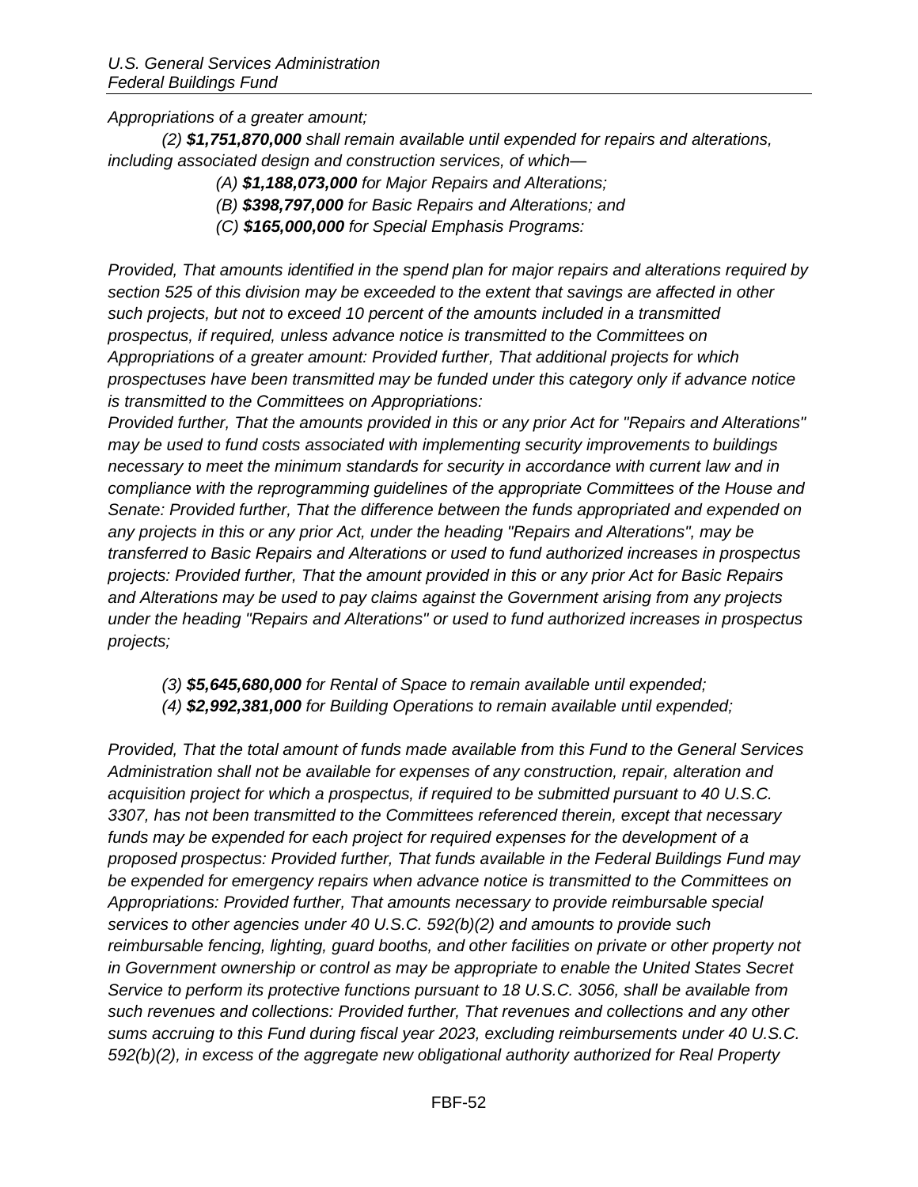*Appropriations of a greater amount;*

*(2) **$1,751,870,000** shall remain available until expended for repairs and alterations, including associated design and construction services, of which—*

*(A) **$1,188,073,000** for Major Repairs and Alterations;*

*(B) **$398,797,000** for Basic Repairs and Alterations; and*

*(C) **$165,000,000** for Special Emphasis Programs:*

*Provided, That amounts identified in the spend plan for major repairs and alterations required by section 525 of this division may be exceeded to the extent that savings are affected in other such projects, but not to exceed 10 percent of the amounts included in a transmitted prospectus, if required, unless advance notice is transmitted to the Committees on Appropriations of a greater amount: Provided further, That additional projects for which prospectuses have been transmitted may be funded under this category only if advance notice is transmitted to the Committees on Appropriations:*
*Provided further, That the amounts provided in this or any prior Act for "Repairs and Alterations" may be used to fund costs associated with implementing security improvements to buildings necessary to meet the minimum standards for security in accordance with current law and in compliance with the reprogramming guidelines of the appropriate Committees of the House and Senate: Provided further, That the difference between the funds appropriated and expended on any projects in this or any prior Act, under the heading "Repairs and Alterations", may be transferred to Basic Repairs and Alterations or used to fund authorized increases in prospectus projects: Provided further, That the amount provided in this or any prior Act for Basic Repairs and Alterations may be used to pay claims against the Government arising from any projects under the heading "Repairs and Alterations" or used to fund authorized increases in prospectus projects;*

*(3) **$5,645,680,000** for Rental of Space to remain available until expended;*
*(4) **$2,992,381,000** for Building Operations to remain available until expended;*

*Provided, That the total amount of funds made available from this Fund to the General Services Administration shall not be available for expenses of any construction, repair, alteration and acquisition project for which a prospectus, if required to be submitted pursuant to 40 U.S.C. 3307, has not been transmitted to the Committees referenced therein, except that necessary funds may be expended for each project for required expenses for the development of a proposed prospectus: Provided further, That funds available in the Federal Buildings Fund may be expended for emergency repairs when advance notice is transmitted to the Committees on Appropriations: Provided further, That amounts necessary to provide reimbursable special services to other agencies under 40 U.S.C. 592(b)(2) and amounts to provide such reimbursable fencing, lighting, guard booths, and other facilities on private or other property not in Government ownership or control as may be appropriate to enable the United States Secret Service to perform its protective functions pursuant to 18 U.S.C. 3056, shall be available from such revenues and collections: Provided further, That revenues and collections and any other sums accruing to this Fund during fiscal year 2023, excluding reimbursements under 40 U.S.C. 592(b)(2), in excess of the aggregate new obligational authority authorized for Real Property*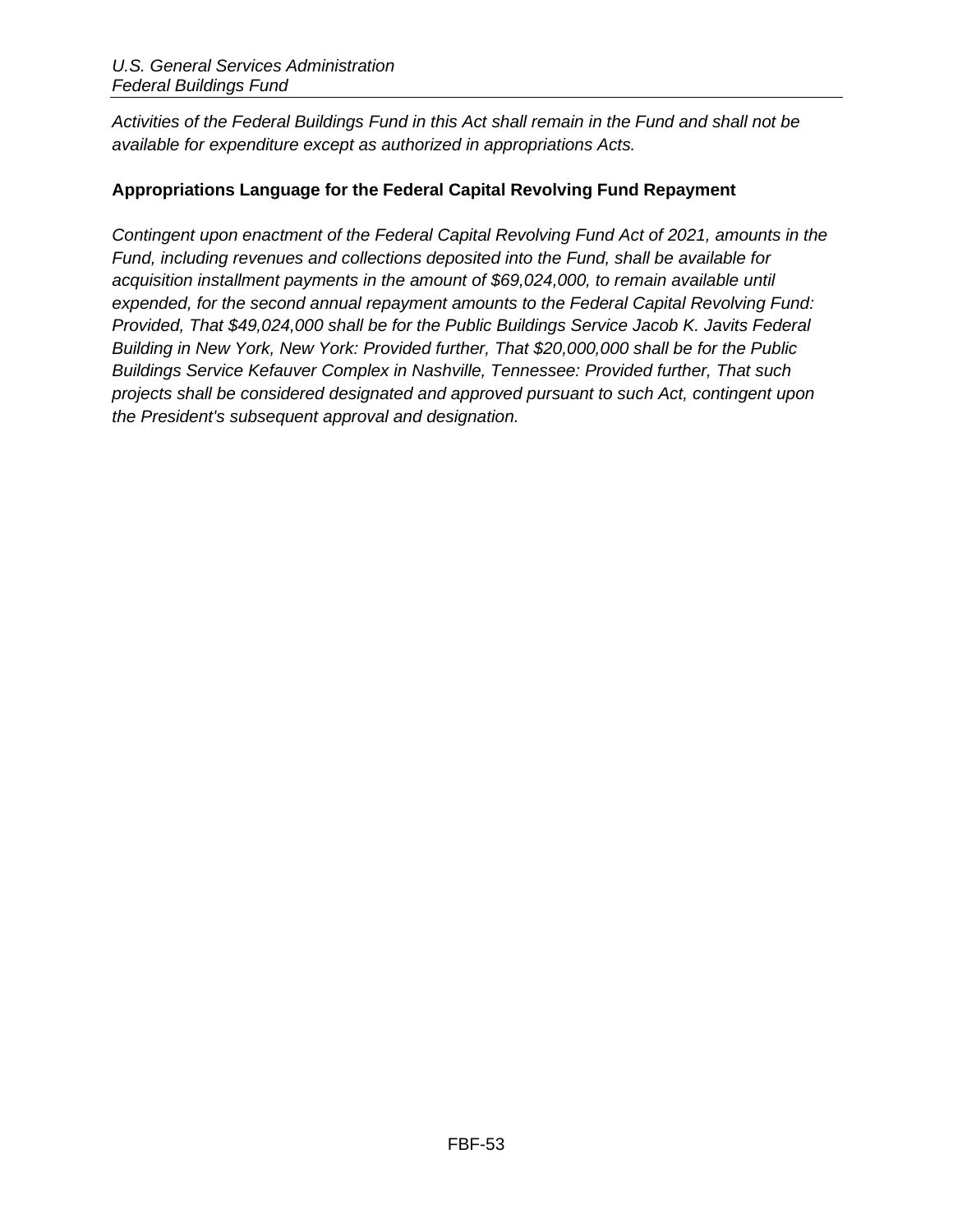*Activities of the Federal Buildings Fund in this Act shall remain in the Fund and shall not be available for expenditure except as authorized in appropriations Acts.*

**Appropriations Language for the Federal Capital Revolving Fund Repayment**

*Contingent upon enactment of the Federal Capital Revolving Fund Act of 2021, amounts in the Fund, including revenues and collections deposited into the Fund, shall be available for acquisition installment payments in the amount of $69,024,000, to remain available until expended, for the second annual repayment amounts to the Federal Capital Revolving Fund: Provided, That $49,024,000 shall be for the Public Buildings Service Jacob K. Javits Federal Building in New York, New York: Provided further, That $20,000,000 shall be for the Public Buildings Service Kefauver Complex in Nashville, Tennessee: Provided further, That such projects shall be considered designated and approved pursuant to such Act, contingent upon the President's subsequent approval and designation.*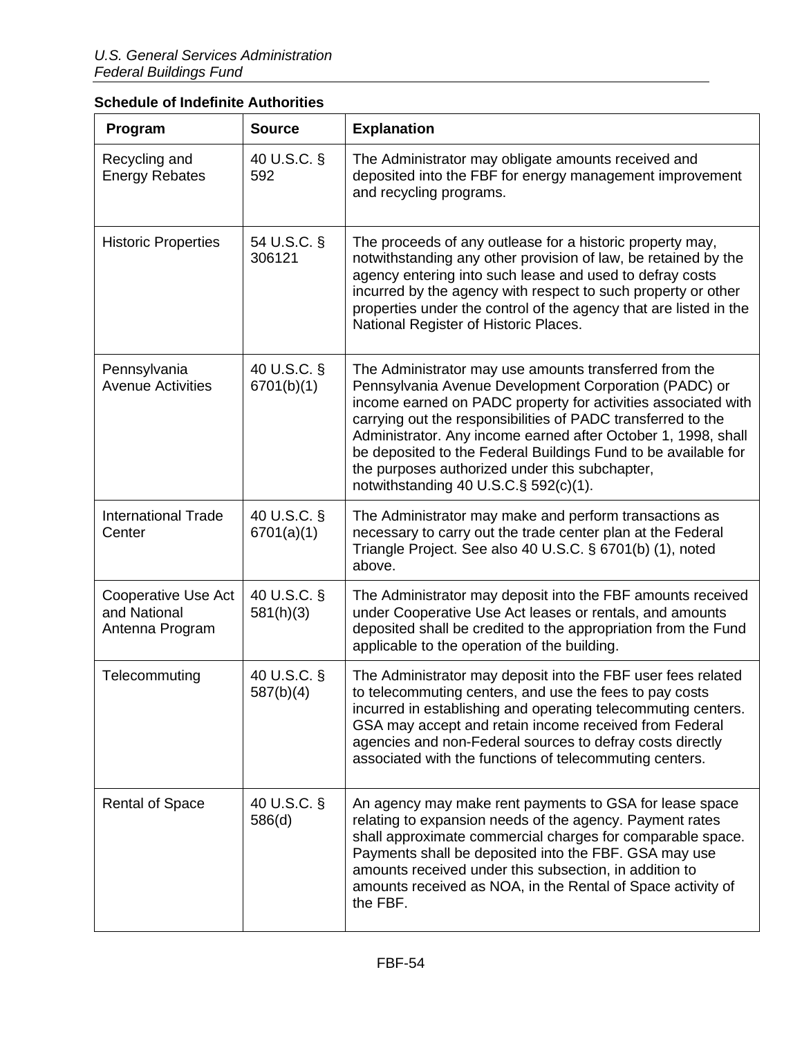**Schedule of Indefinite Authorities**

| Program | Source | Explanation |
|---|---|---|
| Recycling and Energy Rebates | 40 U.S.C. § 592 | The Administrator may obligate amounts received and deposited into the FBF for energy management improvement and recycling programs. |
| Historic Properties | 54 U.S.C. § 306121 | The proceeds of any outlease for a historic property may, notwithstanding any other provision of law, be retained by the agency entering into such lease and used to defray costs incurred by the agency with respect to such property or other properties under the control of the agency that are listed in the National Register of Historic Places. |
| Pennsylvania Avenue Activities | 40 U.S.C. § 6701(b)(1) | The Administrator may use amounts transferred from the Pennsylvania Avenue Development Corporation (PADC) or income earned on PADC property for activities associated with carrying out the responsibilities of PADC transferred to the Administrator. Any income earned after October 1, 1998, shall be deposited to the Federal Buildings Fund to be available for the purposes authorized under this subchapter, notwithstanding 40 U.S.C.§ 592(c)(1). |
| International Trade Center | 40 U.S.C. § 6701(a)(1) | The Administrator may make and perform transactions as necessary to carry out the trade center plan at the Federal Triangle Project. See also 40 U.S.C. § 6701(b) (1), noted above. |
| Cooperative Use Act and National Antenna Program | 40 U.S.C. § 581(h)(3) | The Administrator may deposit into the FBF amounts received under Cooperative Use Act leases or rentals, and amounts deposited shall be credited to the appropriation from the Fund applicable to the operation of the building. |
| Telecommuting | 40 U.S.C. § 587(b)(4) | The Administrator may deposit into the FBF user fees related to telecommuting centers, and use the fees to pay costs incurred in establishing and operating telecommuting centers. GSA may accept and retain income received from Federal agencies and non-Federal sources to defray costs directly associated with the functions of telecommuting centers. |
| Rental of Space | 40 U.S.C. § 586(d) | An agency may make rent payments to GSA for lease space relating to expansion needs of the agency. Payment rates shall approximate commercial charges for comparable space. Payments shall be deposited into the FBF. GSA may use amounts received under this subsection, in addition to amounts received as NOA, in the Rental of Space activity of the FBF. |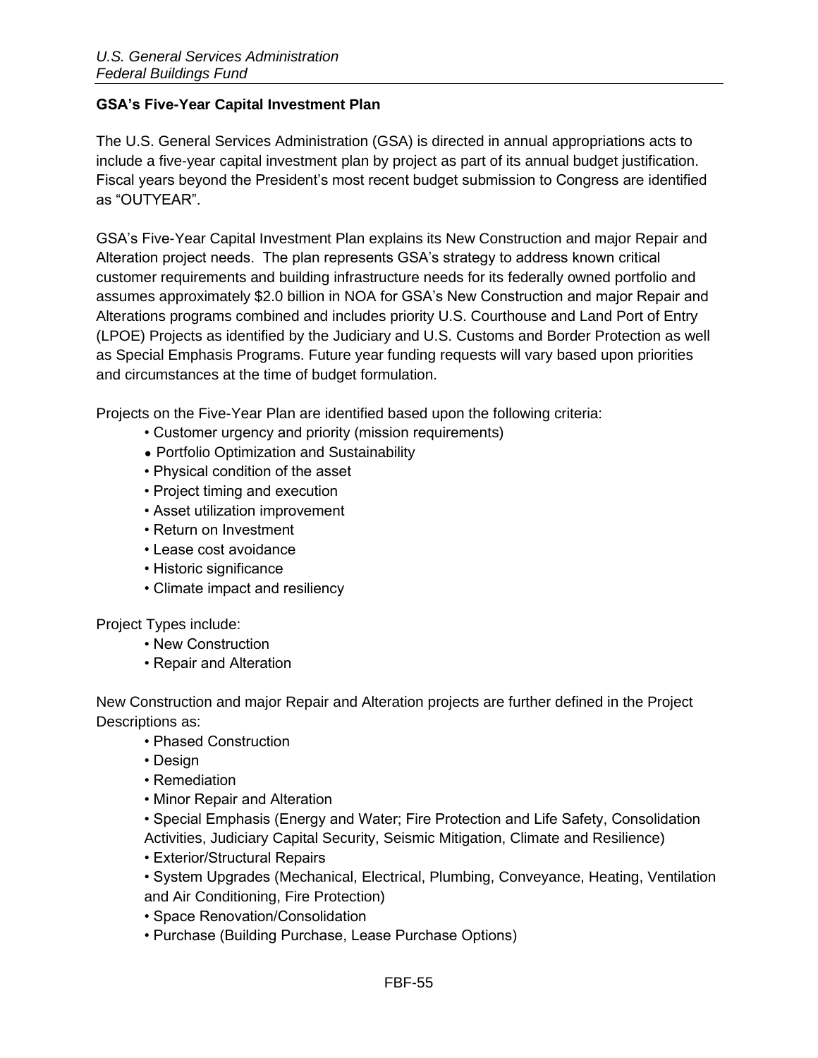## GSA's Five-Year Capital Investment Plan

The U.S. General Services Administration (GSA) is directed in annual appropriations acts to include a five-year capital investment plan by project as part of its annual budget justification. Fiscal years beyond the President's most recent budget submission to Congress are identified as "OUTYEAR".

GSA's Five-Year Capital Investment Plan explains its New Construction and major Repair and Alteration project needs. The plan represents GSA's strategy to address known critical customer requirements and building infrastructure needs for its federally owned portfolio and assumes approximately $2.0 billion in NOA for GSA's New Construction and major Repair and Alterations programs combined and includes priority U.S. Courthouse and Land Port of Entry (LPOE) Projects as identified by the Judiciary and U.S. Customs and Border Protection as well as Special Emphasis Programs. Future year funding requests will vary based upon priorities and circumstances at the time of budget formulation.

Projects on the Five-Year Plan are identified based upon the following criteria:

- Customer urgency and priority (mission requirements)
- Portfolio Optimization and Sustainability
- Physical condition of the asset
- Project timing and execution
- Asset utilization improvement
- Return on Investment
- Lease cost avoidance
- Historic significance
- Climate impact and resiliency

Project Types include:

- New Construction
- Repair and Alteration

New Construction and major Repair and Alteration projects are further defined in the Project Descriptions as:

- Phased Construction
- Design
- Remediation
- Minor Repair and Alteration
- Special Emphasis (Energy and Water; Fire Protection and Life Safety, Consolidation Activities, Judiciary Capital Security, Seismic Mitigation, Climate and Resilience)
- Exterior/Structural Repairs
- System Upgrades (Mechanical, Electrical, Plumbing, Conveyance, Heating, Ventilation and Air Conditioning, Fire Protection)
- Space Renovation/Consolidation
- Purchase (Building Purchase, Lease Purchase Options)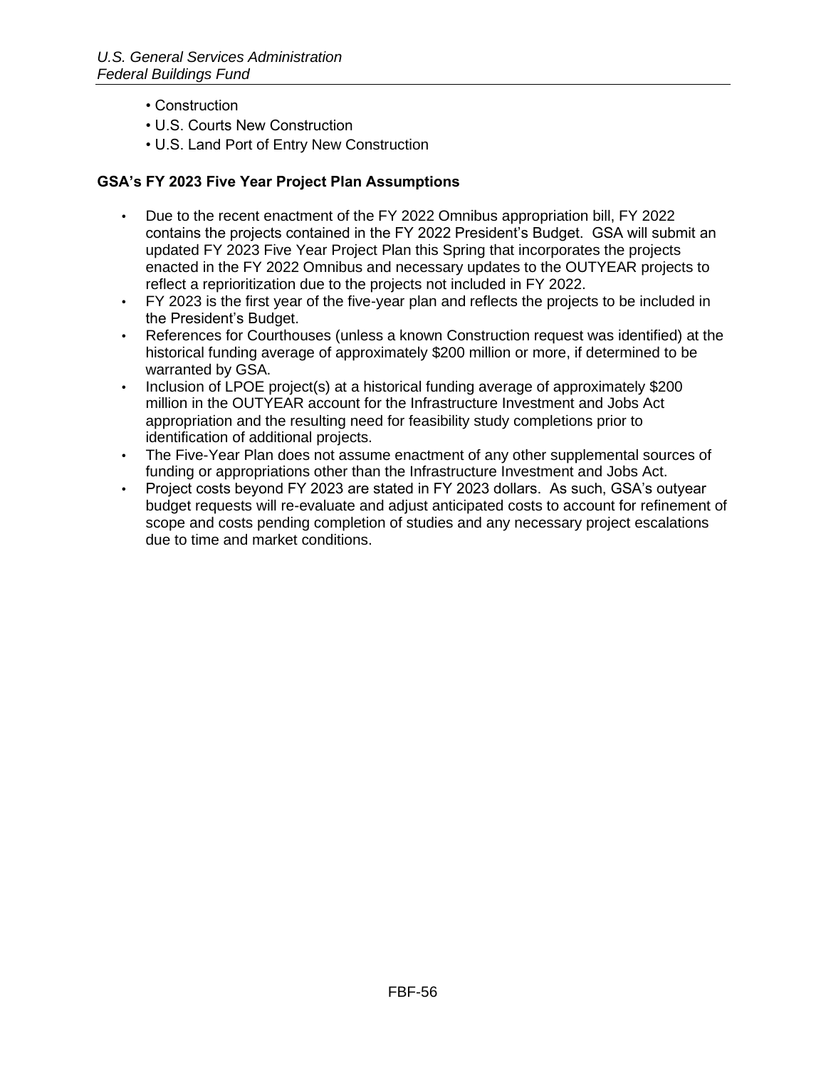- Construction
- U.S. Courts New Construction
- U.S. Land Port of Entry New Construction

**GSA's FY 2023 Five Year Project Plan Assumptions**

- Due to the recent enactment of the FY 2022 Omnibus appropriation bill, FY 2022 contains the projects contained in the FY 2022 President's Budget. GSA will submit an updated FY 2023 Five Year Project Plan this Spring that incorporates the projects enacted in the FY 2022 Omnibus and necessary updates to the OUTYEAR projects to reflect a reprioritization due to the projects not included in FY 2022.
- FY 2023 is the first year of the five-year plan and reflects the projects to be included in the President's Budget.
- References for Courthouses (unless a known Construction request was identified) at the historical funding average of approximately $200 million or more, if determined to be warranted by GSA.
- Inclusion of LPOE project(s) at a historical funding average of approximately $200 million in the OUTYEAR account for the Infrastructure Investment and Jobs Act appropriation and the resulting need for feasibility study completions prior to identification of additional projects.
- The Five-Year Plan does not assume enactment of any other supplemental sources of funding or appropriations other than the Infrastructure Investment and Jobs Act.
- Project costs beyond FY 2023 are stated in FY 2023 dollars. As such, GSA's outyear budget requests will re-evaluate and adjust anticipated costs to account for refinement of scope and costs pending completion of studies and any necessary project escalations due to time and market conditions.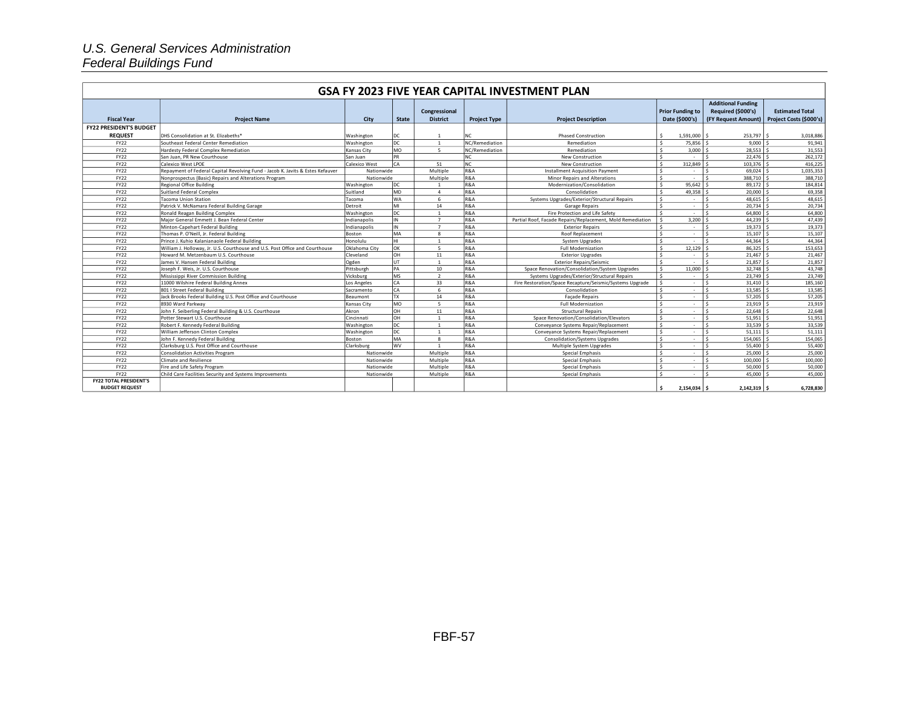*U.S. General Services Administration*
*Federal Buildings Fund*

## GSA FY 2023 FIVE YEAR CAPITAL INVESTMENT PLAN

| Fiscal Year | Project Name | City | State | Congressional District | Project Type | Project Description | Prior Funding to Date ($000's) | Additional Funding Required ($000's) (FY Request Amount) | Estimated Total Project Costs ($000's) |
|---|---|---|---|---|---|---|---|---|---|
| **FY22 PRESIDENT'S BUDGET REQUEST** | DHS Consolidation at St. Elizabeths* | Washington | DC | 1 | NC | Phased Construction | $ 1,591,000 | $ 253,797 | $ 3,018,886 |
| FY22 | Southeast Federal Center Remediation | Washington | DC | 1 | NC/Remediation | Remediation | $ 75,856 | $ 9,000 | $ 91,941 |
| FY22 | Hardesty Federal Complex Remediation | Kansas City | MO | 5 | NC/Remediation | Remediation | $ 3,000 | $ 28,553 | $ 31,553 |
| FY22 | San Juan, PR New Courthouse | San Juan | PR | | NC | New Construction | $ - | $ 22,476 | $ 262,172 |
| FY22 | Calexico West LPOE | Calexico West | CA | 51 | NC | New Construction | $ 312,849 | $ 103,376 | $ 416,225 |
| FY22 | Repayment of Federal Capital Revolving Fund - Jacob K. Javits & Estes Kefauver | Nationwide | | Multiple | R&A | Installment Acquisition Payment | $ - | $ 69,024 | $ 1,035,353 |
| FY22 | Nonprospectus (Basic) Repairs and Alterations Program | Nationwide | | Multiple | R&A | Minor Repairs and Alterations | $ - | $ 388,710 | $ 388,710 |
| FY22 | Regional Office Building | Washington | DC | 1 | R&A | Modernization/Consolidation | $ 95,642 | $ 89,172 | $ 184,814 |
| FY22 | Suitland Federal Complex | Suitland | MD | 4 | R&A | Consolidation | $ 49,358 | $ 20,000 | $ 69,358 |
| FY22 | Tacoma Union Station | Tacoma | WA | 6 | R&A | Systems Upgrades/Exterior/Structural Repairs | $ - | $ 48,615 | $ 48,615 |
| FY22 | Patrick V. McNamara Federal Building Garage | Detroit | MI | 14 | R&A | Garage Repairs | $ - | $ 20,734 | $ 20,734 |
| FY22 | Ronald Reagan Building Complex | Washington | DC | 1 | R&A | Fire Protection and Life Safety | $ - | $ 64,800 | $ 64,800 |
| FY22 | Major General Emmett J. Bean Federal Center | Indianapolis | IN | 7 | R&A | Partial Roof, Facade Repairs/Replacement, Mold Remediation | $ 3,200 | $ 44,239 | $ 47,439 |
| FY22 | Minton-Capehart Federal Building | Indianapolis | IN | 7 | R&A | Exterior Repairs | $ - | $ 19,373 | $ 19,373 |
| FY22 | Thomas P. O'Neill, Jr. Federal Building | Boston | MA | 8 | R&A | Roof Replacement | $ - | $ 15,107 | $ 15,107 |
| FY22 | Prince J. Kuhio Kalanianaole Federal Building | Honolulu | HI | 1 | R&A | System Upgrades | $ - | $ 44,364 | $ 44,364 |
| FY22 | William J. Holloway, Jr. U.S. Courthouse and U.S. Post Office and Courthouse | Oklahoma City | OK | 5 | R&A | Full Modernization | $ 12,129 | $ 86,325 | $ 153,653 |
| FY22 | Howard M. Metzenbaum U.S. Courthouse | Cleveland | OH | 11 | R&A | Exterior Upgrades | $ - | $ 21,467 | $ 21,467 |
| FY22 | James V. Hansen Federal Building | Ogden | UT | 1 | R&A | Exterior Repairs/Seismic | $ - | $ 21,857 | $ 21,857 |
| FY22 | Joseph F. Weis, Jr. U.S. Courthouse | Pittsburgh | PA | 10 | R&A | Space Renovation/Consolidation/System Upgrades | $ 11,000 | $ 32,748 | $ 43,748 |
| FY22 | Mississippi River Commission Building | Vicksburg | MS | 2 | R&A | Systems Upgrades/Exterior/Structural Repairs | $ - | $ 23,749 | $ 23,749 |
| FY22 | 11000 Wilshire Federal Building Annex | Los Angeles | CA | 33 | R&A | Fire Restoration/Space Recapture/Seismic/Systems Upgrade | $ - | $ 31,410 | $ 185,160 |
| FY22 | 801 I Street Federal Building | Sacramento | CA | 6 | R&A | Consolidation | $ - | $ 13,585 | $ 13,585 |
| FY22 | Jack Brooks Federal Building U.S. Post Office and Courthouse | Beaumont | TX | 14 | R&A | Façade Repairs | $ - | $ 57,205 | $ 57,205 |
| FY22 | 8930 Ward Parkway | Kansas City | MO | 5 | R&A | Full Modernization | $ - | $ 23,919 | $ 23,919 |
| FY22 | John F. Seiberling Federal Building & U.S. Courthouse | Akron | OH | 11 | R&A | Structural Repairs | $ - | $ 22,648 | $ 22,648 |
| FY22 | Potter Stewart U.S. Courthouse | Cincinnati | OH | 1 | R&A | Space Renovation/Consolidation/Elevators | $ - | $ 51,951 | $ 51,951 |
| FY22 | Robert F. Kennedy Federal Building | Washington | DC | 1 | R&A | Conveyance Systems Repair/Replacement | $ - | $ 33,539 | $ 33,539 |
| FY22 | William Jefferson Clinton Complex | Washington | DC | 1 | R&A | Conveyance Systems Repair/Replacement | $ - | $ 51,111 | $ 51,111 |
| FY22 | John F. Kennedy Federal Building | Boston | MA | 8 | R&A | Consolidation/Systems Upgrades | $ - | $ 154,065 | $ 154,065 |
| FY22 | Clarksburg U.S. Post Office and Courthouse | Clarksburg | WV | 1 | R&A | Multiple System Upgrades | $ - | $ 55,400 | $ 55,400 |
| FY22 | Consolidation Activities Program | Nationwide | | Multiple | R&A | Special Emphasis | $ - | $ 25,000 | $ 25,000 |
| FY22 | Climate and Resilience | Nationwide | | Multiple | R&A | Special Emphasis | $ - | $ 100,000 | $ 100,000 |
| FY22 | Fire and Life Safety Program | Nationwide | | Multiple | R&A | Special Emphasis | $ - | $ 50,000 | $ 50,000 |
| FY22 | Child Care Facilities Security and Systems Improvements | Nationwide | | Multiple | R&A | Special Emphasis | $ - | $ 45,000 | $ 45,000 |
| **FY22 TOTAL PRESIDENT'S BUDGET REQUEST** | | | | | | | **$ 2,154,034** | **$ 2,142,319** | **$ 6,728,830** |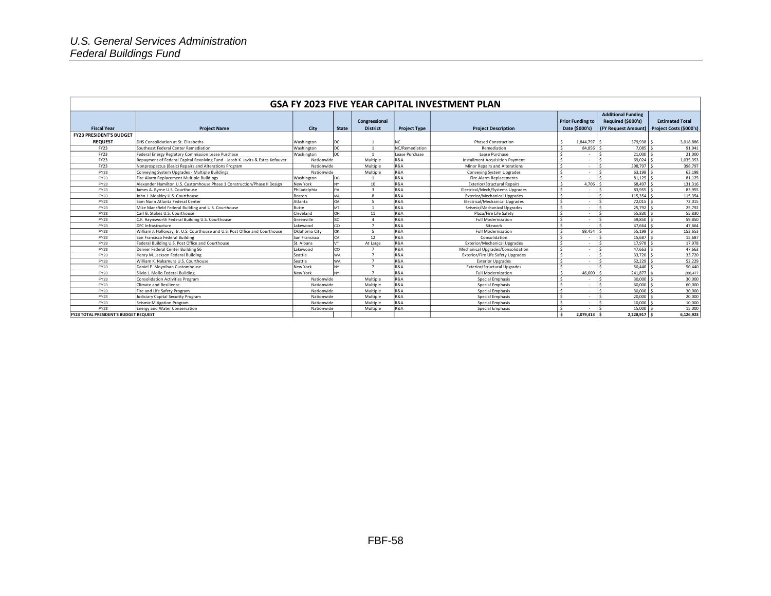## GSA FY 2023 FIVE YEAR CAPITAL INVESTMENT PLAN

| Fiscal Year | Project Name | City | State | Congressional District | Project Type | Project Description | Prior Funding to Date ($000's) | Additional Funding Required ($000's) (FY Request Amount) | Estimated Total Project Costs ($000's) |
|---|---|---|---|---|---|---|---|---|---|
| **FY23 PRESIDENT'S BUDGET REQUEST** | DHS Consolidation at St. Elizabeths | Washington | DC | 1 | NC | Phased Construction | $ 1,844,797 | $ 379,938 | $ 3,018,886 |
| FY23 | Southeast Federal Center Remediation | Washington | DC | 1 | NC/Remediation | Remediation | $ 84,856 | $ 7,085 | $ 91,941 |
| FY23 | Federal Energy Regulatory Commission Lease Purchase | Washington | DC | 1 | Lease Purchase | Lease Purchase | $ - | $ 21,000 | $ 21,000 |
| FY23 | Repayment of Federal Capital Revolving Fund - Jacob K. Javits & Estes Kefauver | Nationwide | | Multiple | R&A | Installment Acquisition Payment | $ - | $ 69,024 | $ 1,035,353 |
| FY23 | Nonprospectus (Basic) Repairs and Alterations Program | Nationwide | | Multiple | R&A | Minor Repairs and Alterations | $ - | $ 398,797 | $ 398,797 |
| FY23 | Conveying System Upgrades - Multiple Buildings | Nationwide | | Multiple | R&A | Conveying System Upgrades | $ - | $ 63,198 | $ 63,198 |
| FY23 | Fire Alarm Replacement Multiple Buildings | Washington | DC | 1 | R&A | Fire Alarm Replacements | $ - | $ 81,125 | $ 81,125 |
| FY23 | Alexander Hamilton U.S. Customhouse Phase 1 Construction/Phase II Design | New York | NY | 10 | R&A | Exterior/Structural Repairs | $ 4,706 | $ 68,497 | $ 131,316 |
| FY23 | James A. Byrne U.S. Courthouse | Philadelphia | PA | 3 | R&A | Electrical/Mech/Systems Upgrades | $ - | $ 83,955 | $ 83,955 |
| FY23 | John J. Moakley U.S. Courthouse | Boston | MA | 8 | R&A | Exterior/Mechanical Upgrades | $ - | $ 115,354 | $ 115,354 |
| FY23 | Sam Nunn Atlanta Federal Center | Atlanta | GA | 5 | R&A | Electrical/Mechanical Upgrades | $ - | $ 72,015 | $ 72,015 |
| FY23 | Mike Mansfield Federal Building and U.S. Courthouse | Butte | MT | 1 | R&A | Seismic/Mechanical Upgrades | $ - | $ 25,792 | $ 25,792 |
| FY23 | Carl B. Stokes U.S. Courthouse | Cleveland | OH | 11 | R&A | Plaza/Fire Life Safety | $ - | $ 55,830 | $ 55,830 |
| FY23 | C.F. Haynsworth Federal Building U.S. Courthouse | Greenville | SC | 4 | R&A | Full Modernization | $ - | $ 59,850 | $ 59,850 |
| FY23 | DFC Infrastructure | Lakewood | CO | 7 | R&A | Sitework | $ - | $ 47,664 | $ 47,664 |
| FY23 | William J. Holloway, Jr. U.S. Courthouse and U.S. Post Office and Courthouse | Oklahoma City | OK | 5 | R&A | Full Modernization | $ 98,454 | $ 55,199 | $ 153,653 |
| FY23 | San Francisco Federal Building | San Francisco | CA | 12 | R&A | Consolidation | $ - | $ 15,687 | $ 15,687 |
| FY23 | Federal Building U.S. Post Office and Courthouse | St. Albans | VT | At Large | R&A | Exterior/Mechanical Upgrades | $ - | $ 17,978 | $ 17,978 |
| FY23 | Denver Federal Center Building 56 | Lakewood | CO | 7 | R&A | Mechanical Upgrades/Consolidation | $ - | $ 47,663 | $ 47,663 |
| FY23 | Henry M. Jackson Federal Building | Seattle | WA | 7 | R&A | Exterior/Fire Life Safety Upgrades | $ - | $ 33,720 | $ 33,720 |
| FY23 | William K. Nakamura U.S. Courthouse | Seattle | WA | 7 | R&A | Exterior Upgrades | $ - | $ 52,229 | $ 52,229 |
| FY23 | Daniel P. Moynihan Customhouse | New York | NY | 7 | R&A | Exterior/Structural Upgrades | $ - | $ 50,440 | $ 50,440 |
| FY23 | Silvio J. Mollo Federal Building | New York | NY | 7 | R&A | Full Modernization | $ 46,600 | $ 241,877 | $ 288,477 |
| FY23 | Consolidation Activities Program | Nationwide | | Multiple | R&A | Special Emphasis | $ - | $ 30,000 | $ 30,000 |
| FY23 | Climate and Resilience | Nationwide | | Multiple | R&A | Special Emphasis | $ - | $ 60,000 | $ 60,000 |
| FY23 | Fire and Life Safety Program | Nationwide | | Multiple | R&A | Special Emphasis | $ - | $ 30,000 | $ 30,000 |
| FY23 | Judiciary Capital Security Program | Nationwide | | Multiple | R&A | Special Emphasis | $ - | $ 20,000 | $ 20,000 |
| FY23 | Seismic Mitigation Program | Nationwide | | Multiple | R&A | Special Emphasis | $ - | $ 10,000 | $ 10,000 |
| FY23 | Energy and Water Conservation | Nationwide | | Multiple | R&A | Special Emphasis | $ - | $ 15,000 | $ 15,000 |
| **FY23 TOTAL PRESIDENT'S BUDGET REQUEST** | | | | | | | **$ 2,079,413** | **$ 2,228,917** | **$ 6,126,923** |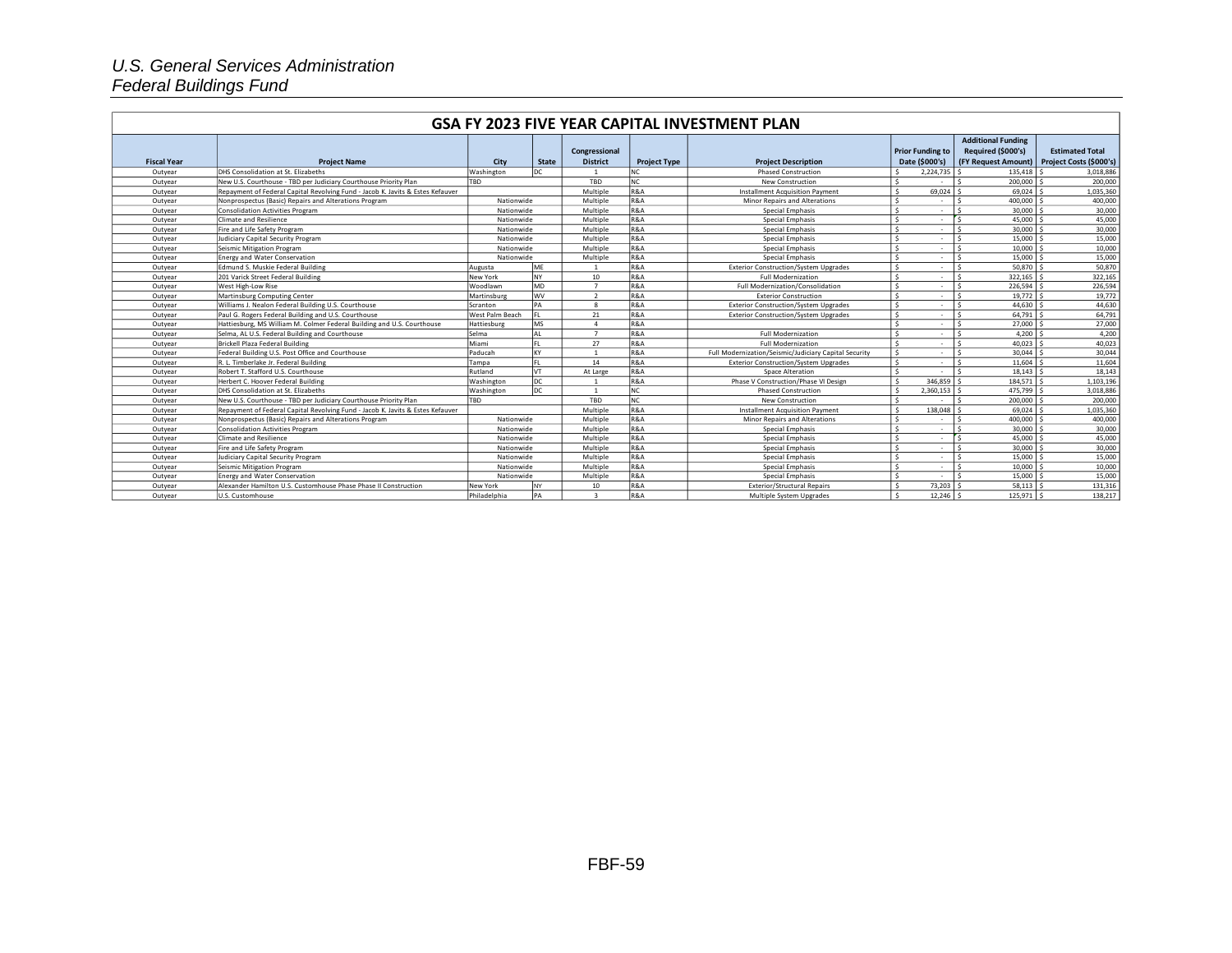U.S. General Services Administration
Federal Buildings Fund

## GSA FY 2023 FIVE YEAR CAPITAL INVESTMENT PLAN

| Fiscal Year | Project Name | City | State | Congressional District | Project Type | Project Description | Prior Funding to Date ($000's) | Additional Funding Required ($000's) (FY Request Amount) | Estimated Total Project Costs ($000's) |
|---|---|---|---|---|---|---|---|---|---|
| Outyear | DHS Consolidation at St. Elizabeths | Washington | DC | 1 | NC | Phased Construction | $ 2,224,735 | $ 135,418 | $ 3,018,886 |
| Outyear | New U.S. Courthouse - TBD per Judiciary Courthouse Priority Plan | TBD | | TBD | NC | New Construction | $ - | $ 200,000 | $ 200,000 |
| Outyear | Repayment of Federal Capital Revolving Fund - Jacob K. Javits & Estes Kefauver | | | Multiple | R&A | Installment Acquisition Payment | $ 69,024 | $ 69,024 | $ 1,035,360 |
| Outyear | Nonprospectus (Basic) Repairs and Alterations Program | Nationwide | | Multiple | R&A | Minor Repairs and Alterations | $ - | $ 400,000 | $ 400,000 |
| Outyear | Consolidation Activities Program | Nationwide | | Multiple | R&A | Special Emphasis | $ - | $ 30,000 | $ 30,000 |
| Outyear | Climate and Resilience | Nationwide | | Multiple | R&A | Special Emphasis | $ - | $ 45,000 | $ 45,000 |
| Outyear | Fire and Life Safety Program | Nationwide | | Multiple | R&A | Special Emphasis | $ - | $ 30,000 | $ 30,000 |
| Outyear | Judiciary Capital Security Program | Nationwide | | Multiple | R&A | Special Emphasis | $ - | $ 15,000 | $ 15,000 |
| Outyear | Seismic Mitigation Program | Nationwide | | Multiple | R&A | Special Emphasis | $ - | $ 10,000 | $ 10,000 |
| Outyear | Energy and Water Conservation | Nationwide | | Multiple | R&A | Special Emphasis | $ - | $ 15,000 | $ 15,000 |
| Outyear | Edmund S. Muskie Federal Building | Augusta | ME | 1 | R&A | Exterior Construction/System Upgrades | $ - | $ 50,870 | $ 50,870 |
| Outyear | 201 Varick Street Federal Building | New York | NY | 10 | R&A | Full Modernization | $ - | $ 322,165 | $ 322,165 |
| Outyear | West High-Low Rise | Woodlawn | MD | 7 | R&A | Full Modernization/Consolidation | $ - | $ 226,594 | $ 226,594 |
| Outyear | Martinsburg Computing Center | Martinsburg | WV | 2 | R&A | Exterior Construction | $ - | $ 19,772 | $ 19,772 |
| Outyear | Williams J. Nealon Federal Building U.S. Courthouse | Scranton | PA | 8 | R&A | Exterior Construction/System Upgrades | $ - | $ 44,630 | $ 44,630 |
| Outyear | Paul G. Rogers Federal Building and U.S. Courthouse | West Palm Beach | FL | 21 | R&A | Exterior Construction/System Upgrades | $ - | $ 64,791 | $ 64,791 |
| Outyear | Hattiesburg, MS William M. Colmer Federal Building and U.S. Courthouse | Hattiesburg | MS | 4 | R&A | | $ - | $ 27,000 | $ 27,000 |
| Outyear | Selma, AL U.S. Federal Building and Courthouse | Selma | AL | 7 | R&A | Full Modernization | $ - | $ 4,200 | $ 4,200 |
| Outyear | Brickell Plaza Federal Building | Miami | FL | 27 | R&A | Full Modernization | $ - | $ 40,023 | $ 40,023 |
| Outyear | Federal Building U.S. Post Office and Courthouse | Paducah | KY | 1 | R&A | Full Modernization/Seismic/Judiciary Capital Security | $ - | $ 30,044 | $ 30,044 |
| Outyear | R. L. Timberlake Jr. Federal Building | Tampa | FL | 14 | R&A | Exterior Construction/System Upgrades | $ - | $ 11,604 | $ 11,604 |
| Outyear | Robert T. Stafford U.S. Courthouse | Rutland | VT | At Large | R&A | Space Alteration | $ - | $ 18,143 | $ 18,143 |
| Outyear | Herbert C. Hoover Federal Building | Washington | DC | 1 | R&A | Phase V Construction/Phase VI Design | $ 346,859 | $ 184,571 | $ 1,103,196 |
| Outyear | DHS Consolidation at St. Elizabeths | Washington | DC | 1 | NC | Phased Construction | $ 2,360,153 | $ 475,799 | $ 3,018,886 |
| Outyear | New U.S. Courthouse - TBD per Judiciary Courthouse Priority Plan | TBD | | TBD | NC | New Construction | $ - | $ 200,000 | $ 200,000 |
| Outyear | Repayment of Federal Capital Revolving Fund - Jacob K. Javits & Estes Kefauver | | | Multiple | R&A | Installment Acquisition Payment | $ 138,048 | $ 69,024 | $ 1,035,360 |
| Outyear | Nonprospectus (Basic) Repairs and Alterations Program | Nationwide | | Multiple | R&A | Minor Repairs and Alterations | $ - | $ 400,000 | $ 400,000 |
| Outyear | Consolidation Activities Program | Nationwide | | Multiple | R&A | Special Emphasis | $ - | $ 30,000 | $ 30,000 |
| Outyear | Climate and Resilience | Nationwide | | Multiple | R&A | Special Emphasis | $ - | $ 45,000 | $ 45,000 |
| Outyear | Fire and Life Safety Program | Nationwide | | Multiple | R&A | Special Emphasis | $ - | $ 30,000 | $ 30,000 |
| Outyear | Judiciary Capital Security Program | Nationwide | | Multiple | R&A | Special Emphasis | $ - | $ 15,000 | $ 15,000 |
| Outyear | Seismic Mitigation Program | Nationwide | | Multiple | R&A | Special Emphasis | $ - | $ 10,000 | $ 10,000 |
| Outyear | Energy and Water Conservation | Nationwide | | Multiple | R&A | Special Emphasis | $ - | $ 15,000 | $ 15,000 |
| Outyear | Alexander Hamilton U.S. Customhouse Phase Phase II Construction | New York | NY | 10 | R&A | Exterior/Structural Repairs | $ 73,203 | $ 58,113 | $ 131,316 |
| Outyear | U.S. Customhouse | Philadelphia | PA | 3 | R&A | Multiple System Upgrades | $ 12,246 | $ 125,971 | $ 138,217 |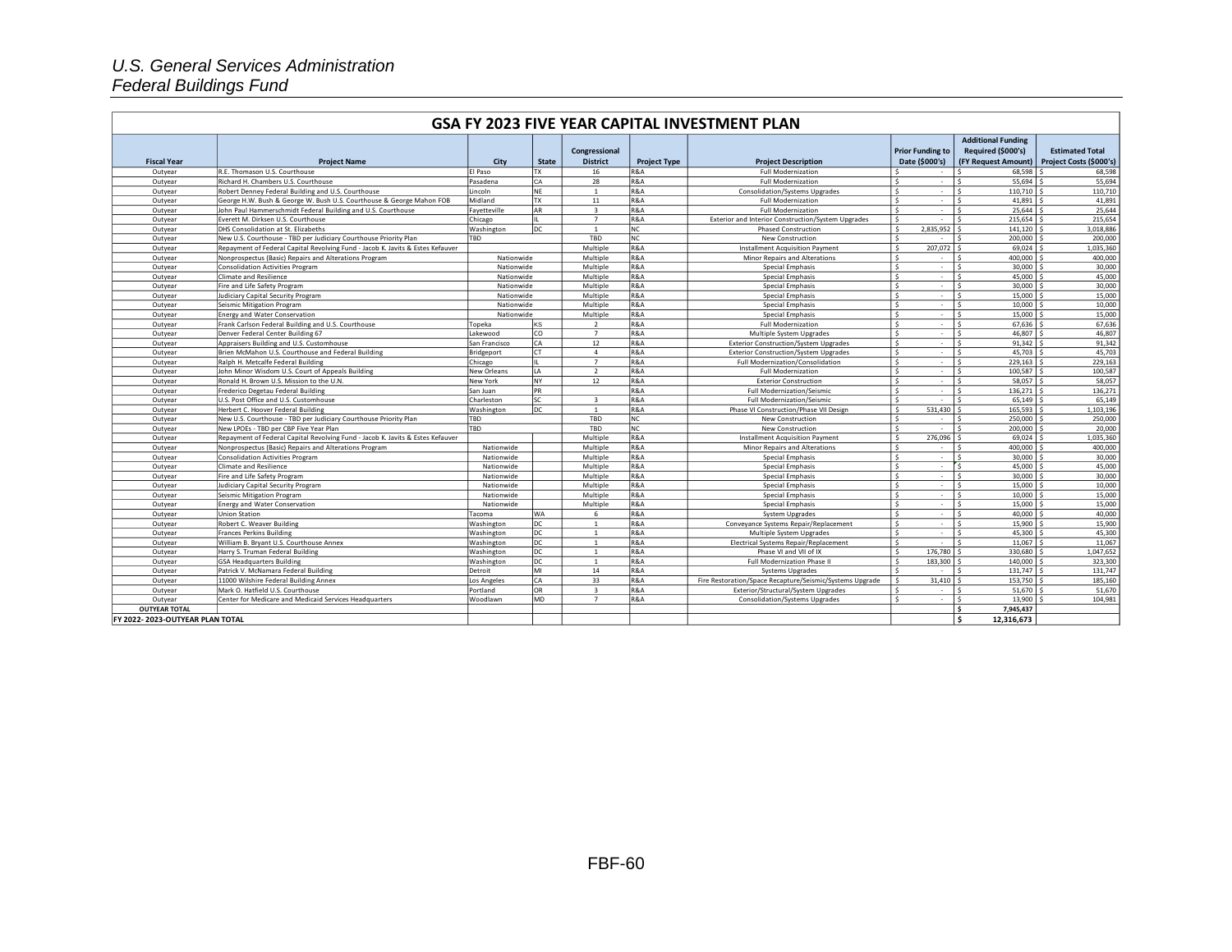*U.S. General Services Administration*
*Federal Buildings Fund*

## GSA FY 2023 FIVE YEAR CAPITAL INVESTMENT PLAN

| Fiscal Year | Project Name | City | State | Congressional District | Project Type | Project Description | Prior Funding to Date ($000's) | Additional Funding Required ($000's) (FY Request Amount) | Estimated Total Project Costs ($000's) |
|---|---|---|---|---|---|---|---|---|---|
| Outyear | R.E. Thomason U.S. Courthouse | El Paso | TX | 16 | R&A | Full Modernization | $ - | $ 68,598 | $ 68,598 |
| Outyear | Richard H. Chambers U.S. Courthouse | Pasadena | CA | 28 | R&A | Full Modernization | $ - | $ 55,694 | $ 55,694 |
| Outyear | Robert Denney Federal Building and U.S. Courthouse | Lincoln | NE | 1 | R&A | Consolidation/Systems Upgrades | $ - | $ 110,710 | $ 110,710 |
| Outyear | George H.W. Bush & George W. Bush U.S. Courthouse & George Mahon FOB | Midland | TX | 11 | R&A | Full Modernization | $ - | $ 41,891 | $ 41,891 |
| Outyear | John Paul Hammerschmidt Federal Building and U.S. Courthouse | Fayetteville | AR | 3 | R&A | Full Modernization | $ - | $ 25,644 | $ 25,644 |
| Outyear | Everett M. Dirksen U.S. Courthouse | Chicago | IL | 7 | R&A | Exterior and Interior Construction/System Upgrades | $ - | $ 215,654 | $ 215,654 |
| Outyear | DHS Consolidation at St. Elizabeths | Washington | DC | 1 | NC | Phased Construction | $ 2,835,952 | $ 141,120 | $ 3,018,886 |
| Outyear | New U.S. Courthouse - TBD per Judiciary Courthouse Priority Plan | TBD | | TBD | NC | New Construction | $ - | $ 200,000 | $ 200,000 |
| Outyear | Repayment of Federal Capital Revolving Fund - Jacob K. Javits & Estes Kefauver | | | Multiple | R&A | Installment Acquisition Payment | $ 207,072 | $ 69,024 | $ 1,035,360 |
| Outyear | Nonprospectus (Basic) Repairs and Alterations Program | Nationwide | | Multiple | R&A | Minor Repairs and Alterations | $ - | $ 400,000 | $ 400,000 |
| Outyear | Consolidation Activities Program | Nationwide | | Multiple | R&A | Special Emphasis | $ - | $ 30,000 | $ 30,000 |
| Outyear | Climate and Resilience | Nationwide | | Multiple | R&A | Special Emphasis | $ - | $ 45,000 | $ 45,000 |
| Outyear | Fire and Life Safety Program | Nationwide | | Multiple | R&A | Special Emphasis | $ - | $ 30,000 | $ 30,000 |
| Outyear | Judiciary Capital Security Program | Nationwide | | Multiple | R&A | Special Emphasis | $ - | $ 15,000 | $ 15,000 |
| Outyear | Seismic Mitigation Program | Nationwide | | Multiple | R&A | Special Emphasis | $ - | $ 10,000 | $ 10,000 |
| Outyear | Energy and Water Conservation | Nationwide | | Multiple | R&A | Special Emphasis | $ - | $ 15,000 | $ 15,000 |
| Outyear | Frank Carlson Federal Building and U.S. Courthouse | Topeka | KS | 2 | R&A | Full Modernization | $ - | $ 67,636 | $ 67,636 |
| Outyear | Denver Federal Center Building 67 | Lakewood | CO | 7 | R&A | Multiple System Upgrades | $ - | $ 46,807 | $ 46,807 |
| Outyear | Appraisers Building and U.S. Customhouse | San Francisco | CA | 12 | R&A | Exterior Construction/System Upgrades | $ - | $ 91,342 | $ 91,342 |
| Outyear | Brien McMahon U.S. Courthouse and Federal Building | Bridgeport | CT | 4 | R&A | Exterior Construction/System Upgrades | $ - | $ 45,703 | $ 45,703 |
| Outyear | Ralph H. Metcalfe Federal Building | Chicago | IL | 7 | R&A | Full Modernization/Consolidation | $ - | $ 229,163 | $ 229,163 |
| Outyear | John Minor Wisdom U.S. Court of Appeals Building | New Orleans | LA | 2 | R&A | Full Modernization | $ - | $ 100,587 | $ 100,587 |
| Outyear | Ronald H. Brown U.S. Mission to the U.N. | New York | NY | 12 | R&A | Exterior Construction | $ - | $ 58,057 | $ 58,057 |
| Outyear | Frederico Degetau Federal Building | San Juan | PR | | R&A | Full Modernization/Seismic | $ - | $ 136,271 | $ 136,271 |
| Outyear | U.S. Post Office and U.S. Customhouse | Charleston | SC | 3 | R&A | Full Modernization/Seismic | $ - | $ 65,149 | $ 65,149 |
| Outyear | Herbert C. Hoover Federal Building | Washington | DC | 1 | R&A | Phase VI Construction/Phase VII Design | $ 531,430 | $ 165,593 | $ 1,103,196 |
| Outyear | New U.S. Courthouse - TBD per Judiciary Courthouse Priority Plan | TBD | | TBD | NC | New Construction | $ - | $ 250,000 | $ 250,000 |
| Outyear | New LPOEs - TBD per CBP Five Year Plan | TBD | | TBD | NC | New Construction | $ - | $ 200,000 | $ 20,000 |
| Outyear | Repayment of Federal Capital Revolving Fund - Jacob K. Javits & Estes Kefauver | | | Multiple | R&A | Installment Acquisition Payment | $ 276,096 | $ 69,024 | $ 1,035,360 |
| Outyear | Nonprospectus (Basic) Repairs and Alterations Program | Nationwide | | Multiple | R&A | Minor Repairs and Alterations | $ - | $ 400,000 | $ 400,000 |
| Outyear | Consolidation Activities Program | Nationwide | | Multiple | R&A | Special Emphasis | $ - | $ 30,000 | $ 30,000 |
| Outyear | Climate and Resilience | Nationwide | | Multiple | R&A | Special Emphasis | $ - | $ 45,000 | $ 45,000 |
| Outyear | Fire and Life Safety Program | Nationwide | | Multiple | R&A | Special Emphasis | $ - | $ 30,000 | $ 30,000 |
| Outyear | Judiciary Capital Security Program | Nationwide | | Multiple | R&A | Special Emphasis | $ - | $ 15,000 | $ 10,000 |
| Outyear | Seismic Mitigation Program | Nationwide | | Multiple | R&A | Special Emphasis | $ - | $ 10,000 | $ 15,000 |
| Outyear | Energy and Water Conservation | Nationwide | | Multiple | R&A | Special Emphasis | $ - | $ 15,000 | $ 15,000 |
| Outyear | Union Station | Tacoma | WA | 6 | R&A | System Upgrades | $ - | $ 40,000 | $ 40,000 |
| Outyear | Robert C. Weaver Building | Washington | DC | 1 | R&A | Conveyance Systems Repair/Replacement | $ - | $ 15,900 | $ 15,900 |
| Outyear | Frances Perkins Building | Washington | DC | 1 | R&A | Multiple System Upgrades | $ - | $ 45,300 | $ 45,300 |
| Outyear | William B. Bryant U.S. Courthouse Annex | Washington | DC | 1 | R&A | Electrical Systems Repair/Replacement | $ - | $ 11,067 | $ 11,067 |
| Outyear | Harry S. Truman Federal Building | Washington | DC | 1 | R&A | Phase VI and VII of IX | $ 176,780 | $ 330,680 | $ 1,047,652 |
| Outyear | GSA Headquarters Building | Washington | DC | 1 | R&A | Full Modernization Phase II | $ 183,300 | $ 140,000 | $ 323,300 |
| Outyear | Patrick V. McNamara Federal Building | Detroit | MI | 14 | R&A | Systems Upgrades | $ - | $ 131,747 | $ 131,747 |
| Outyear | 11000 Wilshire Federal Building Annex | Los Angeles | CA | 33 | R&A | Fire Restoration/Space Recapture/Seismic/Systems Upgrade | $ 31,410 | $ 153,750 | $ 185,160 |
| Outyear | Mark O. Hatfield U.S. Courthouse | Portland | OR | 3 | R&A | Exterior/Structural/System Upgrades | $ - | $ 51,670 | $ 51,670 |
| Outyear | Center for Medicare and Medicaid Services Headquarters | Woodlawn | MD | 7 | R&A | Consolidation/Systems Upgrades | $ - | $ 13,900 | $ 104,981 |
| **OUTYEAR TOTAL** | | | | | | | | **$ 7,945,437** | |
| **FY 2022- 2023-OUTYEAR PLAN TOTAL** | | | | | | | | **$ 12,316,673** | |